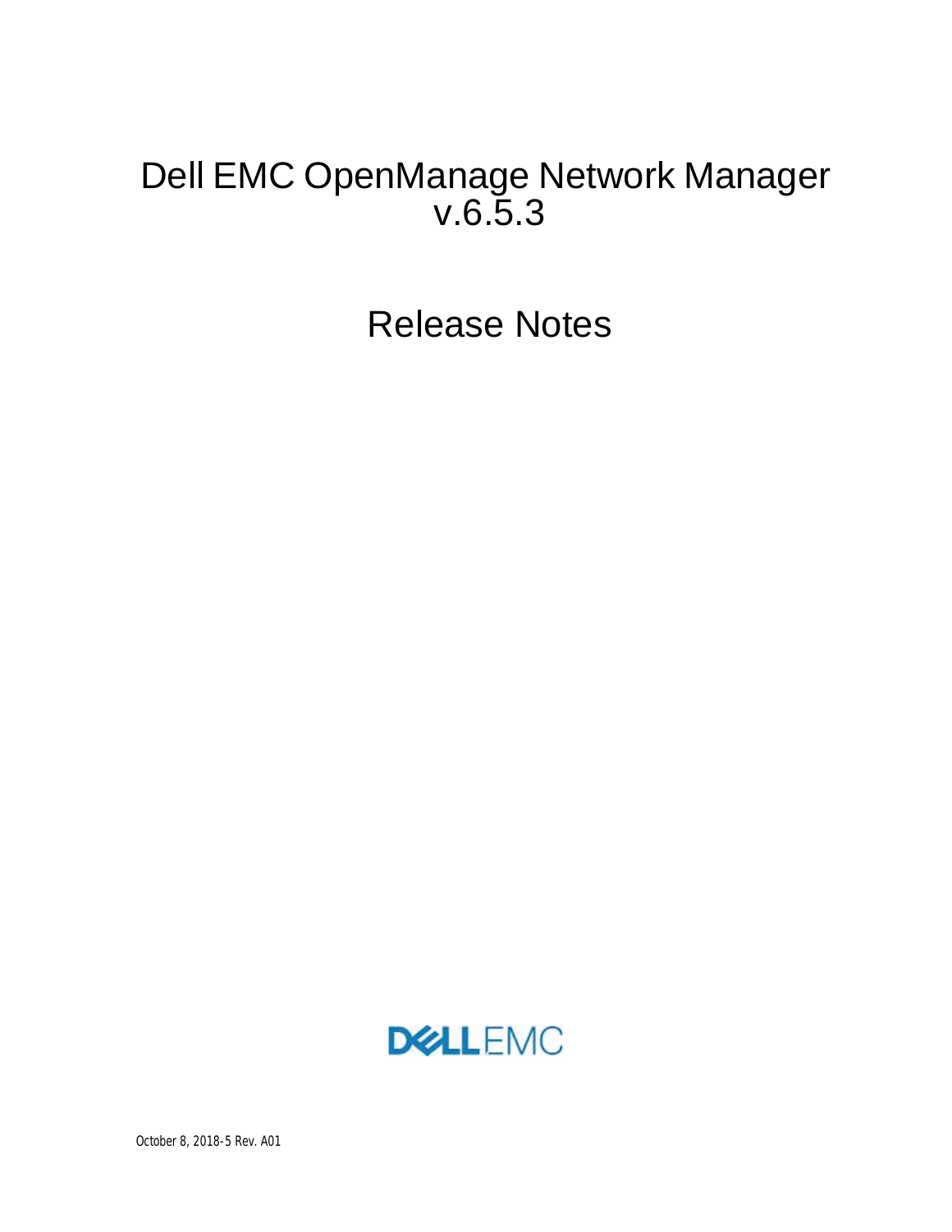# Dell EMC OpenManage Network Manager v.6.5.3

# Release Notes

DELL EMC

October 8, 2018-5 Rev. A01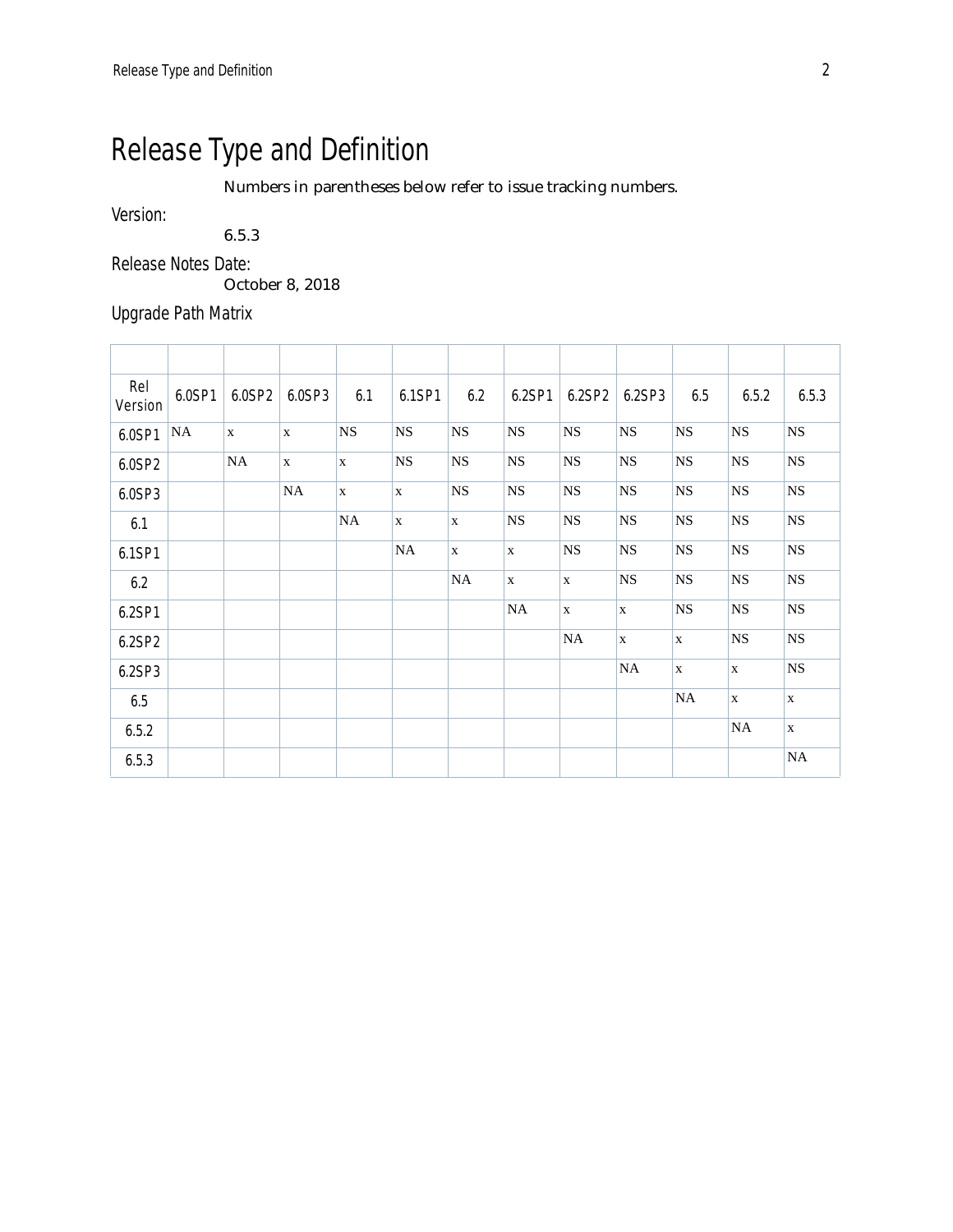# Release Type and Definition

Numbers in parentheses below refer to issue tracking numbers.

Version:

6.5.3

Release Notes Date:

October 8, 2018

Upgrade Path Matrix

| | | | | | | | | | | | | |
|---|---|---|---|---|---|---|---|---|---|---|---|---|
| Rel Version | 6.0SP1 | 6.0SP2 | 6.0SP3 | 6.1 | 6.1SP1 | 6.2 | 6.2SP1 | 6.2SP2 | 6.2SP3 | 6.5 | 6.5.2 | 6.5.3 |
| 6.0SP1 | NA | x | x | NS | NS | NS | NS | NS | NS | NS | NS | NS |
| 6.0SP2 | | NA | x | x | NS | NS | NS | NS | NS | NS | NS | NS |
| 6.0SP3 | | | NA | x | x | NS | NS | NS | NS | NS | NS | NS |
| 6.1 | | | | NA | x | x | NS | NS | NS | NS | NS | NS |
| 6.1SP1 | | | | | NA | x | x | NS | NS | NS | NS | NS |
| 6.2 | | | | | | NA | x | x | NS | NS | NS | NS |
| 6.2SP1 | | | | | | | NA | x | x | NS | NS | NS |
| 6.2SP2 | | | | | | | | NA | x | x | NS | NS |
| 6.2SP3 | | | | | | | | | NA | x | x | NS |
| 6.5 | | | | | | | | | | NA | x | x |
| 6.5.2 | | | | | | | | | | | NA | x |
| 6.5.3 | | | | | | | | | | | | NA |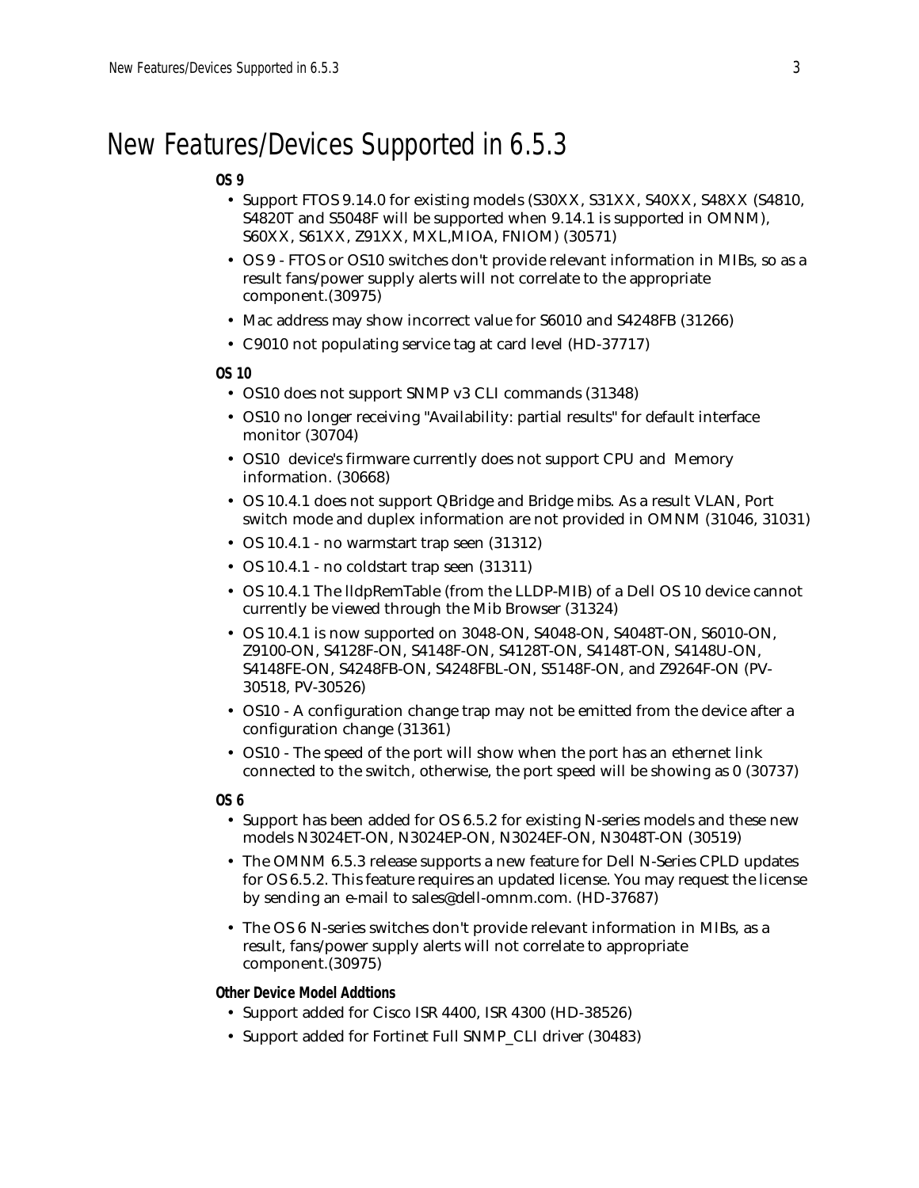# New Features/Devices Supported in 6.5.3

**OS 9**

- Support FTOS 9.14.0 for existing models (S30XX, S31XX, S40XX, S48XX (S4810, S4820T and S5048F will be supported when 9.14.1 is supported in OMNM), S60XX, S61XX, Z91XX, MXL,MIOA, FNIOM) (30571)
- OS 9 - FTOS or OS10 switches don't provide relevant information in MIBs, so as a result fans/power supply alerts will not correlate to the appropriate component.(30975)
- Mac address may show incorrect value for S6010 and S4248FB (31266)
- C9010 not populating service tag at card level (HD-37717)

**OS 10**

- OS10 does not support SNMP v3 CLI commands (31348)
- OS10 no longer receiving "Availability: partial results" for default interface monitor (30704)
- OS10 device's firmware currently does not support CPU and Memory information. (30668)
- OS 10.4.1 does not support QBridge and Bridge mibs. As a result VLAN, Port switch mode and duplex information are not provided in OMNM (31046, 31031)
- OS 10.4.1 - no warmstart trap seen (31312)
- OS 10.4.1 - no coldstart trap seen (31311)
- OS 10.4.1 The lldpRemTable (from the LLDP-MIB) of a Dell OS 10 device cannot currently be viewed through the Mib Browser (31324)
- OS 10.4.1 is now supported on 3048-ON, S4048-ON, S4048T-ON, S6010-ON, Z9100-ON, S4128F-ON, S4148F-ON, S4128T-ON, S4148T-ON, S4148U-ON, S4148FE-ON, S4248FB-ON, S4248FBL-ON, S5148F-ON, and Z9264F-ON (PV-30518, PV-30526)
- OS10 - A configuration change trap may not be emitted from the device after a configuration change (31361)
- OS10 - The speed of the port will show when the port has an ethernet link connected to the switch, otherwise, the port speed will be showing as 0 (30737)

**OS 6**

- Support has been added for OS 6.5.2 for existing N-series models and these new models N3024ET-ON, N3024EP-ON, N3024EF-ON, N3048T-ON (30519)
- The OMNM 6.5.3 release supports a new feature for Dell N-Series CPLD updates for OS 6.5.2. This feature requires an updated license. You may request the license by sending an e-mail to sales@dell-omnm.com. (HD-37687)
- The OS 6 N-series switches don't provide relevant information in MIBs, as a result, fans/power supply alerts will not correlate to appropriate component.(30975)

**Other Device Model Addtions**

- Support added for Cisco ISR 4400, ISR 4300 (HD-38526)
- Support added for Fortinet Full SNMP_CLI driver (30483)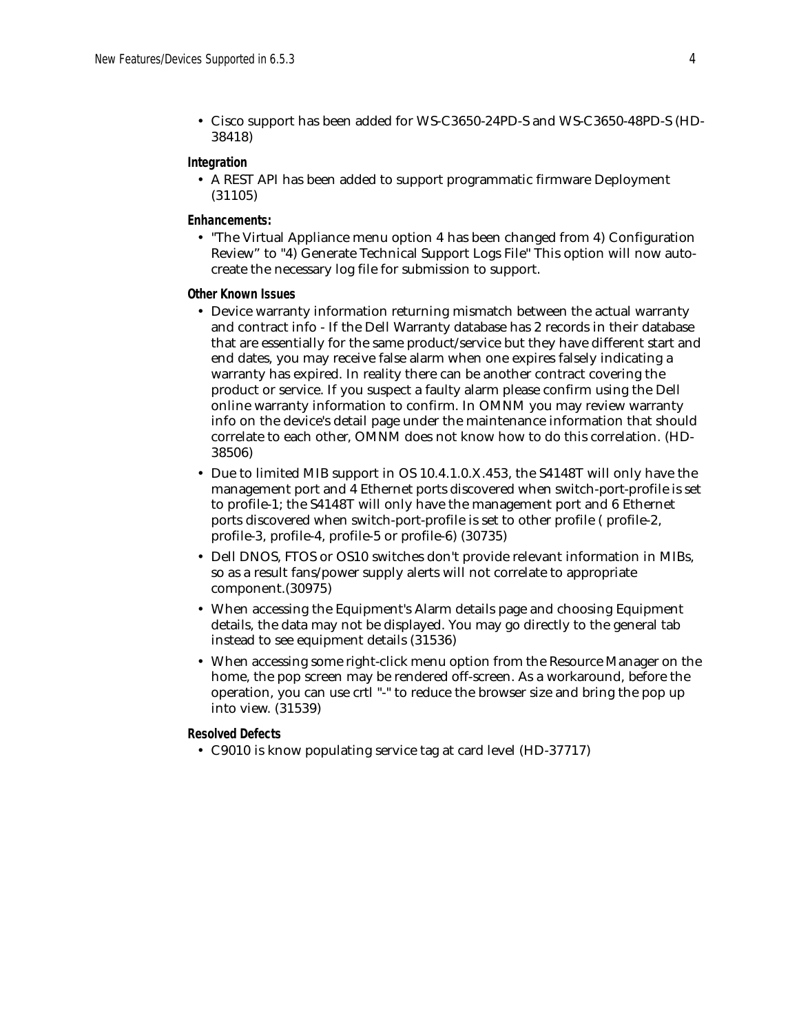- Cisco support has been added for WS-C3650-24PD-S and WS-C3650-48PD-S (HD-38418)

**Integration**

- A REST API has been added to support programmatic firmware Deployment (31105)

**Enhancements:**

- "The Virtual Appliance menu option 4 has been changed from 4) Configuration Review” to "4) Generate Technical Support Logs File" This option will now auto-create the necessary log file for submission to support.

**Other Known Issues**

- Device warranty information returning mismatch between the actual warranty and contract info - If the Dell Warranty database has 2 records in their database that are essentially for the same product/service but they have different start and end dates, you may receive false alarm when one expires falsely indicating a warranty has expired. In reality there can be another contract covering the product or service. If you suspect a faulty alarm please confirm using the Dell online warranty information to confirm. In OMNM you may review warranty info on the device's detail page under the maintenance information that should correlate to each other, OMNM does not know how to do this correlation. (HD-38506)
- Due to limited MIB support in OS 10.4.1.0.X.453, the S4148T will only have the management port and 4 Ethernet ports discovered when switch-port-profile is set to profile-1; the S4148T will only have the management port and 6 Ethernet ports discovered when switch-port-profile is set to other profile ( profile-2, profile-3, profile-4, profile-5 or profile-6) (30735)
- Dell DNOS, FTOS or OS10 switches don't provide relevant information in MIBs, so as a result fans/power supply alerts will not correlate to appropriate component.(30975)
- When accessing the Equipment's Alarm details page and choosing Equipment details, the data may not be displayed. You may go directly to the general tab instead to see equipment details (31536)
- When accessing some right-click menu option from the Resource Manager on the home, the pop screen may be rendered off-screen. As a workaround, before the operation, you can use crtl "-" to reduce the browser size and bring the pop up into view. (31539)

**Resolved Defects**

- C9010 is know populating service tag at card level (HD-37717)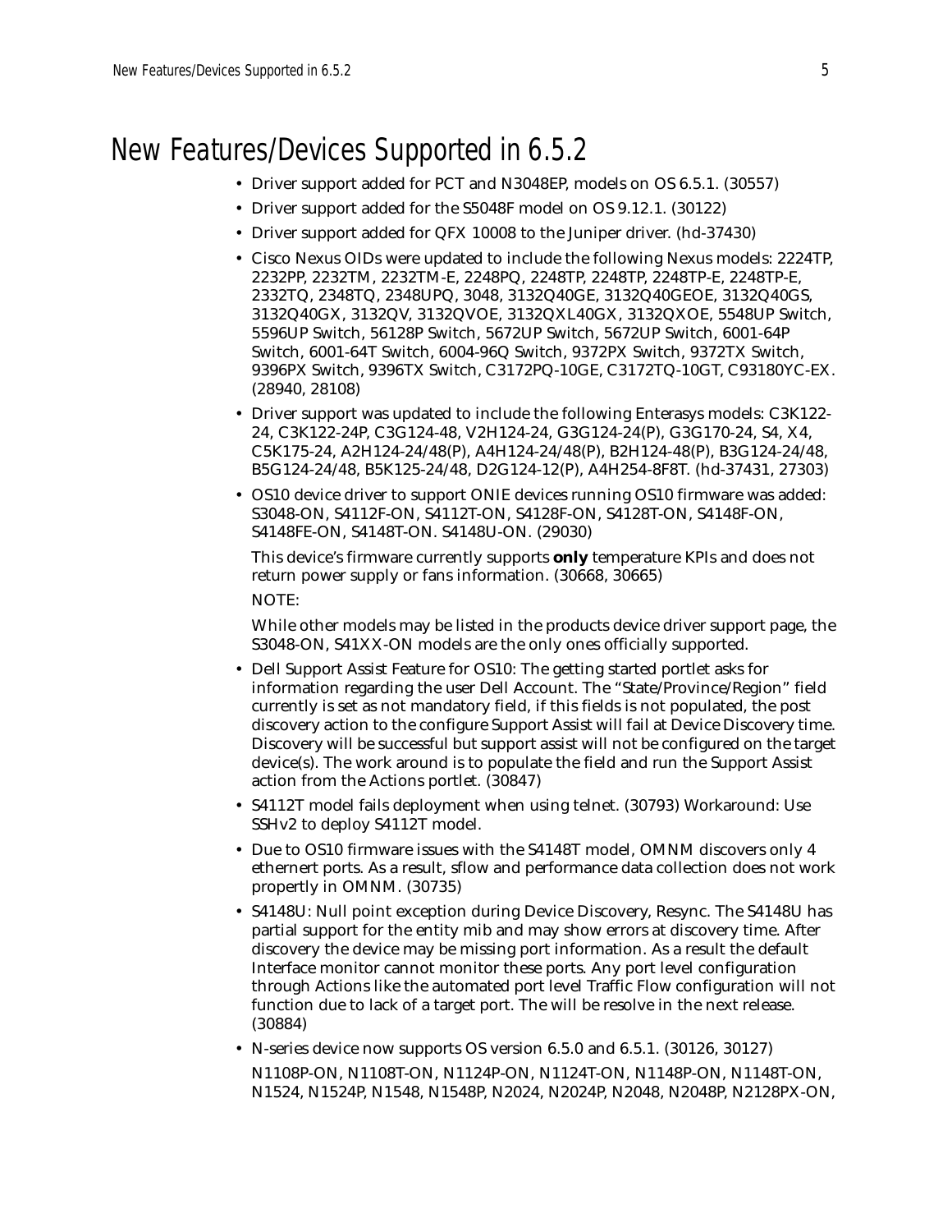# New Features/Devices Supported in 6.5.2

- Driver support added for PCT and N3048EP, models on OS 6.5.1. (30557)
- Driver support added for the S5048F model on OS 9.12.1. (30122)
- Driver support added for QFX 10008 to the Juniper driver. (hd-37430)
- Cisco Nexus OIDs were updated to include the following Nexus models: 2224TP, 2232PP, 2232TM, 2232TM-E, 2248PQ, 2248TP, 2248TP, 2248TP-E, 2248TP-E, 2332TQ, 2348TQ, 2348UPQ, 3048, 3132Q40GE, 3132Q40GEOE, 3132Q40GS, 3132Q40GX, 3132QV, 3132QVOE, 3132QXL40GX, 3132QXOE, 5548UP Switch, 5596UP Switch, 56128P Switch, 5672UP Switch, 5672UP Switch, 6001-64P Switch, 6001-64T Switch, 6004-96Q Switch, 9372PX Switch, 9372TX Switch, 9396PX Switch, 9396TX Switch, C3172PQ-10GE, C3172TQ-10GT, C93180YC-EX. (28940, 28108)
- Driver support was updated to include the following Enterasys models: C3K122-24, C3K122-24P, C3G124-48, V2H124-24, G3G124-24(P), G3G170-24, S4, X4, C5K175-24, A2H124-24/48(P), A4H124-24/48(P), B2H124-48(P), B3G124-24/48, B5G124-24/48, B5K125-24/48, D2G124-12(P), A4H254-8F8T. (hd-37431, 27303)
- OS10 device driver to support ONIE devices running OS10 firmware was added: S3048-ON, S4112F-ON, S4112T-ON, S4128F-ON, S4128T-ON, S4148F-ON, S4148FE-ON, S4148T-ON. S4148U-ON. (29030)

  This device's firmware currently supports **only** temperature KPIs and does not return power supply or fans information. (30668, 30665)

  NOTE:

  While other models may be listed in the products device driver support page, the S3048-ON, S41XX-ON models are the only ones officially supported.
- Dell Support Assist Feature for OS10: The getting started portlet asks for information regarding the user Dell Account. The "State/Province/Region" field currently is set as not mandatory field, if this fields is not populated, the post discovery action to the configure Support Assist will fail at Device Discovery time. Discovery will be successful but support assist will not be configured on the target device(s). The work around is to populate the field and run the Support Assist action from the Actions portlet. (30847)
- S4112T model fails deployment when using telnet. (30793) Workaround: Use SSHv2 to deploy S4112T model.
- Due to OS10 firmware issues with the S4148T model, OMNM discovers only 4 ethernert ports. As a result, sflow and performance data collection does not work propertly in OMNM. (30735)
- S4148U: Null point exception during Device Discovery, Resync. The S4148U has partial support for the entity mib and may show errors at discovery time. After discovery the device may be missing port information. As a result the default Interface monitor cannot monitor these ports. Any port level configuration through Actions like the automated port level Traffic Flow configuration will not function due to lack of a target port. The will be resolve in the next release. (30884)
- N-series device now supports OS version 6.5.0 and 6.5.1. (30126, 30127)

  N1108P-ON, N1108T-ON, N1124P-ON, N1124T-ON, N1148P-ON, N1148T-ON, N1524, N1524P, N1548, N1548P, N2024, N2024P, N2048, N2048P, N2128PX-ON,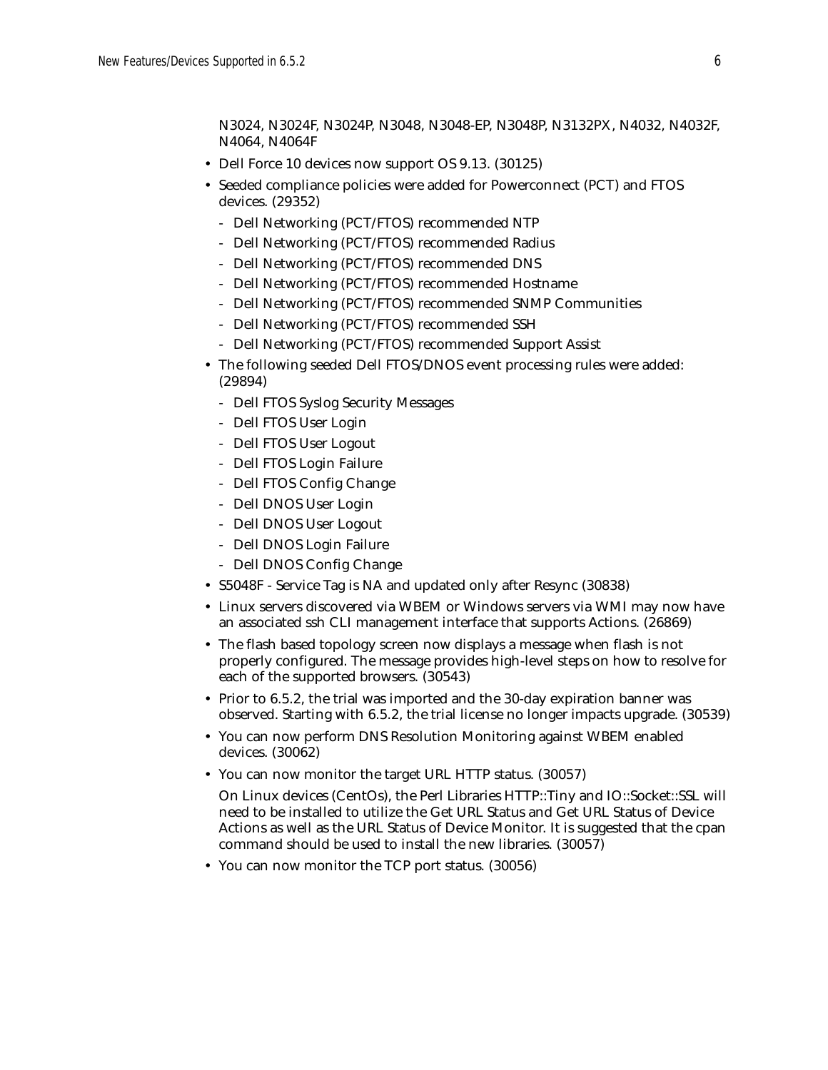N3024, N3024F, N3024P, N3048, N3048-EP, N3048P, N3132PX, N4032, N4032F, N4064, N4064F

- Dell Force 10 devices now support OS 9.13. (30125)
- Seeded compliance policies were added for Powerconnect (PCT) and FTOS devices. (29352)
  - Dell Networking (PCT/FTOS) recommended NTP
  - Dell Networking (PCT/FTOS) recommended Radius
  - Dell Networking (PCT/FTOS) recommended DNS
  - Dell Networking (PCT/FTOS) recommended Hostname
  - Dell Networking (PCT/FTOS) recommended SNMP Communities
  - Dell Networking (PCT/FTOS) recommended SSH
  - Dell Networking (PCT/FTOS) recommended Support Assist
- The following seeded Dell FTOS/DNOS event processing rules were added: (29894)
  - Dell FTOS Syslog Security Messages
  - Dell FTOS User Login
  - Dell FTOS User Logout
  - Dell FTOS Login Failure
  - Dell FTOS Config Change
  - Dell DNOS User Login
  - Dell DNOS User Logout
  - Dell DNOS Login Failure
  - Dell DNOS Config Change
- S5048F - Service Tag is NA and updated only after Resync (30838)
- Linux servers discovered via WBEM or Windows servers via WMI may now have an associated ssh CLI management interface that supports Actions. (26869)
- The flash based topology screen now displays a message when flash is not properly configured. The message provides high-level steps on how to resolve for each of the supported browsers. (30543)
- Prior to 6.5.2, the trial was imported and the 30-day expiration banner was observed. Starting with 6.5.2, the trial license no longer impacts upgrade. (30539)
- You can now perform DNS Resolution Monitoring against WBEM enabled devices. (30062)
- You can now monitor the target URL HTTP status. (30057)

  On Linux devices (CentOs), the Perl Libraries HTTP::Tiny and IO::Socket::SSL will need to be installed to utilize the Get URL Status and Get URL Status of Device Actions as well as the URL Status of Device Monitor. It is suggested that the cpan command should be used to install the new libraries. (30057)
- You can now monitor the TCP port status. (30056)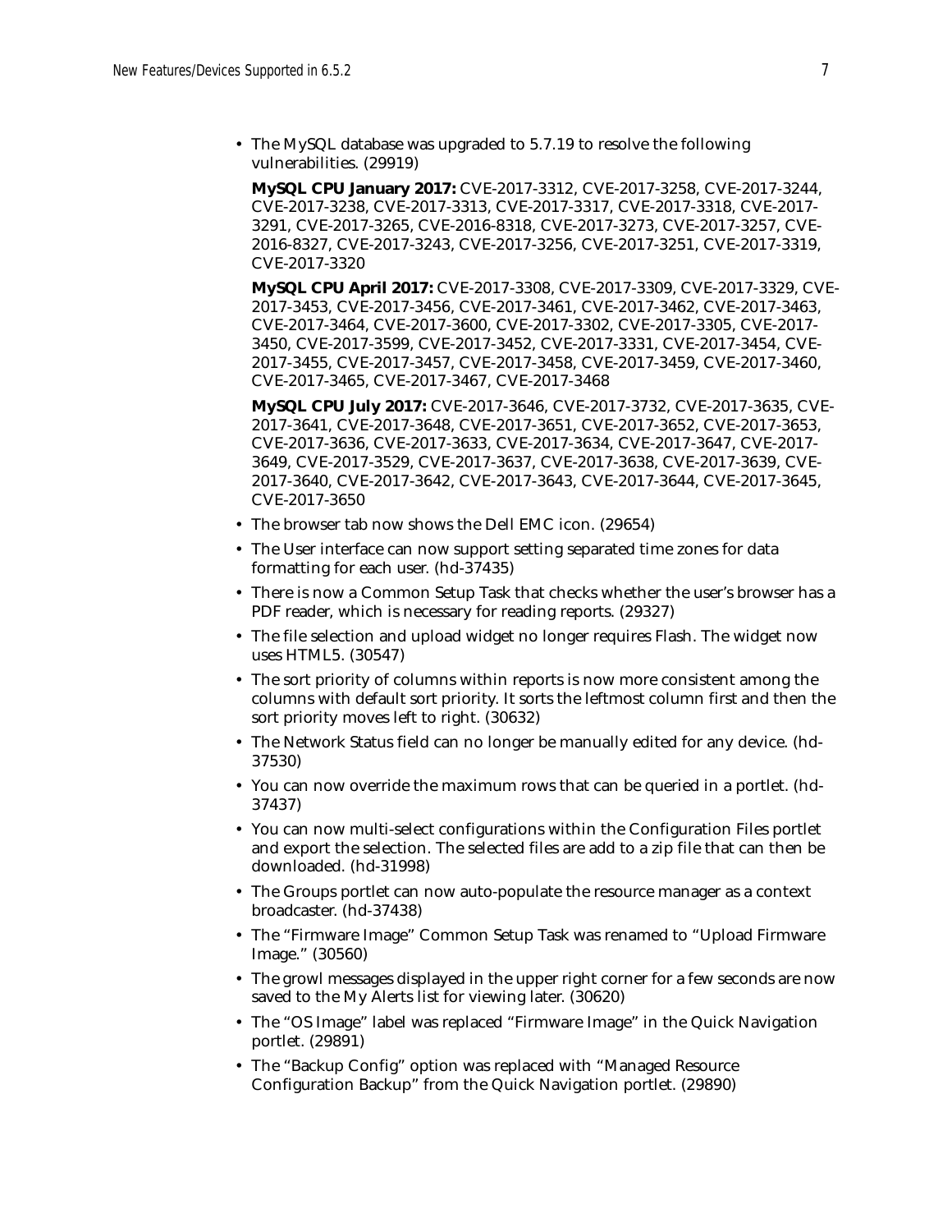- The MySQL database was upgraded to 5.7.19 to resolve the following vulnerabilities. (29919)

  **MySQL CPU January 2017:** CVE-2017-3312, CVE-2017-3258, CVE-2017-3244, CVE-2017-3238, CVE-2017-3313, CVE-2017-3317, CVE-2017-3318, CVE-2017-3291, CVE-2017-3265, CVE-2016-8318, CVE-2017-3273, CVE-2017-3257, CVE-2016-8327, CVE-2017-3243, CVE-2017-3256, CVE-2017-3251, CVE-2017-3319, CVE-2017-3320

  **MySQL CPU April 2017:** CVE-2017-3308, CVE-2017-3309, CVE-2017-3329, CVE-2017-3453, CVE-2017-3456, CVE-2017-3461, CVE-2017-3462, CVE-2017-3463, CVE-2017-3464, CVE-2017-3600, CVE-2017-3302, CVE-2017-3305, CVE-2017-3450, CVE-2017-3599, CVE-2017-3452, CVE-2017-3331, CVE-2017-3454, CVE-2017-3455, CVE-2017-3457, CVE-2017-3458, CVE-2017-3459, CVE-2017-3460, CVE-2017-3465, CVE-2017-3467, CVE-2017-3468

  **MySQL CPU July 2017:** CVE-2017-3646, CVE-2017-3732, CVE-2017-3635, CVE-2017-3641, CVE-2017-3648, CVE-2017-3651, CVE-2017-3652, CVE-2017-3653, CVE-2017-3636, CVE-2017-3633, CVE-2017-3634, CVE-2017-3647, CVE-2017-3649, CVE-2017-3529, CVE-2017-3637, CVE-2017-3638, CVE-2017-3639, CVE-2017-3640, CVE-2017-3642, CVE-2017-3643, CVE-2017-3644, CVE-2017-3645, CVE-2017-3650

- The browser tab now shows the Dell EMC icon. (29654)
- The User interface can now support setting separated time zones for data formatting for each user. (hd-37435)
- There is now a Common Setup Task that checks whether the user's browser has a PDF reader, which is necessary for reading reports. (29327)
- The file selection and upload widget no longer requires Flash. The widget now uses HTML5. (30547)
- The sort priority of columns within reports is now more consistent among the columns with default sort priority. It sorts the leftmost column first and then the sort priority moves left to right. (30632)
- The Network Status field can no longer be manually edited for any device. (hd-37530)
- You can now override the maximum rows that can be queried in a portlet. (hd-37437)
- You can now multi-select configurations within the Configuration Files portlet and export the selection. The selected files are add to a zip file that can then be downloaded. (hd-31998)
- The Groups portlet can now auto-populate the resource manager as a context broadcaster. (hd-37438)
- The "Firmware Image" Common Setup Task was renamed to "Upload Firmware Image." (30560)
- The growl messages displayed in the upper right corner for a few seconds are now saved to the My Alerts list for viewing later. (30620)
- The "OS Image" label was replaced "Firmware Image" in the Quick Navigation portlet. (29891)
- The "Backup Config" option was replaced with "Managed Resource Configuration Backup" from the Quick Navigation portlet. (29890)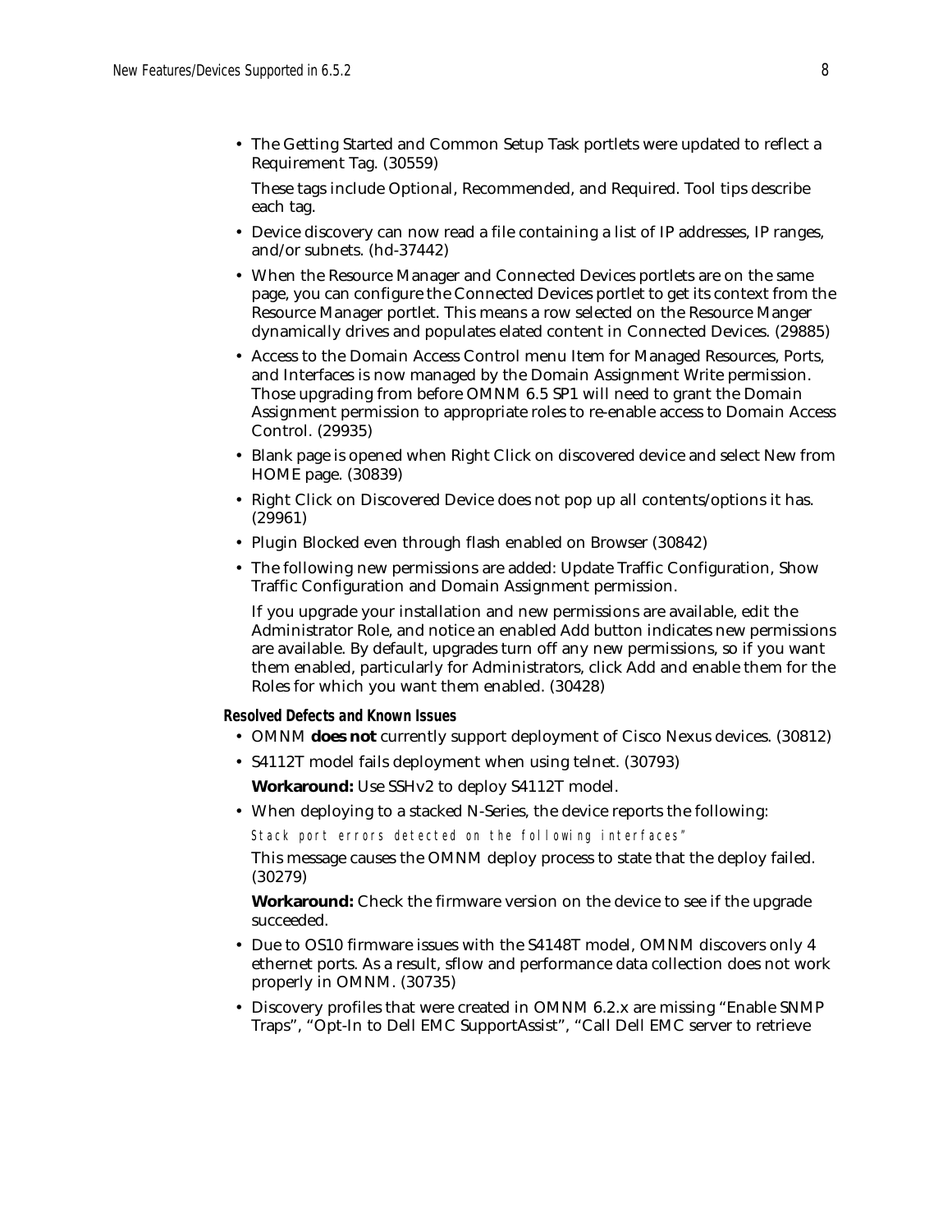- The Getting Started and Common Setup Task portlets were updated to reflect a Requirement Tag. (30559)

  These tags include Optional, Recommended, and Required. Tool tips describe each tag.

- Device discovery can now read a file containing a list of IP addresses, IP ranges, and/or subnets. (hd-37442)
- When the Resource Manager and Connected Devices portlets are on the same page, you can configure the Connected Devices portlet to get its context from the Resource Manager portlet. This means a row selected on the Resource Manger dynamically drives and populates elated content in Connected Devices. (29885)
- Access to the Domain Access Control menu Item for Managed Resources, Ports, and Interfaces is now managed by the Domain Assignment Write permission. Those upgrading from before OMNM 6.5 SP1 will need to grant the Domain Assignment permission to appropriate roles to re-enable access to Domain Access Control. (29935)
- Blank page is opened when Right Click on discovered device and select New from HOME page. (30839)
- Right Click on Discovered Device does not pop up all contents/options it has. (29961)
- Plugin Blocked even through flash enabled on Browser (30842)
- The following new permissions are added: Update Traffic Configuration, Show Traffic Configuration and Domain Assignment permission.

  If you upgrade your installation and new permissions are available, edit the Administrator Role, and notice an enabled Add button indicates new permissions are available. By default, upgrades turn off any new permissions, so if you want them enabled, particularly for Administrators, click Add and enable them for the Roles for which you want them enabled. (30428)

#### Resolved Defects and Known Issues

- OMNM **does not** currently support deployment of Cisco Nexus devices. (30812)
- S4112T model fails deployment when using telnet. (30793)

  **Workaround:** Use SSHv2 to deploy S4112T model.

- When deploying to a stacked N-Series, the device reports the following:

  ```
  Stack port errors detected on the following interfaces"
  ```

  This message causes the OMNM deploy process to state that the deploy failed. (30279)

  **Workaround:** Check the firmware version on the device to see if the upgrade succeeded.

- Due to OS10 firmware issues with the S4148T model, OMNM discovers only 4 ethernet ports. As a result, sflow and performance data collection does not work properly in OMNM. (30735)
- Discovery profiles that were created in OMNM 6.2.x are missing "Enable SNMP Traps", "Opt-In to Dell EMC SupportAssist", "Call Dell EMC server to retrieve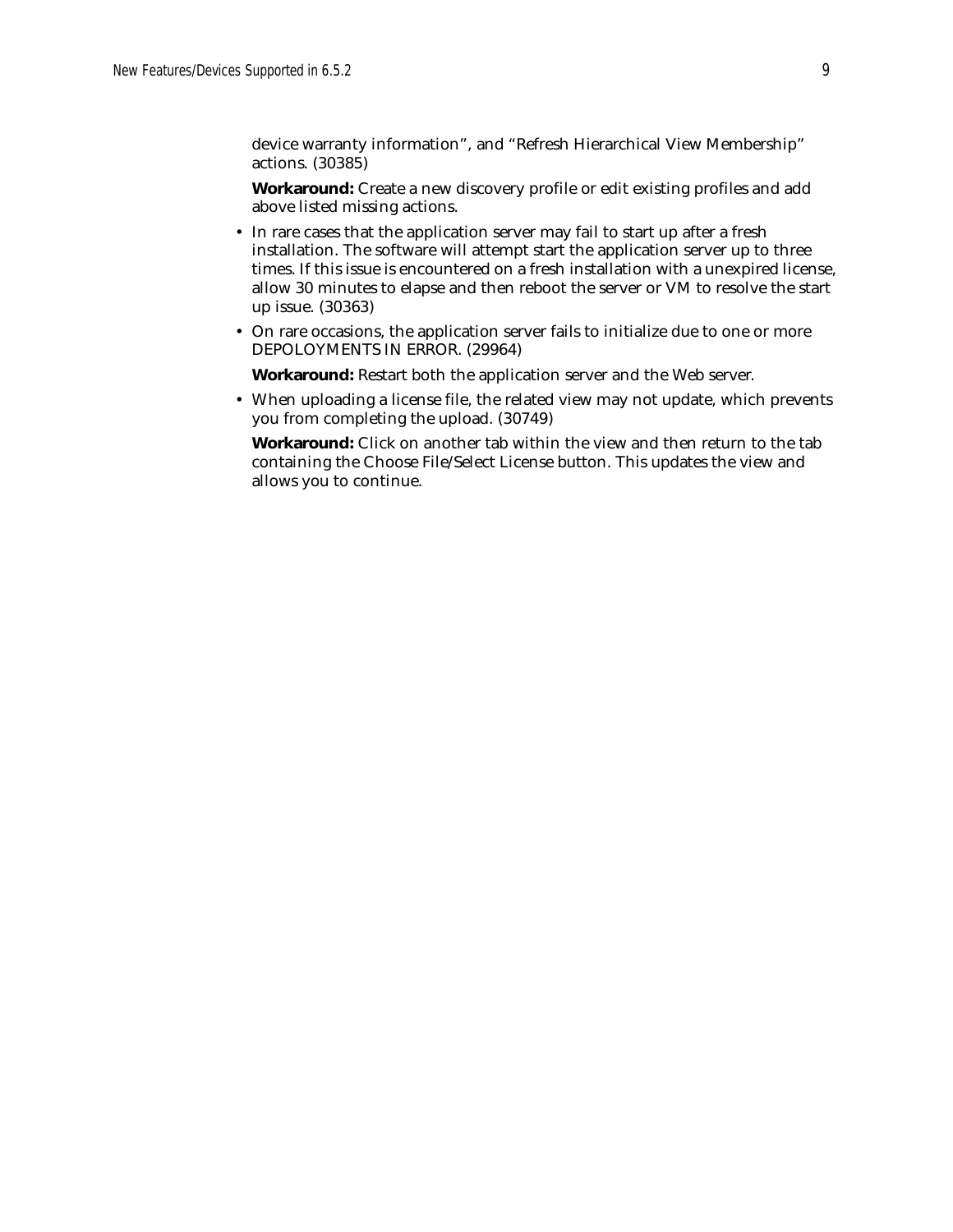device warranty information", and "Refresh Hierarchical View Membership" actions. (30385)

**Workaround:** Create a new discovery profile or edit existing profiles and add above listed missing actions.

- In rare cases that the application server may fail to start up after a fresh installation. The software will attempt start the application server up to three times. If this issue is encountered on a fresh installation with a unexpired license, allow 30 minutes to elapse and then reboot the server or VM to resolve the start up issue. (30363)
- On rare occasions, the application server fails to initialize due to one or more DEPOLOYMENTS IN ERROR. (29964)

  **Workaround:** Restart both the application server and the Web server.
- When uploading a license file, the related view may not update, which prevents you from completing the upload. (30749)

  **Workaround:** Click on another tab within the view and then return to the tab containing the Choose File/Select License button. This updates the view and allows you to continue.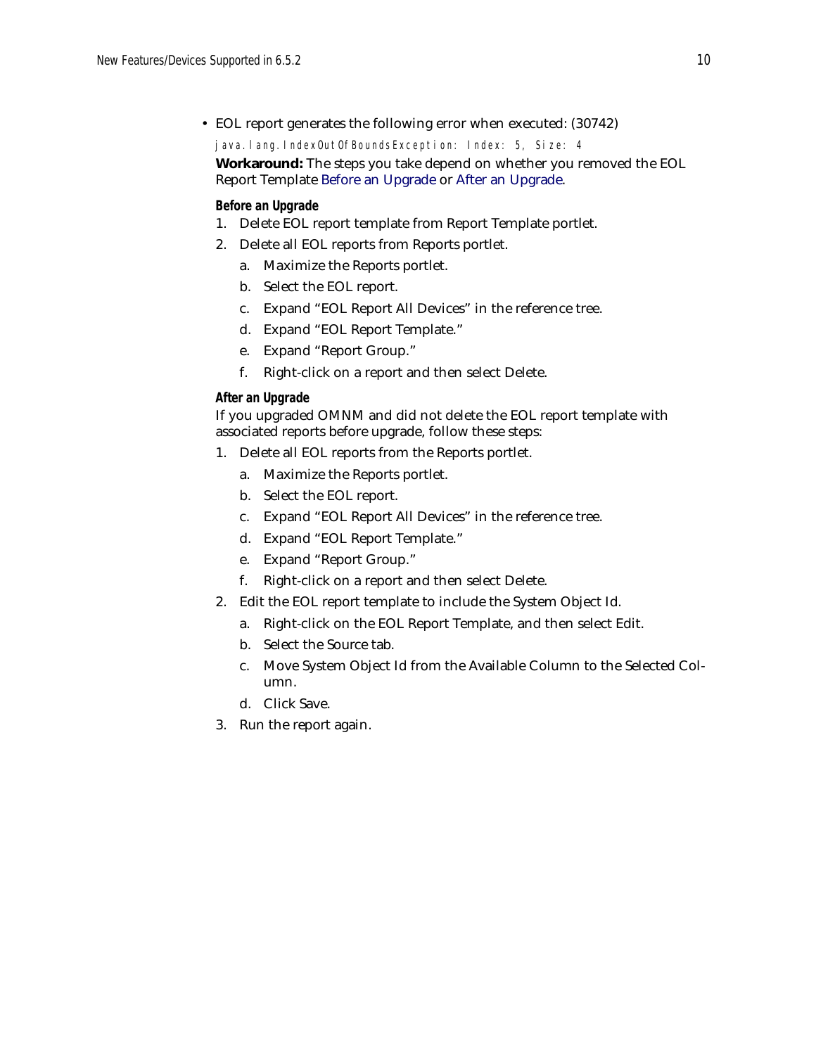- EOL report generates the following error when executed: (30742)

  ```
  java.lang.IndexOutOfBoundsException: Index: 5, Size: 4
  ```

  **Workaround:** The steps you take depend on whether you removed the EOL Report Template Before an Upgrade or After an Upgrade.

  **Before an Upgrade**

  1. Delete EOL report template from Report Template portlet.
  2. Delete all EOL reports from Reports portlet.
     a. Maximize the Reports portlet.
     b. Select the EOL report.
     c. Expand "EOL Report All Devices" in the reference tree.
     d. Expand "EOL Report Template."
     e. Expand "Report Group."
     f. Right-click on a report and then select Delete.

  **After an Upgrade**

  If you upgraded OMNM and did not delete the EOL report template with associated reports before upgrade, follow these steps:

  1. Delete all EOL reports from the Reports portlet.
     a. Maximize the Reports portlet.
     b. Select the EOL report.
     c. Expand "EOL Report All Devices" in the reference tree.
     d. Expand "EOL Report Template."
     e. Expand "Report Group."
     f. Right-click on a report and then select Delete.
  2. Edit the EOL report template to include the System Object Id.
     a. Right-click on the EOL Report Template, and then select Edit.
     b. Select the Source tab.
     c. Move System Object Id from the Available Column to the Selected Column.
     d. Click Save.
  3. Run the report again.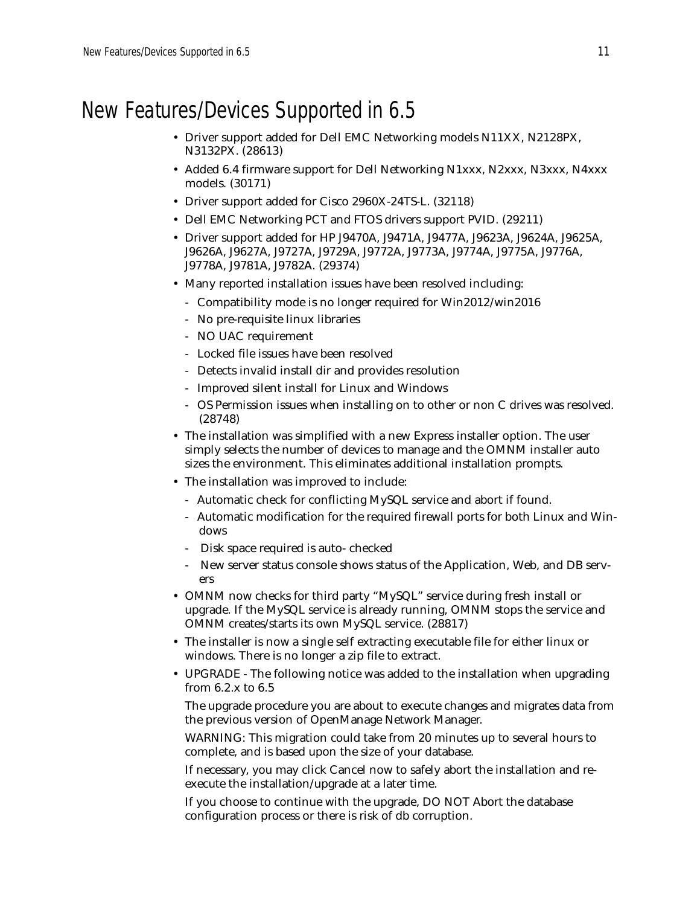# New Features/Devices Supported in 6.5

- Driver support added for Dell EMC Networking models N11XX, N2128PX, N3132PX. (28613)
- Added 6.4 firmware support for Dell Networking N1xxx, N2xxx, N3xxx, N4xxx models. (30171)
- Driver support added for Cisco 2960X-24TS-L. (32118)
- Dell EMC Networking PCT and FTOS drivers support PVID. (29211)
- Driver support added for HP J9470A, J9471A, J9477A, J9623A, J9624A, J9625A, J9626A, J9627A, J9727A, J9729A, J9772A, J9773A, J9774A, J9775A, J9776A, J9778A, J9781A, J9782A. (29374)
- Many reported installation issues have been resolved including:
  - Compatibility mode is no longer required for Win2012/win2016
  - No pre-requisite linux libraries
  - NO UAC requirement
  - Locked file issues have been resolved
  - Detects invalid install dir and provides resolution
  - Improved silent install for Linux and Windows
  - OS Permission issues when installing on to other or non C drives was resolved. (28748)
- The installation was simplified with a new Express installer option. The user simply selects the number of devices to manage and the OMNM installer auto sizes the environment. This eliminates additional installation prompts.
- The installation was improved to include:
  - Automatic check for conflicting MySQL service and abort if found.
  - Automatic modification for the required firewall ports for both Linux and Windows
  - Disk space required is auto- checked
  - New server status console shows status of the Application, Web, and DB servers
- OMNM now checks for third party "MySQL" service during fresh install or upgrade. If the MySQL service is already running, OMNM stops the service and OMNM creates/starts its own MySQL service. (28817)
- The installer is now a single self extracting executable file for either linux or windows. There is no longer a zip file to extract.
- UPGRADE - The following notice was added to the installation when upgrading from 6.2.x to 6.5

  The upgrade procedure you are about to execute changes and migrates data from the previous version of OpenManage Network Manager.

  WARNING: This migration could take from 20 minutes up to several hours to complete, and is based upon the size of your database.

  If necessary, you may click Cancel now to safely abort the installation and re-execute the installation/upgrade at a later time.

  If you choose to continue with the upgrade, DO NOT Abort the database configuration process or there is risk of db corruption.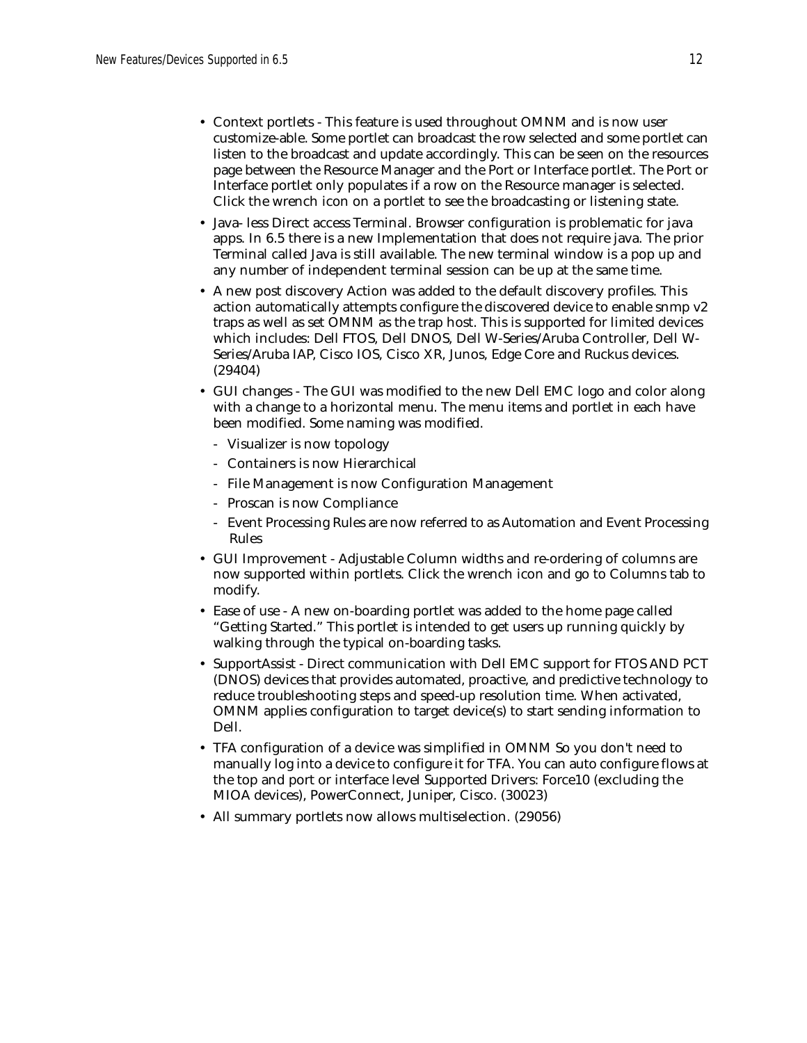- Context portlets - This feature is used throughout OMNM and is now user customize-able. Some portlet can broadcast the row selected and some portlet can listen to the broadcast and update accordingly. This can be seen on the resources page between the Resource Manager and the Port or Interface portlet. The Port or Interface portlet only populates if a row on the Resource manager is selected. Click the wrench icon on a portlet to see the broadcasting or listening state.
- Java- less Direct access Terminal. Browser configuration is problematic for java apps. In 6.5 there is a new Implementation that does not require java. The prior Terminal called Java is still available. The new terminal window is a pop up and any number of independent terminal session can be up at the same time.
- A new post discovery Action was added to the default discovery profiles. This action automatically attempts configure the discovered device to enable snmp v2 traps as well as set OMNM as the trap host. This is supported for limited devices which includes: Dell FTOS, Dell DNOS, Dell W-Series/Aruba Controller, Dell W-Series/Aruba IAP, Cisco IOS, Cisco XR, Junos, Edge Core and Ruckus devices. (29404)
- GUI changes - The GUI was modified to the new Dell EMC logo and color along with a change to a horizontal menu. The menu items and portlet in each have been modified. Some naming was modified.
  - Visualizer is now topology
  - Containers is now Hierarchical
  - File Management is now Configuration Management
  - Proscan is now Compliance
  - Event Processing Rules are now referred to as Automation and Event Processing Rules
- GUI Improvement - Adjustable Column widths and re-ordering of columns are now supported within portlets. Click the wrench icon and go to Columns tab to modify.
- Ease of use - A new on-boarding portlet was added to the home page called “Getting Started.” This portlet is intended to get users up running quickly by walking through the typical on-boarding tasks.
- SupportAssist - Direct communication with Dell EMC support for FTOS AND PCT (DNOS) devices that provides automated, proactive, and predictive technology to reduce troubleshooting steps and speed-up resolution time. When activated, OMNM applies configuration to target device(s) to start sending information to Dell.
- TFA configuration of a device was simplified in OMNM So you don't need to manually log into a device to configure it for TFA. You can auto configure flows at the top and port or interface level Supported Drivers: Force10 (excluding the MIOA devices), PowerConnect, Juniper, Cisco. (30023)
- All summary portlets now allows multiselection. (29056)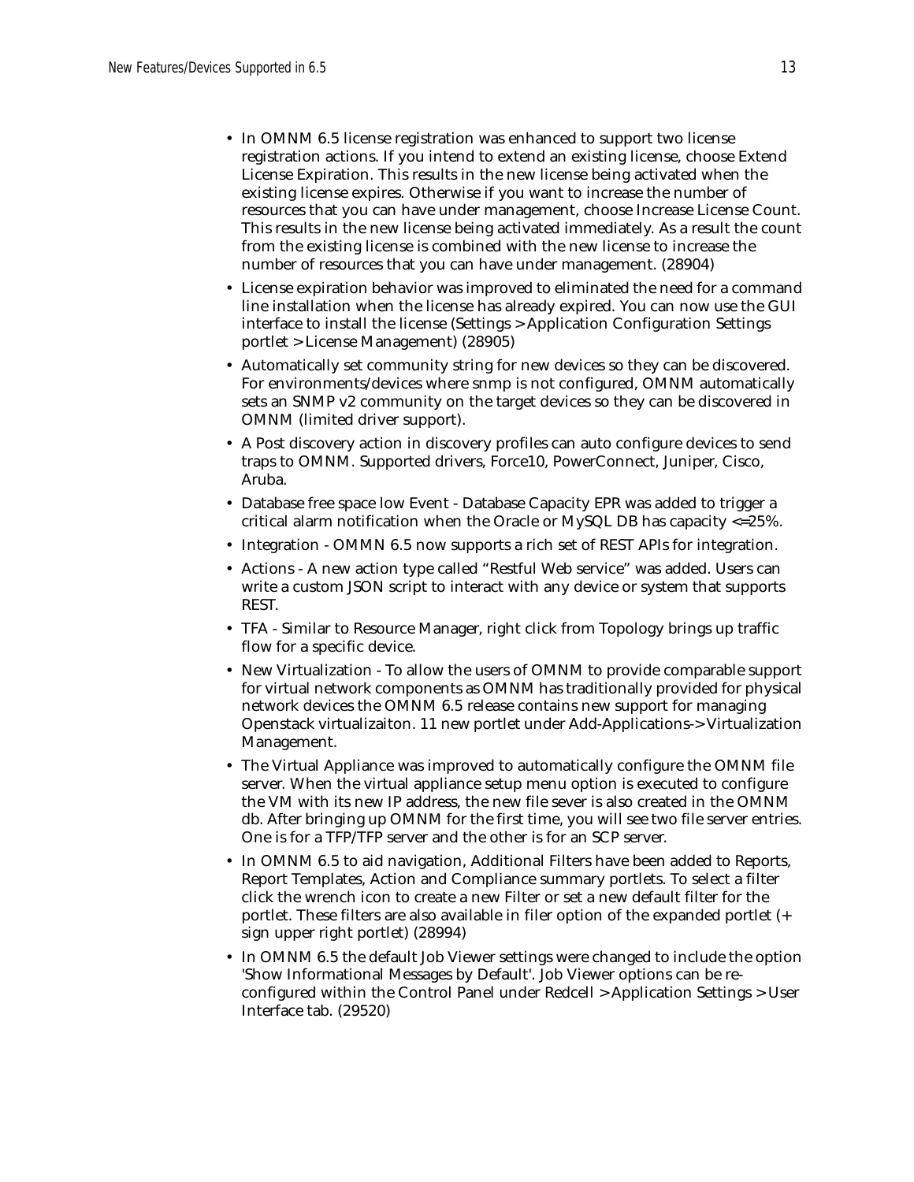- In OMNM 6.5 license registration was enhanced to support two license registration actions. If you intend to extend an existing license, choose Extend License Expiration. This results in the new license being activated when the existing license expires. Otherwise if you want to increase the number of resources that you can have under management, choose Increase License Count. This results in the new license being activated immediately. As a result the count from the existing license is combined with the new license to increase the number of resources that you can have under management. (28904)
- License expiration behavior was improved to eliminated the need for a command line installation when the license has already expired. You can now use the GUI interface to install the license (Settings > Application Configuration Settings portlet > License Management) (28905)
- Automatically set community string for new devices so they can be discovered. For environments/devices where snmp is not configured, OMNM automatically sets an SNMP v2 community on the target devices so they can be discovered in OMNM (limited driver support).
- A Post discovery action in discovery profiles can auto configure devices to send traps to OMNM. Supported drivers, Force10, PowerConnect, Juniper, Cisco, Aruba.
- Database free space low Event - Database Capacity EPR was added to trigger a critical alarm notification when the Oracle or MySQL DB has capacity <=25%.
- Integration - OMMN 6.5 now supports a rich set of REST APIs for integration.
- Actions - A new action type called "Restful Web service" was added. Users can write a custom JSON script to interact with any device or system that supports REST.
- TFA - Similar to Resource Manager, right click from Topology brings up traffic flow for a specific device.
- New Virtualization - To allow the users of OMNM to provide comparable support for virtual network components as OMNM has traditionally provided for physical network devices the OMNM 6.5 release contains new support for managing Openstack virtualizaiton. 11 new portlet under Add-Applications-> Virtualization Management.
- The Virtual Appliance was improved to automatically configure the OMNM file server. When the virtual appliance setup menu option is executed to configure the VM with its new IP address, the new file sever is also created in the OMNM db. After bringing up OMNM for the first time, you will see two file server entries. One is for a TFP/TFP server and the other is for an SCP server.
- In OMNM 6.5 to aid navigation, Additional Filters have been added to Reports, Report Templates, Action and Compliance summary portlets. To select a filter click the wrench icon to create a new Filter or set a new default filter for the portlet. These filters are also available in filer option of the expanded portlet (+ sign upper right portlet) (28994)
- In OMNM 6.5 the default Job Viewer settings were changed to include the option 'Show Informational Messages by Default'. Job Viewer options can be re-configured within the Control Panel under Redcell > Application Settings > User Interface tab. (29520)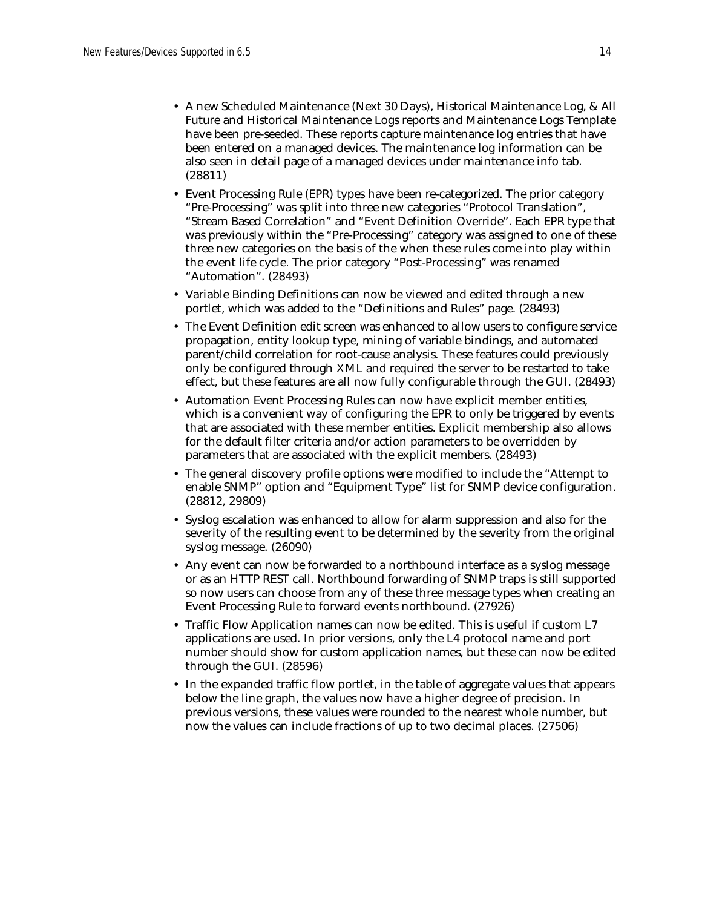- A new Scheduled Maintenance (Next 30 Days), Historical Maintenance Log, & All Future and Historical Maintenance Logs reports and Maintenance Logs Template have been pre-seeded. These reports capture maintenance log entries that have been entered on a managed devices. The maintenance log information can be also seen in detail page of a managed devices under maintenance info tab. (28811)
- Event Processing Rule (EPR) types have been re-categorized. The prior category "Pre-Processing" was split into three new categories "Protocol Translation", "Stream Based Correlation" and "Event Definition Override". Each EPR type that was previously within the "Pre-Processing" category was assigned to one of these three new categories on the basis of the when these rules come into play within the event life cycle. The prior category "Post-Processing" was renamed "Automation". (28493)
- Variable Binding Definitions can now be viewed and edited through a new portlet, which was added to the "Definitions and Rules" page. (28493)
- The Event Definition edit screen was enhanced to allow users to configure service propagation, entity lookup type, mining of variable bindings, and automated parent/child correlation for root-cause analysis. These features could previously only be configured through XML and required the server to be restarted to take effect, but these features are all now fully configurable through the GUI. (28493)
- Automation Event Processing Rules can now have explicit member entities, which is a convenient way of configuring the EPR to only be triggered by events that are associated with these member entities. Explicit membership also allows for the default filter criteria and/or action parameters to be overridden by parameters that are associated with the explicit members. (28493)
- The general discovery profile options were modified to include the "Attempt to enable SNMP" option and "Equipment Type" list for SNMP device configuration. (28812, 29809)
- Syslog escalation was enhanced to allow for alarm suppression and also for the severity of the resulting event to be determined by the severity from the original syslog message. (26090)
- Any event can now be forwarded to a northbound interface as a syslog message or as an HTTP REST call. Northbound forwarding of SNMP traps is still supported so now users can choose from any of these three message types when creating an Event Processing Rule to forward events northbound. (27926)
- Traffic Flow Application names can now be edited. This is useful if custom L7 applications are used. In prior versions, only the L4 protocol name and port number should show for custom application names, but these can now be edited through the GUI. (28596)
- In the expanded traffic flow portlet, in the table of aggregate values that appears below the line graph, the values now have a higher degree of precision. In previous versions, these values were rounded to the nearest whole number, but now the values can include fractions of up to two decimal places. (27506)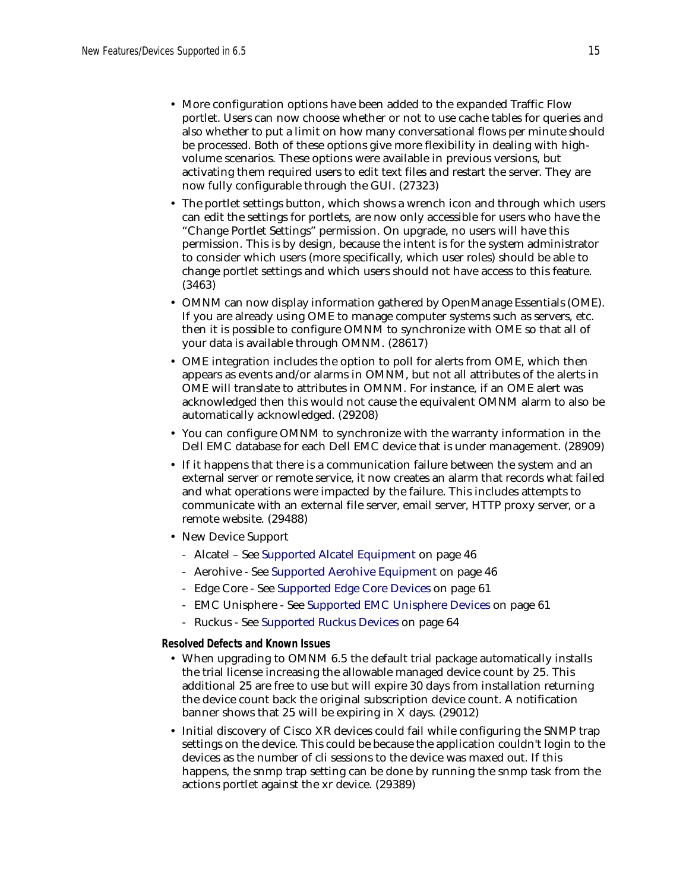- More configuration options have been added to the expanded Traffic Flow portlet. Users can now choose whether or not to use cache tables for queries and also whether to put a limit on how many conversational flows per minute should be processed. Both of these options give more flexibility in dealing with high-volume scenarios. These options were available in previous versions, but activating them required users to edit text files and restart the server. They are now fully configurable through the GUI. (27323)
- The portlet settings button, which shows a wrench icon and through which users can edit the settings for portlets, are now only accessible for users who have the "Change Portlet Settings" permission. On upgrade, no users will have this permission. This is by design, because the intent is for the system administrator to consider which users (more specifically, which user roles) should be able to change portlet settings and which users should not have access to this feature. (3463)
- OMNM can now display information gathered by OpenManage Essentials (OME). If you are already using OME to manage computer systems such as servers, etc. then it is possible to configure OMNM to synchronize with OME so that all of your data is available through OMNM. (28617)
- OME integration includes the option to poll for alerts from OME, which then appears as events and/or alarms in OMNM, but not all attributes of the alerts in OME will translate to attributes in OMNM. For instance, if an OME alert was acknowledged then this would not cause the equivalent OMNM alarm to also be automatically acknowledged. (29208)
- You can configure OMNM to synchronize with the warranty information in the Dell EMC database for each Dell EMC device that is under management. (28909)
- If it happens that there is a communication failure between the system and an external server or remote service, it now creates an alarm that records what failed and what operations were impacted by the failure. This includes attempts to communicate with an external file server, email server, HTTP proxy server, or a remote website. (29488)
- New Device Support
  - Alcatel – See Supported Alcatel Equipment on page 46
  - Aerohive - See Supported Aerohive Equipment on page 46
  - Edge Core - See Supported Edge Core Devices on page 61
  - EMC Unisphere - See Supported EMC Unisphere Devices on page 61
  - Ruckus - See Supported Ruckus Devices on page 64

#### Resolved Defects and Known Issues

- When upgrading to OMNM 6.5 the default trial package automatically installs the trial license increasing the allowable managed device count by 25. This additional 25 are free to use but will expire 30 days from installation returning the device count back the original subscription device count. A notification banner shows that 25 will be expiring in X days. (29012)
- Initial discovery of Cisco XR devices could fail while configuring the SNMP trap settings on the device. This could be because the application couldn't login to the devices as the number of cli sessions to the device was maxed out. If this happens, the snmp trap setting can be done by running the snmp task from the actions portlet against the xr device. (29389)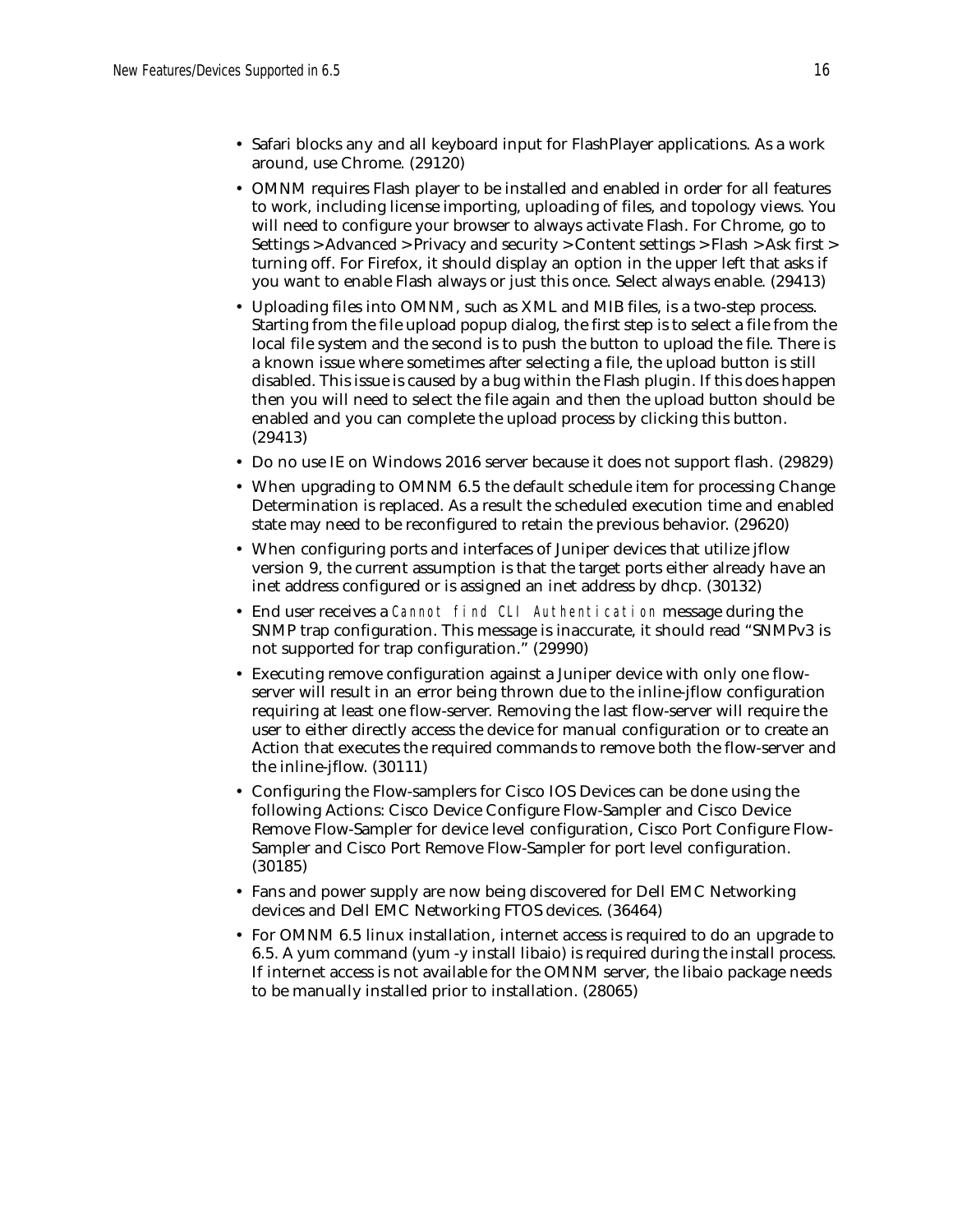- Safari blocks any and all keyboard input for FlashPlayer applications. As a work around, use Chrome. (29120)
- OMNM requires Flash player to be installed and enabled in order for all features to work, including license importing, uploading of files, and topology views. You will need to configure your browser to always activate Flash. For Chrome, go to Settings > Advanced > Privacy and security > Content settings > Flash > Ask first > turning off. For Firefox, it should display an option in the upper left that asks if you want to enable Flash always or just this once. Select always enable. (29413)
- Uploading files into OMNM, such as XML and MIB files, is a two-step process. Starting from the file upload popup dialog, the first step is to select a file from the local file system and the second is to push the button to upload the file. There is a known issue where sometimes after selecting a file, the upload button is still disabled. This issue is caused by a bug within the Flash plugin. If this does happen then you will need to select the file again and then the upload button should be enabled and you can complete the upload process by clicking this button. (29413)
- Do no use IE on Windows 2016 server because it does not support flash. (29829)
- When upgrading to OMNM 6.5 the default schedule item for processing Change Determination is replaced. As a result the scheduled execution time and enabled state may need to be reconfigured to retain the previous behavior. (29620)
- When configuring ports and interfaces of Juniper devices that utilize jflow version 9, the current assumption is that the target ports either already have an inet address configured or is assigned an inet address by dhcp. (30132)
- End user receives a `Cannot find CLI Authentication` message during the SNMP trap configuration. This message is inaccurate, it should read "SNMPv3 is not supported for trap configuration." (29990)
- Executing remove configuration against a Juniper device with only one flow-server will result in an error being thrown due to the inline-jflow configuration requiring at least one flow-server. Removing the last flow-server will require the user to either directly access the device for manual configuration or to create an Action that executes the required commands to remove both the flow-server and the inline-jflow. (30111)
- Configuring the Flow-samplers for Cisco IOS Devices can be done using the following Actions: Cisco Device Configure Flow-Sampler and Cisco Device Remove Flow-Sampler for device level configuration, Cisco Port Configure Flow-Sampler and Cisco Port Remove Flow-Sampler for port level configuration. (30185)
- Fans and power supply are now being discovered for Dell EMC Networking devices and Dell EMC Networking FTOS devices. (36464)
- For OMNM 6.5 linux installation, internet access is required to do an upgrade to 6.5. A yum command (yum -y install libaio) is required during the install process. If internet access is not available for the OMNM server, the libaio package needs to be manually installed prior to installation. (28065)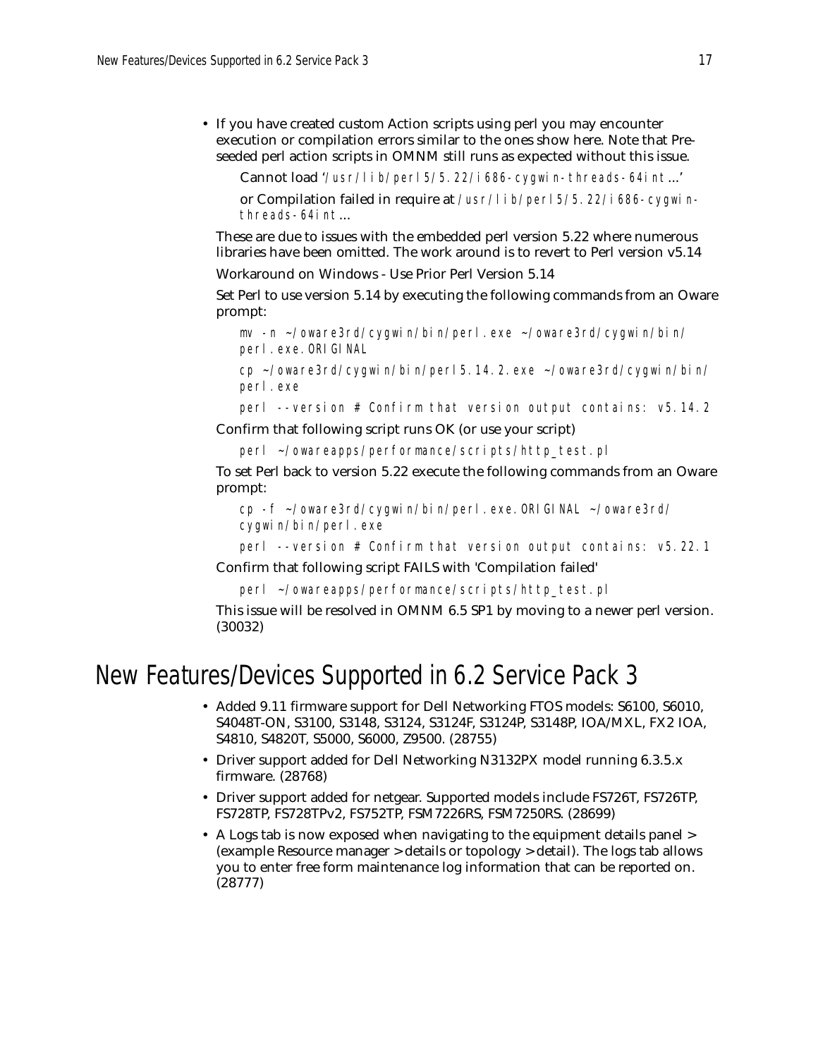- If you have created custom Action scripts using perl you may encounter execution or compilation errors similar to the ones show here. Note that Pre-seeded perl action scripts in OMNM still runs as expected without this issue.

  Cannot load '`/usr/lib/perl5/5.22/i686-cygwin-threads-64int`...'

  or Compilation failed in require at `/usr/lib/perl5/5.22/i686-cygwin-threads-64int`...

  These are due to issues with the embedded perl version 5.22 where numerous libraries have been omitted. The work around is to revert to Perl version v5.14

  Workaround on Windows - Use Prior Perl Version 5.14

  Set Perl to use version 5.14 by executing the following commands from an Oware prompt:

  ```
  mv -n ~/oware3rd/cygwin/bin/perl.exe ~/oware3rd/cygwin/bin/perl.exe.ORIGINAL
  cp ~/oware3rd/cygwin/bin/perl5.14.2.exe ~/oware3rd/cygwin/bin/perl.exe
  perl --version # Confirm that version output contains: v5.14.2
  ```

  Confirm that following script runs OK (or use your script)

  ```
  perl ~/owareapps/performance/scripts/http_test.pl
  ```

  To set Perl back to version 5.22 execute the following commands from an Oware prompt:

  ```
  cp -f ~/oware3rd/cygwin/bin/perl.exe.ORIGINAL ~/oware3rd/cygwin/bin/perl.exe
  perl --version # Confirm that version output contains: v5.22.1
  ```

  Confirm that following script FAILS with 'Compilation failed'

  ```
  perl ~/owareapps/performance/scripts/http_test.pl
  ```

  This issue will be resolved in OMNM 6.5 SP1 by moving to a newer perl version. (30032)

# New Features/Devices Supported in 6.2 Service Pack 3

- Added 9.11 firmware support for Dell Networking FTOS models: S6100, S6010, S4048T-ON, S3100, S3148, S3124, S3124F, S3124P, S3148P, IOA/MXL, FX2 IOA, S4810, S4820T, S5000, S6000, Z9500. (28755)
- Driver support added for Dell Networking N3132PX model running 6.3.5.x firmware. (28768)
- Driver support added for netgear. Supported models include FS726T, FS726TP, FS728TP, FS728TPv2, FS752TP, FSM7226RS, FSM7250RS. (28699)
- A Logs tab is now exposed when navigating to the equipment details panel > (example Resource manager > details or topology > detail). The logs tab allows you to enter free form maintenance log information that can be reported on. (28777)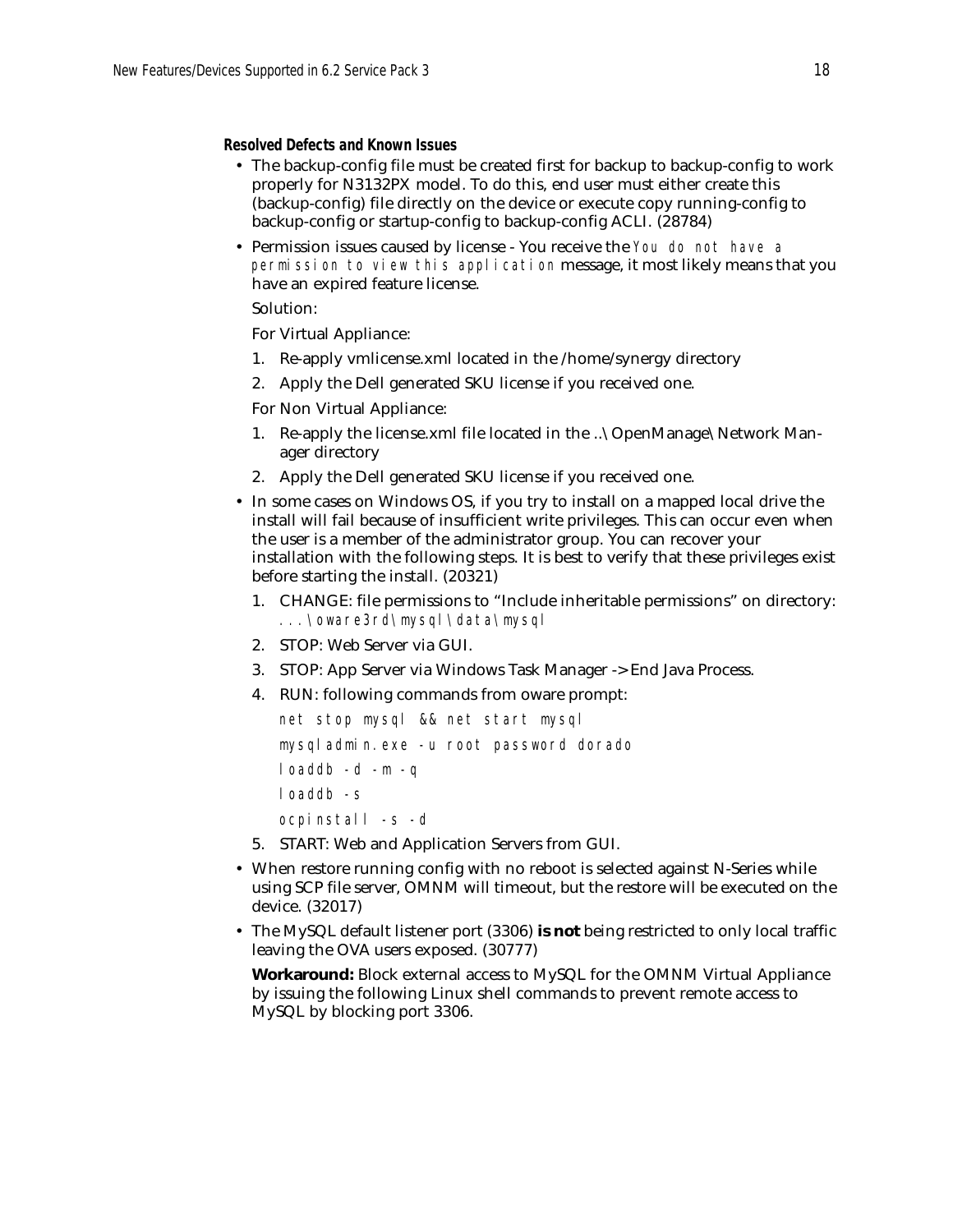#### Resolved Defects and Known Issues

- The backup-config file must be created first for backup to backup-config to work properly for N3132PX model. To do this, end user must either create this (backup-config) file directly on the device or execute copy running-config to backup-config or startup-config to backup-config ACLI. (28784)
- Permission issues caused by license - You receive the `You do not have a permission to view this application` message, it most likely means that you have an expired feature license.

  Solution:

  For Virtual Appliance:

  1. Re-apply vmlicense.xml located in the /home/synergy directory
  2. Apply the Dell generated SKU license if you received one.

  For Non Virtual Appliance:

  1. Re-apply the license.xml file located in the ..\OpenManage\Network Manager directory
  2. Apply the Dell generated SKU license if you received one.
- In some cases on Windows OS, if you try to install on a mapped local drive the install will fail because of insufficient write privileges. This can occur even when the user is a member of the administrator group. You can recover your installation with the following steps. It is best to verify that these privileges exist before starting the install. (20321)
  1. CHANGE: file permissions to "Include inheritable permissions" on directory: `...\oware3rd\mysql\data\mysql`
  2. STOP: Web Server via GUI.
  3. STOP: App Server via Windows Task Manager -> End Java Process.
  4. RUN: following commands from oware prompt:

     ```
     net stop mysql && net start mysql
     mysqladmin.exe -u root password dorado
     loaddb -d -m -q
     loaddb -s
     ocpinstall -s -d
     ```
  5. START: Web and Application Servers from GUI.
- When restore running config with no reboot is selected against N-Series while using SCP file server, OMNM will timeout, but the restore will be executed on the device. (32017)
- The MySQL default listener port (3306) **is not** being restricted to only local traffic leaving the OVA users exposed. (30777)

  **Workaround:** Block external access to MySQL for the OMNM Virtual Appliance by issuing the following Linux shell commands to prevent remote access to MySQL by blocking port 3306.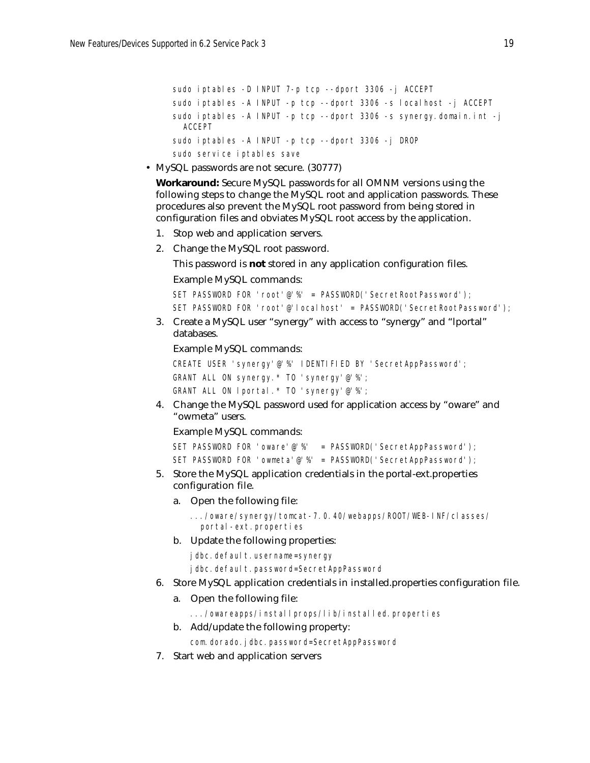```
sudo iptables -D INPUT 7-p tcp --dport 3306 -j ACCEPT
sudo iptables -A INPUT -p tcp --dport 3306 -s localhost -j ACCEPT
sudo iptables -A INPUT -p tcp --dport 3306 -s synergy.domain.int -j
  ACCEPT
sudo iptables -A INPUT -p tcp --dport 3306 -j DROP
sudo service iptables save
```

- MySQL passwords are not secure. (30777)

  **Workaround:** Secure MySQL passwords for all OMNM versions using the following steps to change the MySQL root and application passwords. These procedures also prevent the MySQL root password from being stored in configuration files and obviates MySQL root access by the application.

  1. Stop web and application servers.
  2. Change the MySQL root password.

     This password is **not** stored in any application configuration files.

     Example MySQL commands:

     ```
     SET PASSWORD FOR 'root'@'%' = PASSWORD('SecretRootPassword');
     SET PASSWORD FOR 'root'@'localhost' = PASSWORD('SecretRootPassword');
     ```

  3. Create a MySQL user "synergy" with access to "synergy" and "lportal" databases.

     Example MySQL commands:

     ```
     CREATE USER 'synergy'@'%' IDENTIFIED BY 'SecretAppPassword';
     GRANT ALL ON synergy.* TO 'synergy'@'%';
     GRANT ALL ON lportal.* TO 'synergy'@'%';
     ```

  4. Change the MySQL password used for application access by "oware" and "owmeta" users.

     Example MySQL commands:

     ```
     SET PASSWORD FOR 'oware'@'%'  = PASSWORD('SecretAppPassword');
     SET PASSWORD FOR 'owmeta'@'%' = PASSWORD('SecretAppPassword');
     ```

  5. Store the MySQL application credentials in the portal-ext.properties configuration file.

     a. Open the following file:

        ```
        .../oware/synergy/tomcat-7.0.40/webapps/ROOT/WEB-INF/classes/
          portal-ext.properties
        ```

     b. Update the following properties:

        ```
        jdbc.default.username=synergy
        jdbc.default.password=SecretAppPassword
        ```

  6. Store MySQL application credentials in installed.properties configuration file.

     a. Open the following file:

        ```
        .../owareapps/installprops/lib/installed.properties
        ```

     b. Add/update the following property:

        ```
        com.dorado.jdbc.password=SecretAppPassword
        ```

  7. Start web and application servers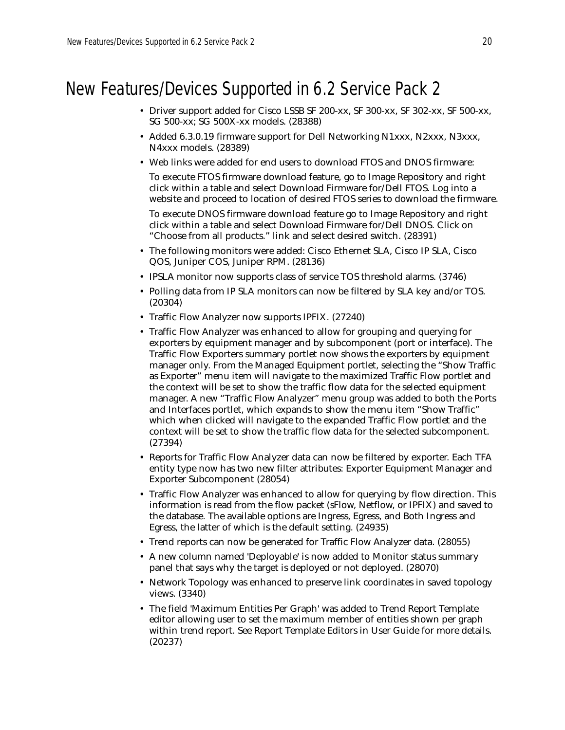# New Features/Devices Supported in 6.2 Service Pack 2

- Driver support added for Cisco LSSB SF 200-xx, SF 300-xx, SF 302-xx, SF 500-xx, SG 500-xx; SG 500X-xx models. (28388)
- Added 6.3.0.19 firmware support for Dell Networking N1xxx, N2xxx, N3xxx, N4xxx models. (28389)
- Web links were added for end users to download FTOS and DNOS firmware:

  To execute FTOS firmware download feature, go to Image Repository and right click within a table and select Download Firmware for/Dell FTOS. Log into a website and proceed to location of desired FTOS series to download the firmware.

  To execute DNOS firmware download feature go to Image Repository and right click within a table and select Download Firmware for/Dell DNOS. Click on "Choose from all products." link and select desired switch. (28391)
- The following monitors were added: Cisco Ethernet SLA, Cisco IP SLA, Cisco QOS, Juniper COS, Juniper RPM. (28136)
- IPSLA monitor now supports class of service TOS threshold alarms. (3746)
- Polling data from IP SLA monitors can now be filtered by SLA key and/or TOS. (20304)
- Traffic Flow Analyzer now supports IPFIX. (27240)
- Traffic Flow Analyzer was enhanced to allow for grouping and querying for exporters by equipment manager and by subcomponent (port or interface). The Traffic Flow Exporters summary portlet now shows the exporters by equipment manager only. From the Managed Equipment portlet, selecting the "Show Traffic as Exporter" menu item will navigate to the maximized Traffic Flow portlet and the context will be set to show the traffic flow data for the selected equipment manager. A new "Traffic Flow Analyzer" menu group was added to both the Ports and Interfaces portlet, which expands to show the menu item "Show Traffic" which when clicked will navigate to the expanded Traffic Flow portlet and the context will be set to show the traffic flow data for the selected subcomponent. (27394)
- Reports for Traffic Flow Analyzer data can now be filtered by exporter. Each TFA entity type now has two new filter attributes: Exporter Equipment Manager and Exporter Subcomponent (28054)
- Traffic Flow Analyzer was enhanced to allow for querying by flow direction. This information is read from the flow packet (sFlow, Netflow, or IPFIX) and saved to the database. The available options are Ingress, Egress, and Both Ingress and Egress, the latter of which is the default setting. (24935)
- Trend reports can now be generated for Traffic Flow Analyzer data. (28055)
- A new column named 'Deployable' is now added to Monitor status summary panel that says why the target is deployed or not deployed. (28070)
- Network Topology was enhanced to preserve link coordinates in saved topology views. (3340)
- The field 'Maximum Entities Per Graph' was added to Trend Report Template editor allowing user to set the maximum member of entities shown per graph within trend report. See Report Template Editors in User Guide for more details. (20237)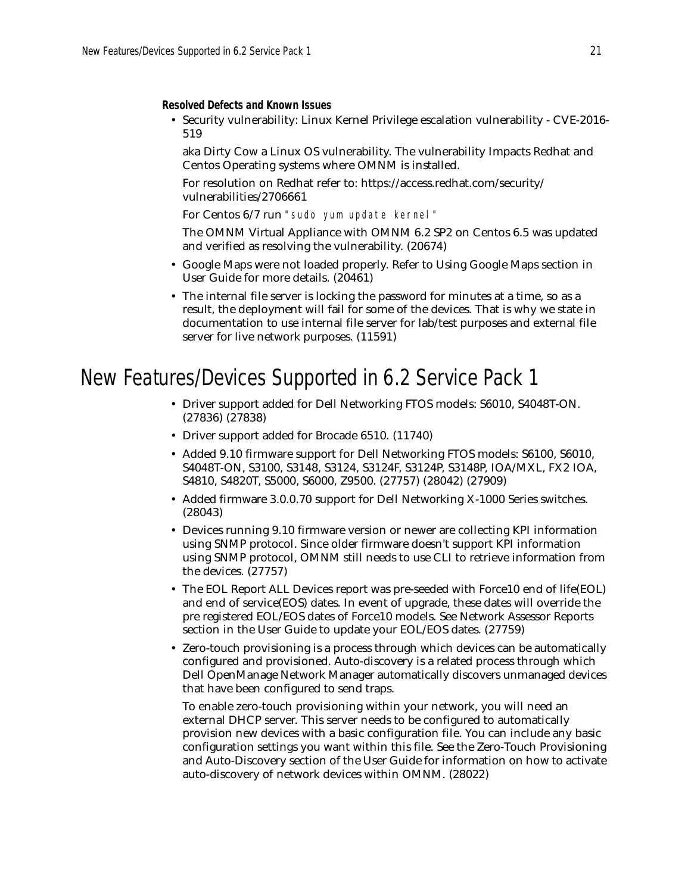**Resolved Defects and Known Issues**

- Security vulnerability: Linux Kernel Privilege escalation vulnerability - CVE-2016-519

  aka Dirty Cow a Linux OS vulnerability. The vulnerability Impacts Redhat and Centos Operating systems where OMNM is installed.

  For resolution on Redhat refer to: https://access.redhat.com/security/vulnerabilities/2706661

  For Centos 6/7 run `"sudo yum update kernel"`

  The OMNM Virtual Appliance with OMNM 6.2 SP2 on Centos 6.5 was updated and verified as resolving the vulnerability. (20674)

- Google Maps were not loaded properly. Refer to Using Google Maps section in User Guide for more details. (20461)
- The internal file server is locking the password for minutes at a time, so as a result, the deployment will fail for some of the devices. That is why we state in documentation to use internal file server for lab/test purposes and external file server for live network purposes. (11591)

# New Features/Devices Supported in 6.2 Service Pack 1

- Driver support added for Dell Networking FTOS models: S6010, S4048T-ON. (27836) (27838)
- Driver support added for Brocade 6510. (11740)
- Added 9.10 firmware support for Dell Networking FTOS models: S6100, S6010, S4048T-ON, S3100, S3148, S3124, S3124F, S3124P, S3148P, IOA/MXL, FX2 IOA, S4810, S4820T, S5000, S6000, Z9500. (27757) (28042) (27909)
- Added firmware 3.0.0.70 support for Dell Networking X-1000 Series switches. (28043)
- Devices running 9.10 firmware version or newer are collecting KPI information using SNMP protocol. Since older firmware doesn't support KPI information using SNMP protocol, OMNM still needs to use CLI to retrieve information from the devices. (27757)
- The EOL Report ALL Devices report was pre-seeded with Force10 end of life(EOL) and end of service(EOS) dates. In event of upgrade, these dates will override the pre registered EOL/EOS dates of Force10 models. See Network Assessor Reports section in the User Guide to update your EOL/EOS dates. (27759)
- Zero-touch provisioning is a process through which devices can be automatically configured and provisioned. Auto-discovery is a related process through which Dell OpenManage Network Manager automatically discovers unmanaged devices that have been configured to send traps.

  To enable zero-touch provisioning within your network, you will need an external DHCP server. This server needs to be configured to automatically provision new devices with a basic configuration file. You can include any basic configuration settings you want within this file. See the Zero-Touch Provisioning and Auto-Discovery section of the User Guide for information on how to activate auto-discovery of network devices within OMNM. (28022)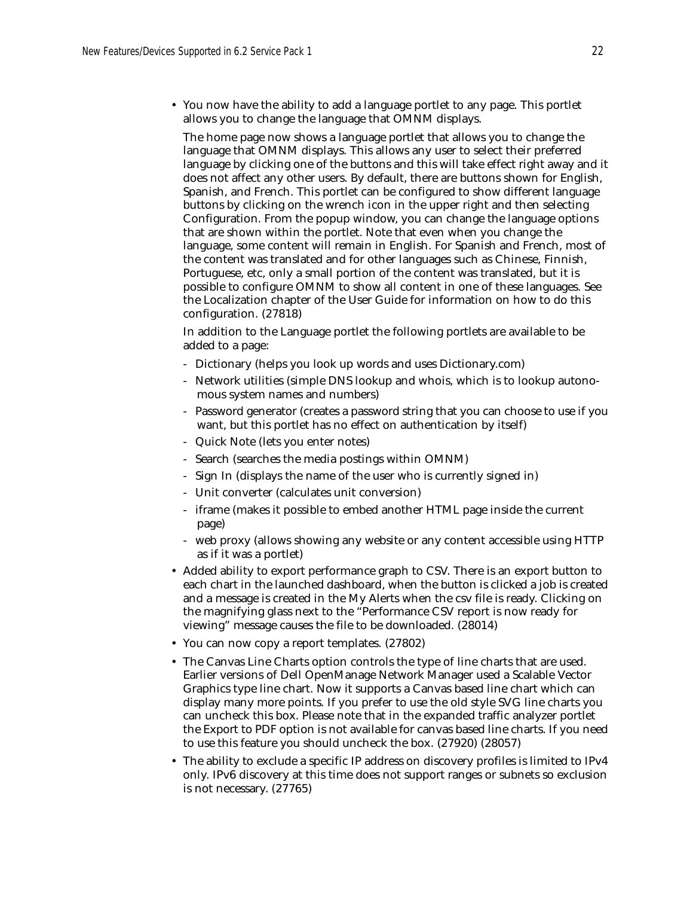- You now have the ability to add a language portlet to any page. This portlet allows you to change the language that OMNM displays.

  The home page now shows a language portlet that allows you to change the language that OMNM displays. This allows any user to select their preferred language by clicking one of the buttons and this will take effect right away and it does not affect any other users. By default, there are buttons shown for English, Spanish, and French. This portlet can be configured to show different language buttons by clicking on the wrench icon in the upper right and then selecting Configuration. From the popup window, you can change the language options that are shown within the portlet. Note that even when you change the language, some content will remain in English. For Spanish and French, most of the content was translated and for other languages such as Chinese, Finnish, Portuguese, etc, only a small portion of the content was translated, but it is possible to configure OMNM to show all content in one of these languages. See the Localization chapter of the User Guide for information on how to do this configuration. (27818)

  In addition to the Language portlet the following portlets are available to be added to a page:

  - Dictionary (helps you look up words and uses Dictionary.com)
  - Network utilities (simple DNS lookup and whois, which is to lookup autonomous system names and numbers)
  - Password generator (creates a password string that you can choose to use if you want, but this portlet has no effect on authentication by itself)
  - Quick Note (lets you enter notes)
  - Search (searches the media postings within OMNM)
  - Sign In (displays the name of the user who is currently signed in)
  - Unit converter (calculates unit conversion)
  - iframe (makes it possible to embed another HTML page inside the current page)
  - web proxy (allows showing any website or any content accessible using HTTP as if it was a portlet)
- Added ability to export performance graph to CSV. There is an export button to each chart in the launched dashboard, when the button is clicked a job is created and a message is created in the My Alerts when the csv file is ready. Clicking on the magnifying glass next to the “Performance CSV report is now ready for viewing” message causes the file to be downloaded. (28014)
- You can now copy a report templates. (27802)
- The Canvas Line Charts option controls the type of line charts that are used. Earlier versions of Dell OpenManage Network Manager used a Scalable Vector Graphics type line chart. Now it supports a Canvas based line chart which can display many more points. If you prefer to use the old style SVG line charts you can uncheck this box. Please note that in the expanded traffic analyzer portlet the Export to PDF option is not available for canvas based line charts. If you need to use this feature you should uncheck the box. (27920) (28057)
- The ability to exclude a specific IP address on discovery profiles is limited to IPv4 only. IPv6 discovery at this time does not support ranges or subnets so exclusion is not necessary. (27765)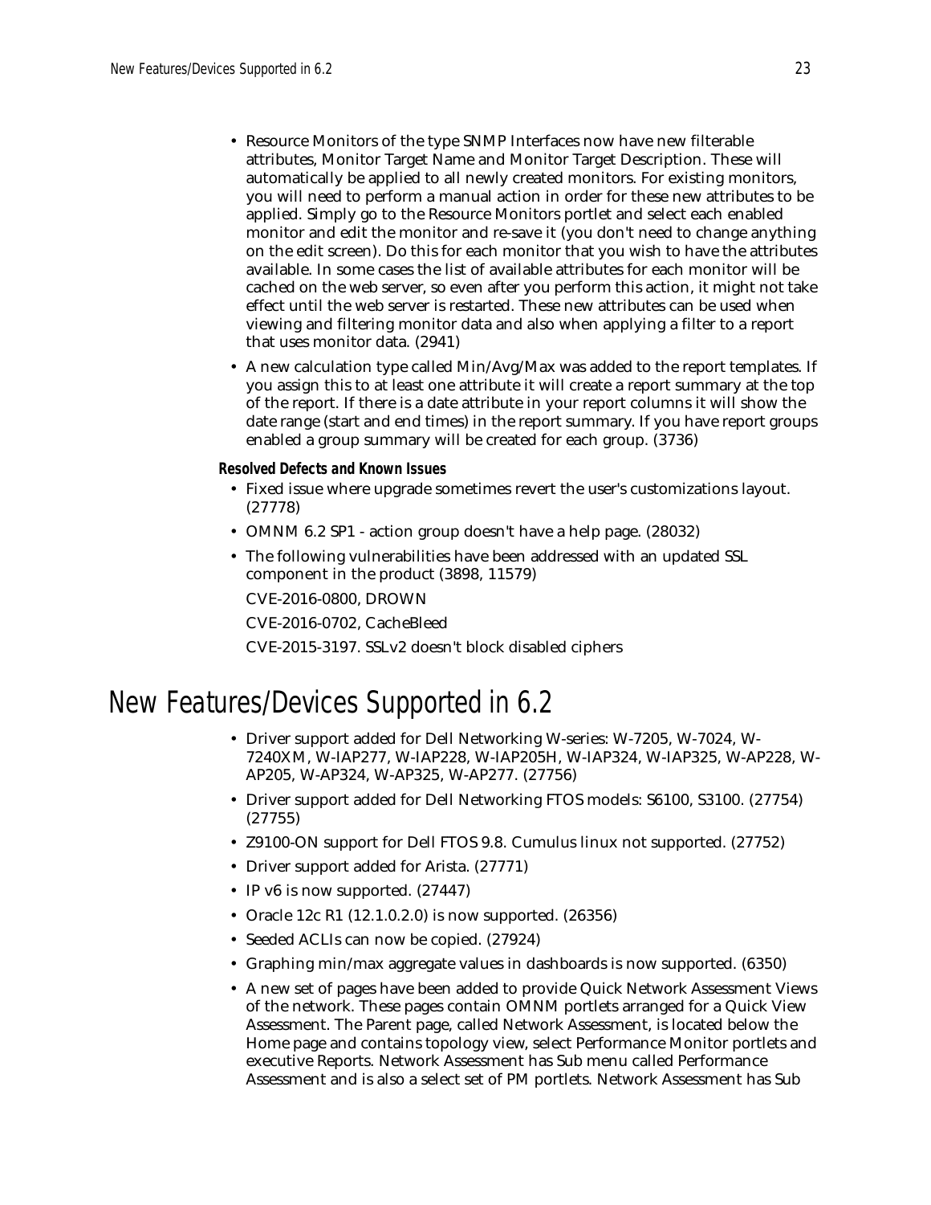- Resource Monitors of the type SNMP Interfaces now have new filterable attributes, Monitor Target Name and Monitor Target Description. These will automatically be applied to all newly created monitors. For existing monitors, you will need to perform a manual action in order for these new attributes to be applied. Simply go to the Resource Monitors portlet and select each enabled monitor and edit the monitor and re-save it (you don't need to change anything on the edit screen). Do this for each monitor that you wish to have the attributes available. In some cases the list of available attributes for each monitor will be cached on the web server, so even after you perform this action, it might not take effect until the web server is restarted. These new attributes can be used when viewing and filtering monitor data and also when applying a filter to a report that uses monitor data. (2941)
- A new calculation type called Min/Avg/Max was added to the report templates. If you assign this to at least one attribute it will create a report summary at the top of the report. If there is a date attribute in your report columns it will show the date range (start and end times) in the report summary. If you have report groups enabled a group summary will be created for each group. (3736)

**Resolved Defects and Known Issues**

- Fixed issue where upgrade sometimes revert the user's customizations layout. (27778)
- OMNM 6.2 SP1 - action group doesn't have a help page. (28032)
- The following vulnerabilities have been addressed with an updated SSL component in the product (3898, 11579)

  CVE-2016-0800, DROWN

  CVE-2016-0702, CacheBleed

  CVE-2015-3197. SSLv2 doesn't block disabled ciphers

# New Features/Devices Supported in 6.2

- Driver support added for Dell Networking W-series: W-7205, W-7024, W-7240XM, W-IAP277, W-IAP228, W-IAP205H, W-IAP324, W-IAP325, W-AP228, W-AP205, W-AP324, W-AP325, W-AP277. (27756)
- Driver support added for Dell Networking FTOS models: S6100, S3100. (27754) (27755)
- Z9100-ON support for Dell FTOS 9.8. Cumulus linux not supported. (27752)
- Driver support added for Arista. (27771)
- IP v6 is now supported. (27447)
- Oracle 12c R1 (12.1.0.2.0) is now supported. (26356)
- Seeded ACLIs can now be copied. (27924)
- Graphing min/max aggregate values in dashboards is now supported. (6350)
- A new set of pages have been added to provide Quick Network Assessment Views of the network. These pages contain OMNM portlets arranged for a Quick View Assessment. The Parent page, called Network Assessment, is located below the Home page and contains topology view, select Performance Monitor portlets and executive Reports. Network Assessment has Sub menu called Performance Assessment and is also a select set of PM portlets. Network Assessment has Sub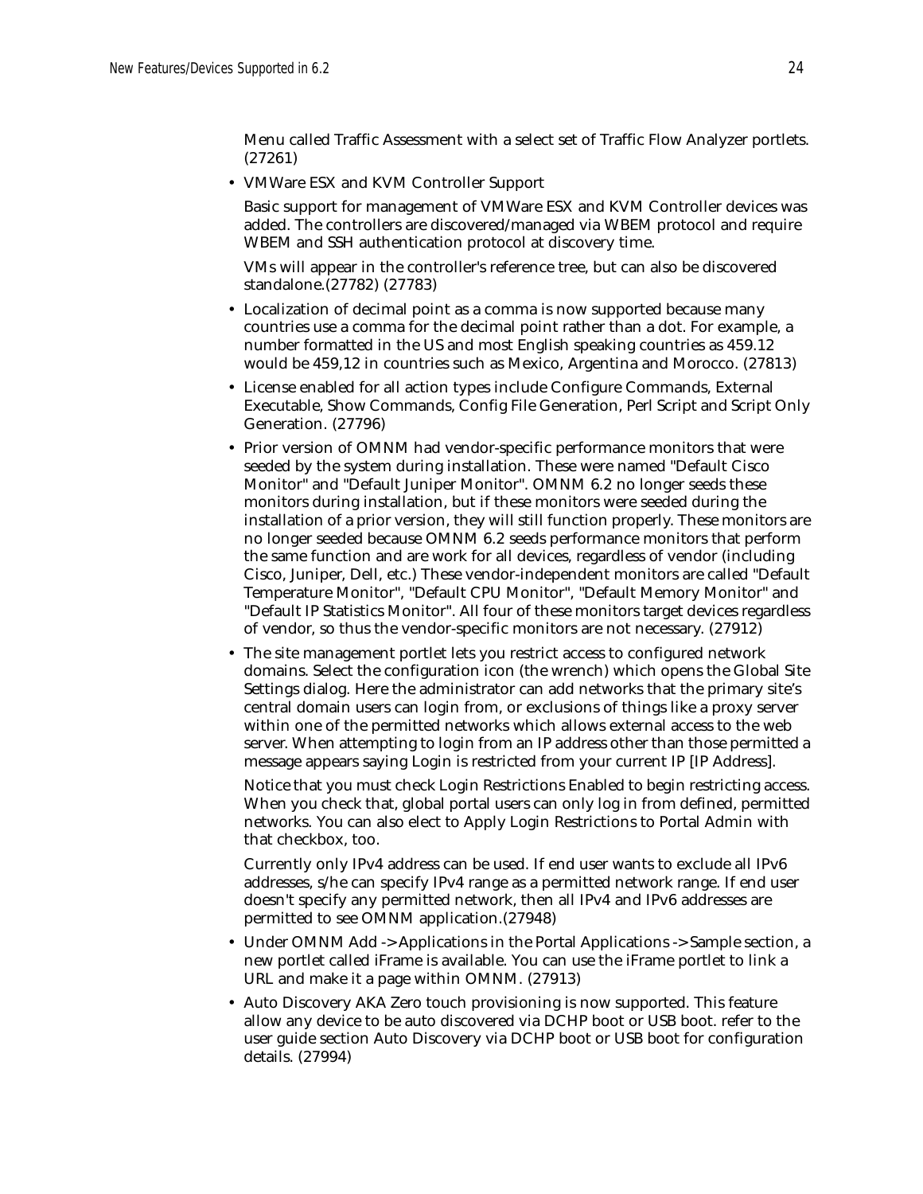Menu called Traffic Assessment with a select set of Traffic Flow Analyzer portlets. (27261)

- VMWare ESX and KVM Controller Support

  Basic support for management of VMWare ESX and KVM Controller devices was added. The controllers are discovered/managed via WBEM protocol and require WBEM and SSH authentication protocol at discovery time.

  VMs will appear in the controller's reference tree, but can also be discovered standalone.(27782) (27783)

- Localization of decimal point as a comma is now supported because many countries use a comma for the decimal point rather than a dot. For example, a number formatted in the US and most English speaking countries as 459.12 would be 459,12 in countries such as Mexico, Argentina and Morocco. (27813)
- License enabled for all action types include Configure Commands, External Executable, Show Commands, Config File Generation, Perl Script and Script Only Generation. (27796)
- Prior version of OMNM had vendor-specific performance monitors that were seeded by the system during installation. These were named "Default Cisco Monitor" and "Default Juniper Monitor". OMNM 6.2 no longer seeds these monitors during installation, but if these monitors were seeded during the installation of a prior version, they will still function properly. These monitors are no longer seeded because OMNM 6.2 seeds performance monitors that perform the same function and are work for all devices, regardless of vendor (including Cisco, Juniper, Dell, etc.) These vendor-independent monitors are called "Default Temperature Monitor", "Default CPU Monitor", "Default Memory Monitor" and "Default IP Statistics Monitor". All four of these monitors target devices regardless of vendor, so thus the vendor-specific monitors are not necessary. (27912)
- The site management portlet lets you restrict access to configured network domains. Select the configuration icon (the wrench) which opens the Global Site Settings dialog. Here the administrator can add networks that the primary site's central domain users can login from, or exclusions of things like a proxy server within one of the permitted networks which allows external access to the web server. When attempting to login from an IP address other than those permitted a message appears saying Login is restricted from your current IP [IP Address].

  Notice that you must check Login Restrictions Enabled to begin restricting access. When you check that, global portal users can only log in from defined, permitted networks. You can also elect to Apply Login Restrictions to Portal Admin with that checkbox, too.

  Currently only IPv4 address can be used. If end user wants to exclude all IPv6 addresses, s/he can specify IPv4 range as a permitted network range. If end user doesn't specify any permitted network, then all IPv4 and IPv6 addresses are permitted to see OMNM application.(27948)

- Under OMNM Add -> Applications in the Portal Applications -> Sample section, a new portlet called iFrame is available. You can use the iFrame portlet to link a URL and make it a page within OMNM. (27913)
- Auto Discovery AKA Zero touch provisioning is now supported. This feature allow any device to be auto discovered via DCHP boot or USB boot. refer to the user guide section Auto Discovery via DCHP boot or USB boot for configuration details. (27994)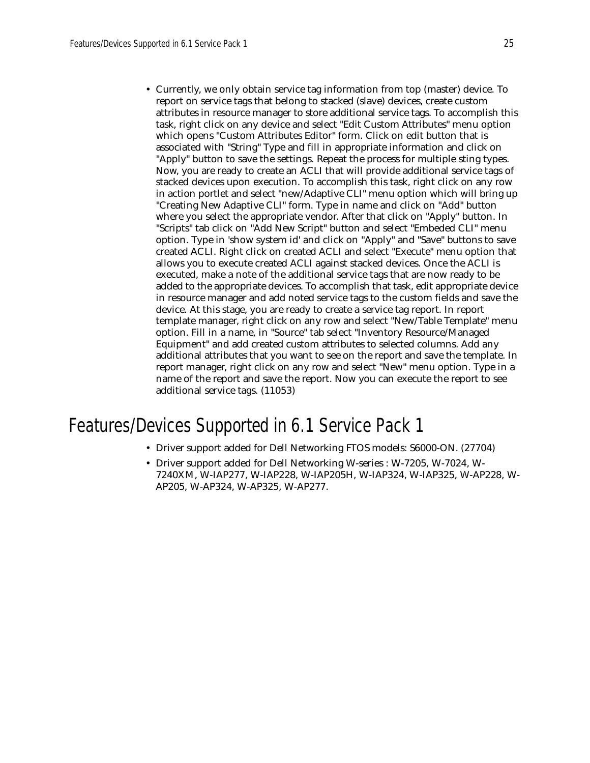- Currently, we only obtain service tag information from top (master) device. To report on service tags that belong to stacked (slave) devices, create custom attributes in resource manager to store additional service tags. To accomplish this task, right click on any device and select "Edit Custom Attributes" menu option which opens "Custom Attributes Editor" form. Click on edit button that is associated with "String" Type and fill in appropriate information and click on "Apply" button to save the settings. Repeat the process for multiple sting types. Now, you are ready to create an ACLI that will provide additional service tags of stacked devices upon execution. To accomplish this task, right click on any row in action portlet and select "new/Adaptive CLI" menu option which will bring up "Creating New Adaptive CLI" form. Type in name and click on "Add" button where you select the appropriate vendor. After that click on "Apply" button. In "Scripts" tab click on "Add New Script" button and select "Embeded CLI" menu option. Type in 'show system id' and click on "Apply" and "Save" buttons to save created ACLI. Right click on created ACLI and select "Execute" menu option that allows you to execute created ACLI against stacked devices. Once the ACLI is executed, make a note of the additional service tags that are now ready to be added to the appropriate devices. To accomplish that task, edit appropriate device in resource manager and add noted service tags to the custom fields and save the device. At this stage, you are ready to create a service tag report. In report template manager, right click on any row and select "New/Table Template" menu option. Fill in a name, in "Source" tab select "Inventory Resource/Managed Equipment" and add created custom attributes to selected columns. Add any additional attributes that you want to see on the report and save the template. In report manager, right click on any row and select "New" menu option. Type in a name of the report and save the report. Now you can execute the report to see additional service tags. (11053)

# Features/Devices Supported in 6.1 Service Pack 1

- Driver support added for Dell Networking FTOS models: S6000-ON. (27704)
- Driver support added for Dell Networking W-series : W-7205, W-7024, W-7240XM, W-IAP277, W-IAP228, W-IAP205H, W-IAP324, W-IAP325, W-AP228, W-AP205, W-AP324, W-AP325, W-AP277.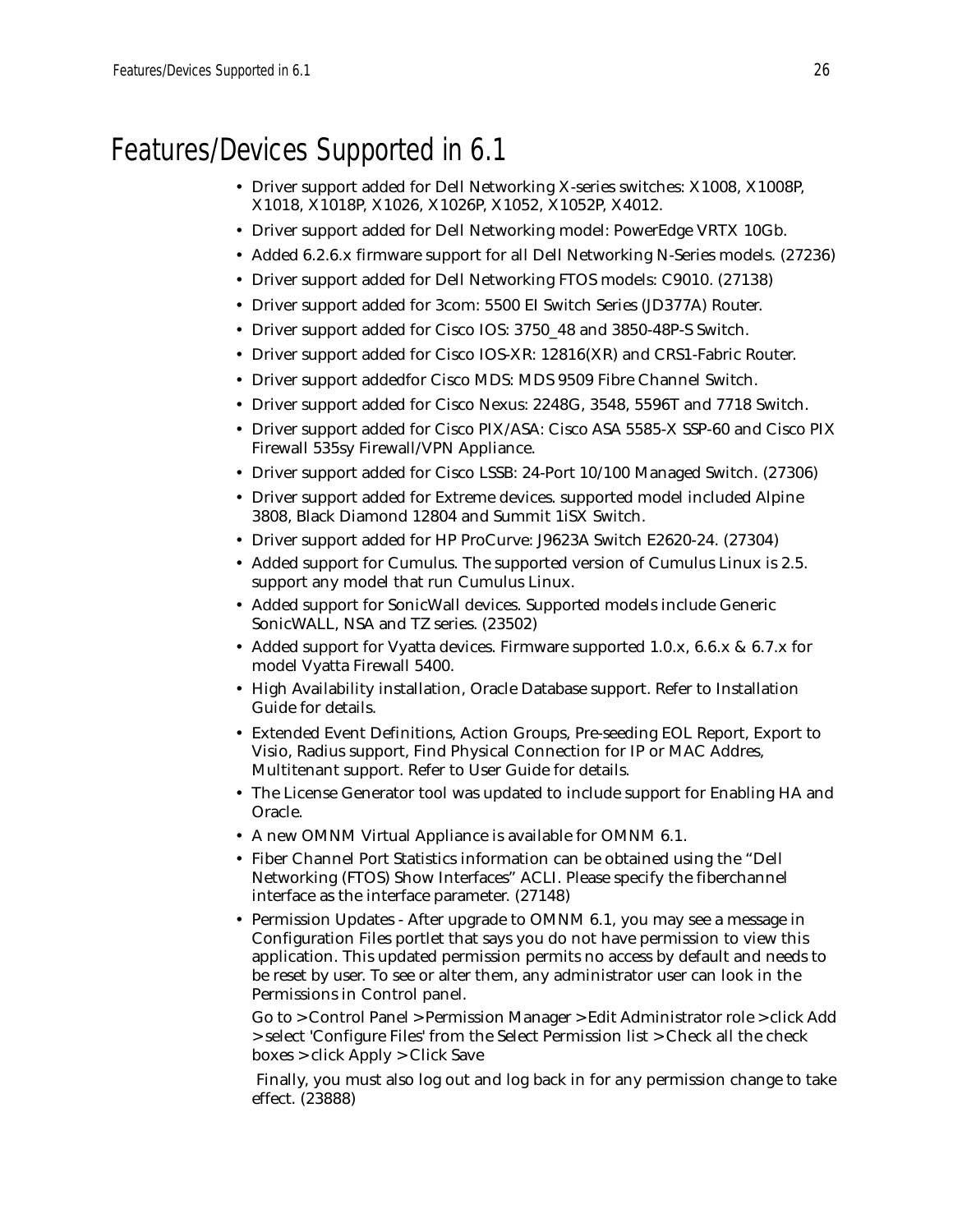# Features/Devices Supported in 6.1

- Driver support added for Dell Networking X-series switches: X1008, X1008P, X1018, X1018P, X1026, X1026P, X1052, X1052P, X4012.
- Driver support added for Dell Networking model: PowerEdge VRTX 10Gb.
- Added 6.2.6.x firmware support for all Dell Networking N-Series models. (27236)
- Driver support added for Dell Networking FTOS models: C9010. (27138)
- Driver support added for 3com: 5500 EI Switch Series (JD377A) Router.
- Driver support added for Cisco IOS: 3750_48 and 3850-48P-S Switch.
- Driver support added for Cisco IOS-XR: 12816(XR) and CRS1-Fabric Router.
- Driver support addedfor Cisco MDS: MDS 9509 Fibre Channel Switch.
- Driver support added for Cisco Nexus: 2248G, 3548, 5596T and 7718 Switch.
- Driver support added for Cisco PIX/ASA: Cisco ASA 5585-X SSP-60 and Cisco PIX Firewall 535sy Firewall/VPN Appliance.
- Driver support added for Cisco LSSB: 24-Port 10/100 Managed Switch. (27306)
- Driver support added for Extreme devices. supported model included Alpine 3808, Black Diamond 12804 and Summit 1iSX Switch.
- Driver support added for HP ProCurve: J9623A Switch E2620-24. (27304)
- Added support for Cumulus. The supported version of Cumulus Linux is 2.5. support any model that run Cumulus Linux.
- Added support for SonicWall devices. Supported models include Generic SonicWALL, NSA and TZ series. (23502)
- Added support for Vyatta devices. Firmware supported 1.0.x, 6.6.x & 6.7.x for model Vyatta Firewall 5400.
- High Availability installation, Oracle Database support. Refer to Installation Guide for details.
- Extended Event Definitions, Action Groups, Pre-seeding EOL Report, Export to Visio, Radius support, Find Physical Connection for IP or MAC Addres, Multitenant support. Refer to User Guide for details.
- The License Generator tool was updated to include support for Enabling HA and Oracle.
- A new OMNM Virtual Appliance is available for OMNM 6.1.
- Fiber Channel Port Statistics information can be obtained using the "Dell Networking (FTOS) Show Interfaces" ACLI. Please specify the fiberchannel interface as the interface parameter. (27148)
- Permission Updates - After upgrade to OMNM 6.1, you may see a message in Configuration Files portlet that says you do not have permission to view this application. This updated permission permits no access by default and needs to be reset by user. To see or alter them, any administrator user can look in the Permissions in Control panel.

  Go to > Control Panel > Permission Manager > Edit Administrator role > click Add > select 'Configure Files' from the Select Permission list > Check all the check boxes > click Apply > Click Save

  Finally, you must also log out and log back in for any permission change to take effect. (23888)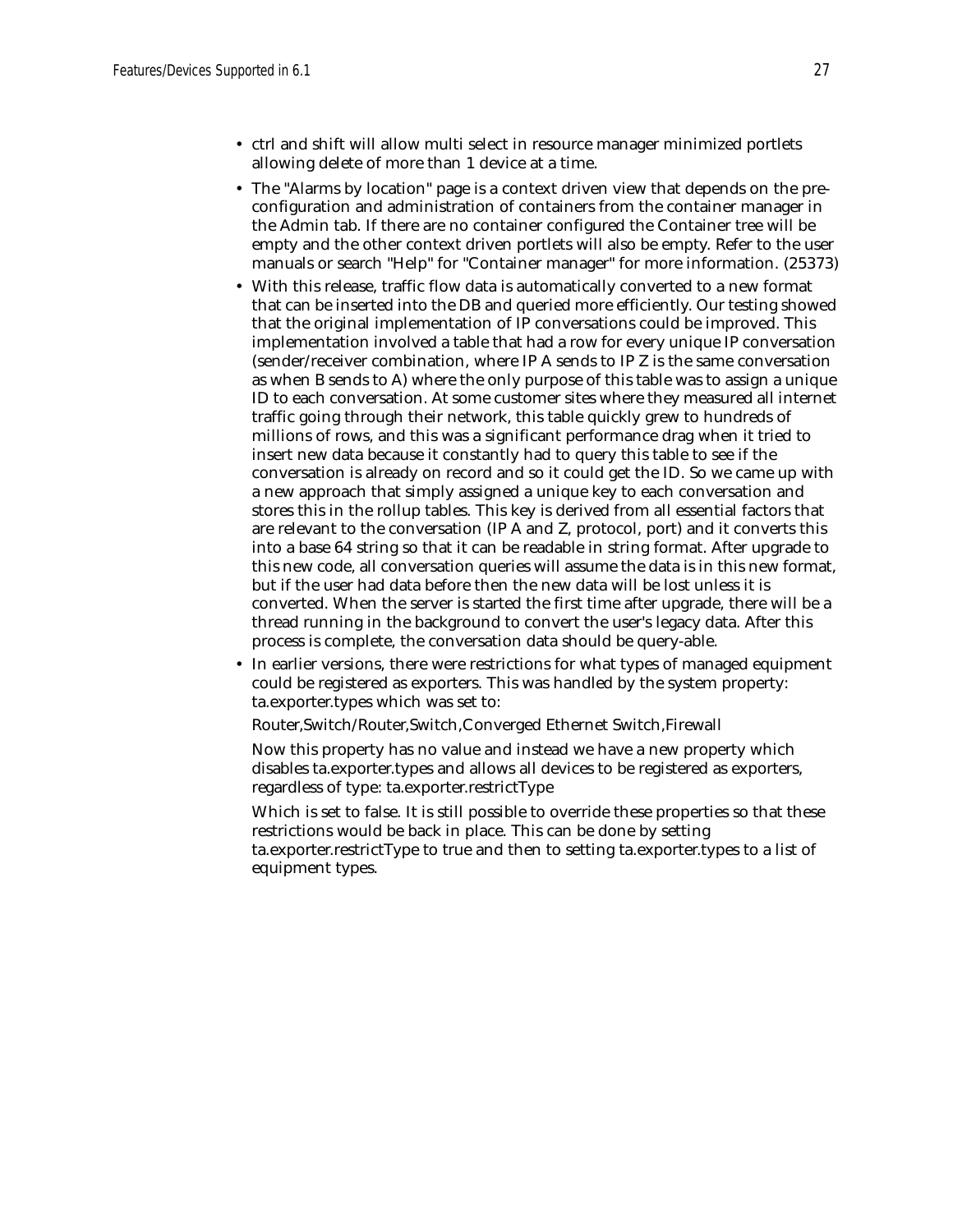- ctrl and shift will allow multi select in resource manager minimized portlets allowing delete of more than 1 device at a time.
- The "Alarms by location" page is a context driven view that depends on the pre-configuration and administration of containers from the container manager in the Admin tab. If there are no container configured the Container tree will be empty and the other context driven portlets will also be empty. Refer to the user manuals or search "Help" for "Container manager" for more information. (25373)
- With this release, traffic flow data is automatically converted to a new format that can be inserted into the DB and queried more efficiently. Our testing showed that the original implementation of IP conversations could be improved. This implementation involved a table that had a row for every unique IP conversation (sender/receiver combination, where IP A sends to IP Z is the same conversation as when B sends to A) where the only purpose of this table was to assign a unique ID to each conversation. At some customer sites where they measured all internet traffic going through their network, this table quickly grew to hundreds of millions of rows, and this was a significant performance drag when it tried to insert new data because it constantly had to query this table to see if the conversation is already on record and so it could get the ID. So we came up with a new approach that simply assigned a unique key to each conversation and stores this in the rollup tables. This key is derived from all essential factors that are relevant to the conversation (IP A and Z, protocol, port) and it converts this into a base 64 string so that it can be readable in string format. After upgrade to this new code, all conversation queries will assume the data is in this new format, but if the user had data before then the new data will be lost unless it is converted. When the server is started the first time after upgrade, there will be a thread running in the background to convert the user's legacy data. After this process is complete, the conversation data should be query-able.
- In earlier versions, there were restrictions for what types of managed equipment could be registered as exporters. This was handled by the system property: ta.exporter.types which was set to:

  Router,Switch/Router,Switch,Converged Ethernet Switch,Firewall

  Now this property has no value and instead we have a new property which disables ta.exporter.types and allows all devices to be registered as exporters, regardless of type: ta.exporter.restrictType

  Which is set to false. It is still possible to override these properties so that these restrictions would be back in place. This can be done by setting ta.exporter.restrictType to true and then to setting ta.exporter.types to a list of equipment types.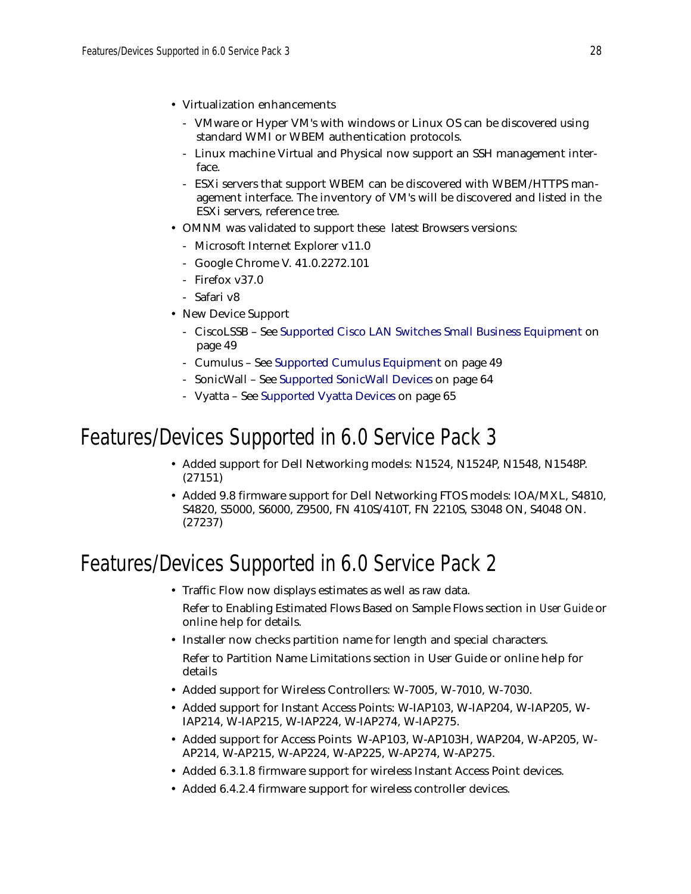- Virtualization enhancements
  - VMware or Hyper VM's with windows or Linux OS can be discovered using standard WMI or WBEM authentication protocols.
  - Linux machine Virtual and Physical now support an SSH management interface.
  - ESXi servers that support WBEM can be discovered with WBEM/HTTPS management interface. The inventory of VM's will be discovered and listed in the ESXi servers, reference tree.
- OMNM was validated to support these latest Browsers versions:
  - Microsoft Internet Explorer v11.0
  - Google Chrome V. 41.0.2272.101
  - Firefox v37.0
  - Safari v8
- New Device Support
  - CiscoLSSB – See Supported Cisco LAN Switches Small Business Equipment on page 49
  - Cumulus – See Supported Cumulus Equipment on page 49
  - SonicWall – See Supported SonicWall Devices on page 64
  - Vyatta – See Supported Vyatta Devices on page 65

# Features/Devices Supported in 6.0 Service Pack 3

- Added support for Dell Networking models: N1524, N1524P, N1548, N1548P. (27151)
- Added 9.8 firmware support for Dell Networking FTOS models: IOA/MXL, S4810, S4820, S5000, S6000, Z9500, FN 410S/410T, FN 2210S, S3048 ON, S4048 ON. (27237)

# Features/Devices Supported in 6.0 Service Pack 2

- Traffic Flow now displays estimates as well as raw data.

  Refer to Enabling Estimated Flows Based on Sample Flows section in *User Guide* or online help for details.
- Installer now checks partition name for length and special characters.

  Refer to Partition Name Limitations section in User Guide or online help for details
- Added support for Wireless Controllers: W-7005, W-7010, W-7030.
- Added support for Instant Access Points: W-IAP103, W-IAP204, W-IAP205, W-IAP214, W-IAP215, W-IAP224, W-IAP274, W-IAP275.
- Added support for Access Points W-AP103, W-AP103H, WAP204, W-AP205, W-AP214, W-AP215, W-AP224, W-AP225, W-AP274, W-AP275.
- Added 6.3.1.8 firmware support for wireless Instant Access Point devices.
- Added 6.4.2.4 firmware support for wireless controller devices.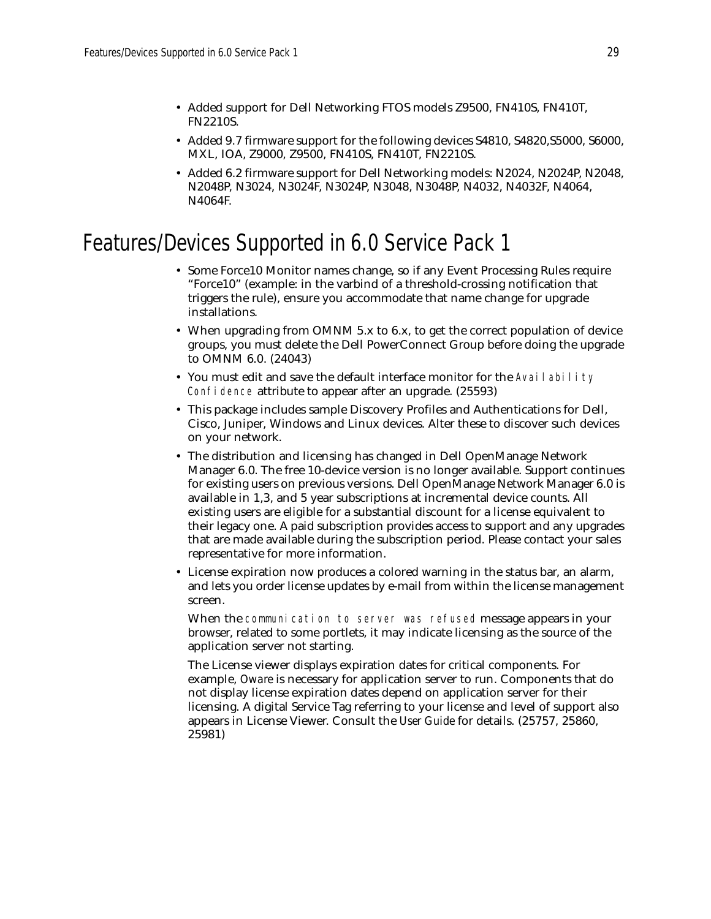- Added support for Dell Networking FTOS models Z9500, FN410S, FN410T, FN2210S.
- Added 9.7 firmware support for the following devices S4810, S4820,S5000, S6000, MXL, IOA, Z9000, Z9500, FN410S, FN410T, FN2210S.
- Added 6.2 firmware support for Dell Networking models: N2024, N2024P, N2048, N2048P, N3024, N3024F, N3024P, N3048, N3048P, N4032, N4032F, N4064, N4064F.

# Features/Devices Supported in 6.0 Service Pack 1

- Some Force10 Monitor names change, so if any Event Processing Rules require "Force10" (example: in the varbind of a threshold-crossing notification that triggers the rule), ensure you accommodate that name change for upgrade installations.
- When upgrading from OMNM 5.x to 6.x, to get the correct population of device groups, you must delete the Dell PowerConnect Group before doing the upgrade to OMNM 6.0. (24043)
- You must edit and save the default interface monitor for the `Availability Confidence` attribute to appear after an upgrade. (25593)
- This package includes sample Discovery Profiles and Authentications for Dell, Cisco, Juniper, Windows and Linux devices. Alter these to discover such devices on your network.
- The distribution and licensing has changed in Dell OpenManage Network Manager 6.0. The free 10-device version is no longer available. Support continues for existing users on previous versions. Dell OpenManage Network Manager 6.0 is available in 1,3, and 5 year subscriptions at incremental device counts. All existing users are eligible for a substantial discount for a license equivalent to their legacy one. A paid subscription provides access to support and any upgrades that are made available during the subscription period. Please contact your sales representative for more information.
- License expiration now produces a colored warning in the status bar, an alarm, and lets you order license updates by e-mail from within the license management screen.

  When the `communication to server was refused` message appears in your browser, related to some portlets, it may indicate licensing as the source of the application server not starting.

  The License viewer displays expiration dates for critical components. For example, *Oware* is necessary for application server to run. Components that do not display license expiration dates depend on application server for their licensing. A digital Service Tag referring to your license and level of support also appears in License Viewer. Consult the *User Guide* for details. (25757, 25860, 25981)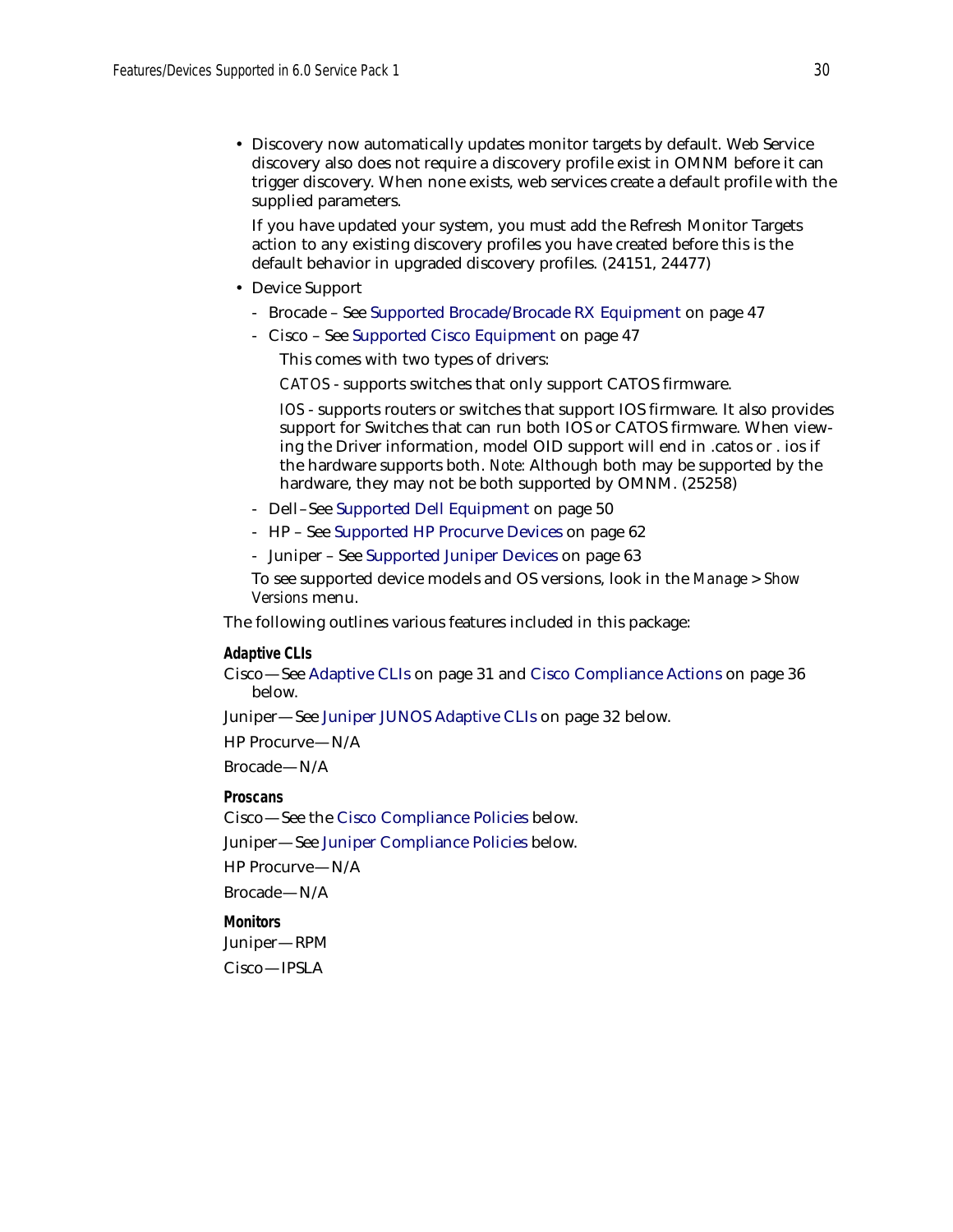- Discovery now automatically updates monitor targets by default. Web Service discovery also does not require a discovery profile exist in OMNM before it can trigger discovery. When none exists, web services create a default profile with the supplied parameters.

  If you have updated your system, you must add the Refresh Monitor Targets action to any existing discovery profiles you have created before this is the default behavior in upgraded discovery profiles. (24151, 24477)

- Device Support
  - Brocade – See Supported Brocade/Brocade RX Equipment on page 47
  - Cisco – See Supported Cisco Equipment on page 47

    This comes with two types of drivers:

    *CATOS* - supports switches that only support CATOS firmware.

    *IOS* - supports routers or switches that support IOS firmware. It also provides support for Switches that can run both IOS or CATOS firmware. When viewing the Driver information, model OID support will end in .catos or . ios if the hardware supports both. *Note:* Although both may be supported by the hardware, they may not be both supported by OMNM. (25258)
  - Dell–See Supported Dell Equipment on page 50
  - HP – See Supported HP Procurve Devices on page 62
  - Juniper – See Supported Juniper Devices on page 63

  To see supported device models and OS versions, look in the *Manage > Show Versions* menu.

The following outlines various features included in this package:

**Adaptive CLIs**

Cisco—See Adaptive CLIs on page 31 and Cisco Compliance Actions on page 36 below.

Juniper—See Juniper JUNOS Adaptive CLIs on page 32 below.

HP Procurve—N/A

Brocade—N/A

**Proscans**

Cisco—See the Cisco Compliance Policies below.

Juniper—See Juniper Compliance Policies below.

HP Procurve—N/A

Brocade—N/A

**Monitors**

Juniper—RPM

Cisco—IPSLA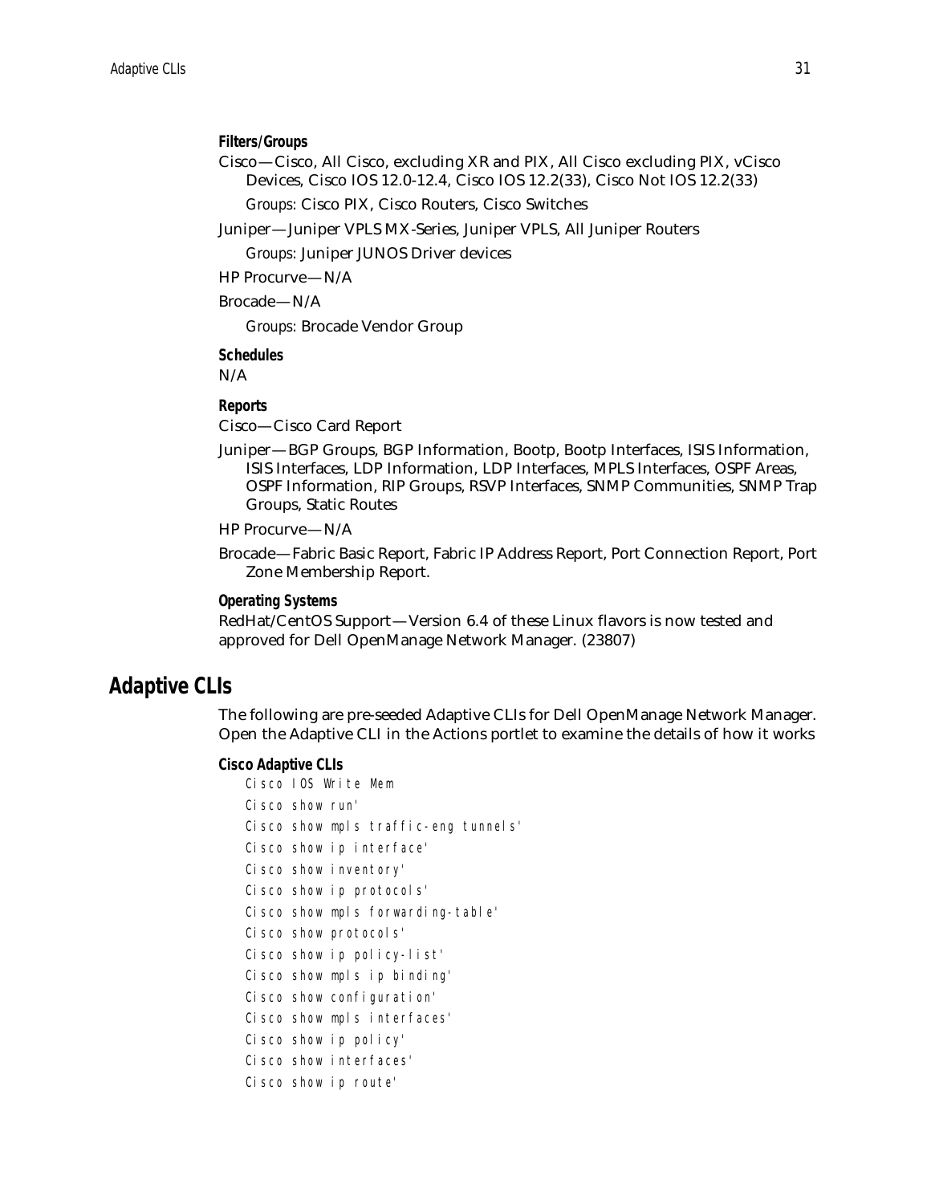**Filters/Groups**

Cisco—Cisco, All Cisco, excluding XR and PIX, All Cisco excluding PIX, vCisco Devices, Cisco IOS 12.0-12.4, Cisco IOS 12.2(33), Cisco Not IOS 12.2(33)

*Groups*: Cisco PIX, Cisco Routers, Cisco Switches

Juniper—Juniper VPLS MX-Series, Juniper VPLS, All Juniper Routers

*Groups*: Juniper JUNOS Driver devices

HP Procurve—N/A

Brocade—N/A

*Groups*: Brocade Vendor Group

**Schedules**

N/A

**Reports**

Cisco—Cisco Card Report

Juniper—BGP Groups, BGP Information, Bootp, Bootp Interfaces, ISIS Information, ISIS Interfaces, LDP Information, LDP Interfaces, MPLS Interfaces, OSPF Areas, OSPF Information, RIP Groups, RSVP Interfaces, SNMP Communities, SNMP Trap Groups, Static Routes

HP Procurve—N/A

Brocade—Fabric Basic Report, Fabric IP Address Report, Port Connection Report, Port Zone Membership Report.

**Operating Systems**

RedHat/CentOS Support—Version 6.4 of these Linux flavors is now tested and approved for Dell OpenManage Network Manager. (23807)

## Adaptive CLIs

The following are pre-seeded Adaptive CLIs for Dell OpenManage Network Manager. Open the Adaptive CLI in the Actions portlet to examine the details of how it works

**Cisco Adaptive CLIs**

```
Cisco IOS Write Mem
Cisco show run'
Cisco show mpls traffic-eng tunnels'
Cisco show ip interface'
Cisco show inventory'
Cisco show ip protocols'
Cisco show mpls forwarding-table'
Cisco show protocols'
Cisco show ip policy-list'
Cisco show mpls ip binding'
Cisco show configuration'
Cisco show mpls interfaces'
Cisco show ip policy'
Cisco show interfaces'
Cisco show ip route'
```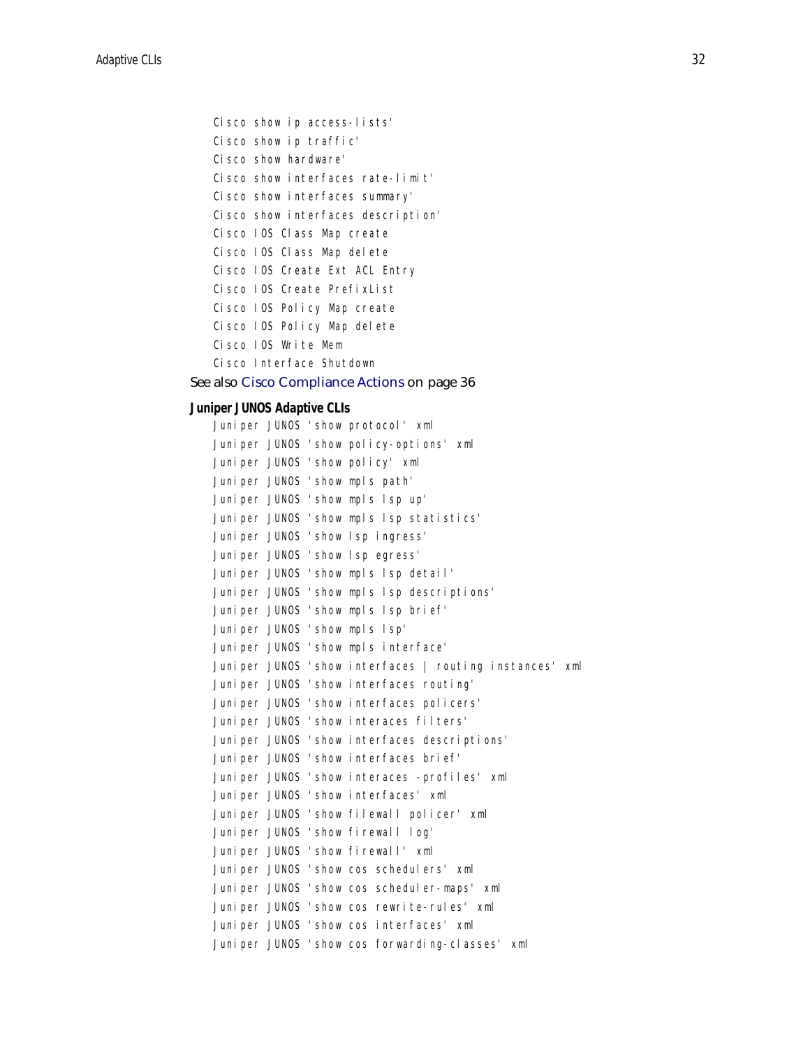Cisco show ip access-lists'

Cisco show ip traffic'

Cisco show hardware'

Cisco show interfaces rate-limit'

Cisco show interfaces summary'

Cisco show interfaces description'

Cisco IOS Class Map create

Cisco IOS Class Map delete

Cisco IOS Create Ext ACL Entry

Cisco IOS Create PrefixList

Cisco IOS Policy Map create

Cisco IOS Policy Map delete

Cisco IOS Write Mem

Cisco Interface Shutdown

See also Cisco Compliance Actions on page 36

### Juniper JUNOS Adaptive CLIs

Juniper JUNOS 'show protocol' xml

Juniper JUNOS 'show policy-options' xml

Juniper JUNOS 'show policy' xml

Juniper JUNOS 'show mpls path'

Juniper JUNOS 'show mpls lsp up'

Juniper JUNOS 'show mpls lsp statistics'

Juniper JUNOS 'show lsp ingress'

Juniper JUNOS 'show lsp egress'

Juniper JUNOS 'show mpls lsp detail'

Juniper JUNOS 'show mpls lsp descriptions'

Juniper JUNOS 'show mpls lsp brief'

Juniper JUNOS 'show mpls lsp'

Juniper JUNOS 'show mpls interface'

Juniper JUNOS 'show interfaces | routing instances' xml

Juniper JUNOS 'show interfaces routing'

Juniper JUNOS 'show interfaces policers'

Juniper JUNOS 'show interaces filters'

Juniper JUNOS 'show interfaces descriptions'

Juniper JUNOS 'show interfaces brief'

Juniper JUNOS 'show interaces -profiles' xml

Juniper JUNOS 'show interfaces' xml

Juniper JUNOS 'show filewall policer' xml

Juniper JUNOS 'show firewall log'

Juniper JUNOS 'show firewall' xml

Juniper JUNOS 'show cos schedulers' xml

Juniper JUNOS 'show cos scheduler-maps' xml

Juniper JUNOS 'show cos rewrite-rules' xml

Juniper JUNOS 'show cos interfaces' xml

Juniper JUNOS 'show cos forwarding-classes' xml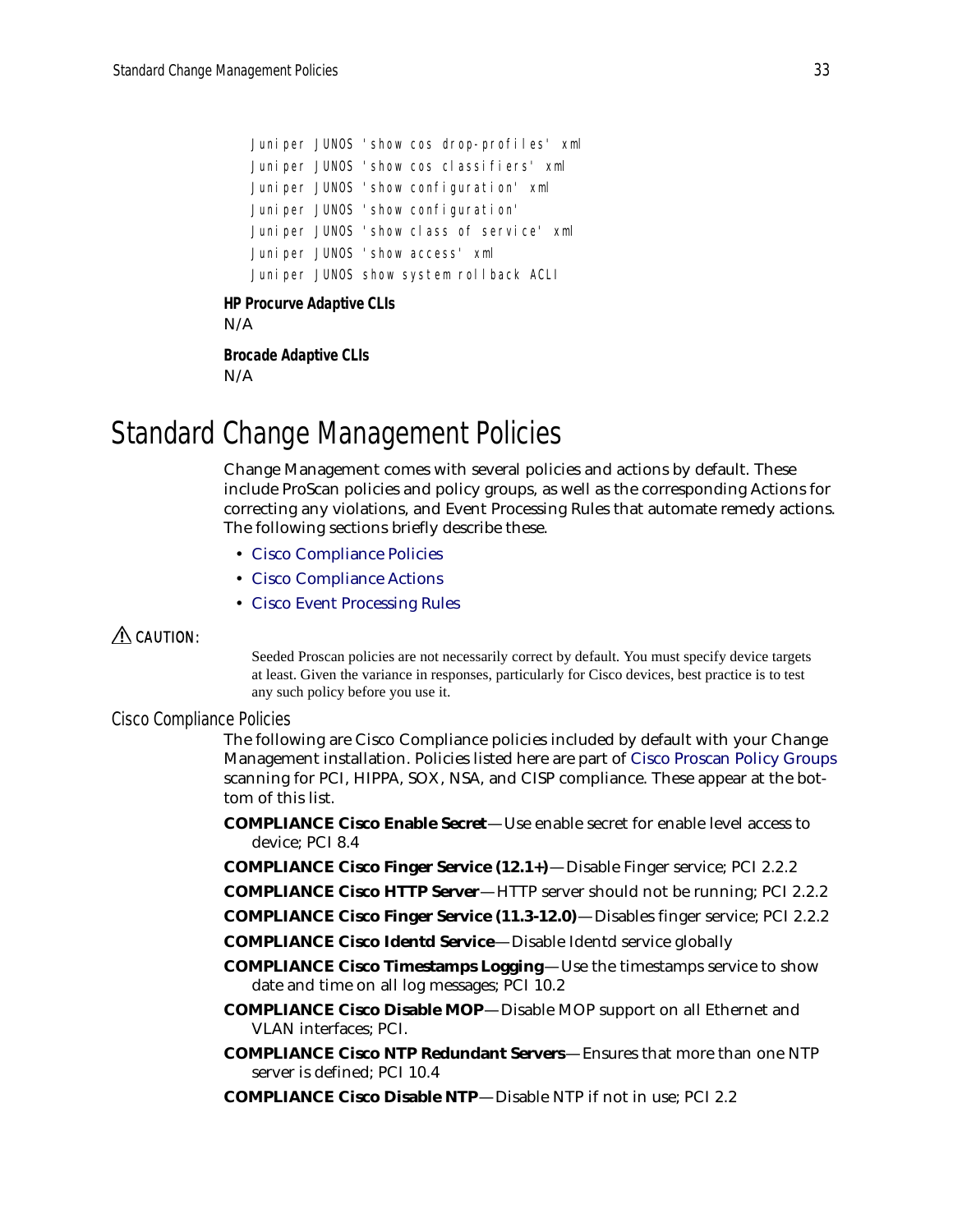```
Juniper JUNOS 'show cos drop-profiles' xml
Juniper JUNOS 'show cos classifiers' xml
Juniper JUNOS 'show configuration' xml
Juniper JUNOS 'show configuration'
Juniper JUNOS 'show class of service' xml
Juniper JUNOS 'show access' xml
Juniper JUNOS show system rollback ACLI
```

**HP Procurve Adaptive CLIs**

N/A

**Brocade Adaptive CLIs**

N/A

# Standard Change Management Policies

Change Management comes with several policies and actions by default. These include ProScan policies and policy groups, as well as the corresponding Actions for correcting any violations, and Event Processing Rules that automate remedy actions. The following sections briefly describe these.

- Cisco Compliance Policies
- Cisco Compliance Actions
- Cisco Event Processing Rules

⚠ CAUTION:

Seeded Proscan policies are not necessarily correct by default. You must specify device targets at least. Given the variance in responses, particularly for Cisco devices, best practice is to test any such policy before you use it.

## Cisco Compliance Policies

The following are Cisco Compliance policies included by default with your Change Management installation. Policies listed here are part of Cisco Proscan Policy Groups scanning for PCI, HIPPA, SOX, NSA, and CISP compliance. These appear at the bottom of this list.

**COMPLIANCE Cisco Enable Secret**—Use enable secret for enable level access to device; PCI 8.4

**COMPLIANCE Cisco Finger Service (12.1+)**—Disable Finger service; PCI 2.2.2

**COMPLIANCE Cisco HTTP Server**—HTTP server should not be running; PCI 2.2.2

**COMPLIANCE Cisco Finger Service (11.3-12.0)**—Disables finger service; PCI 2.2.2

**COMPLIANCE Cisco Identd Service**—Disable Identd service globally

**COMPLIANCE Cisco Timestamps Logging**—Use the timestamps service to show date and time on all log messages; PCI 10.2

**COMPLIANCE Cisco Disable MOP**—Disable MOP support on all Ethernet and VLAN interfaces; PCI.

**COMPLIANCE Cisco NTP Redundant Servers**—Ensures that more than one NTP server is defined; PCI 10.4

**COMPLIANCE Cisco Disable NTP**—Disable NTP if not in use; PCI 2.2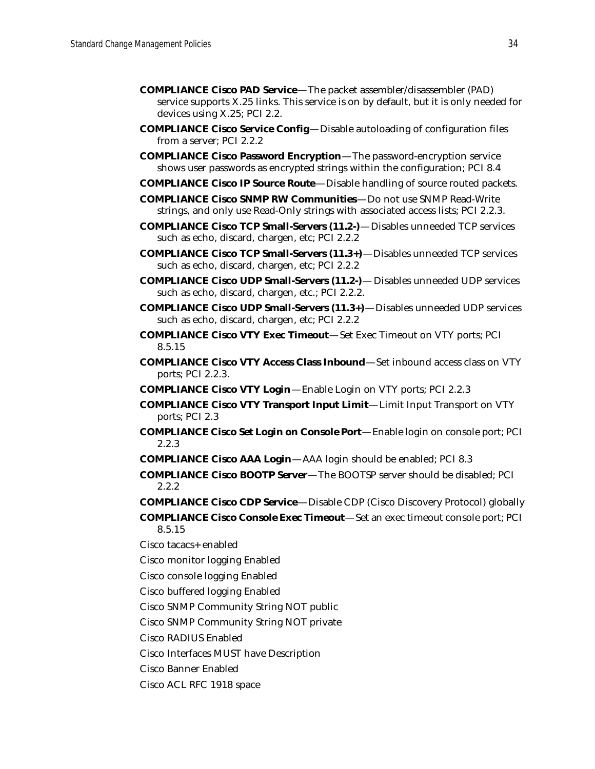**COMPLIANCE Cisco PAD Service**—The packet assembler/disassembler (PAD) service supports X.25 links. This service is on by default, but it is only needed for devices using X.25; PCI 2.2.

**COMPLIANCE Cisco Service Config**—Disable autoloading of configuration files from a server; PCI 2.2.2

**COMPLIANCE Cisco Password Encryption**—The password-encryption service shows user passwords as encrypted strings within the configuration; PCI 8.4

**COMPLIANCE Cisco IP Source Route**—Disable handling of source routed packets.

**COMPLIANCE Cisco SNMP RW Communities**—Do not use SNMP Read-Write strings, and only use Read-Only strings with associated access lists; PCI 2.2.3.

**COMPLIANCE Cisco TCP Small-Servers (11.2-)**—Disables unneeded TCP services such as echo, discard, chargen, etc; PCI 2.2.2

**COMPLIANCE Cisco TCP Small-Servers (11.3+)**—Disables unneeded TCP services such as echo, discard, chargen, etc; PCI 2.2.2

**COMPLIANCE Cisco UDP Small-Servers (11.2-)**— Disables unneeded UDP services such as echo, discard, chargen, etc.; PCI 2.2.2.

**COMPLIANCE Cisco UDP Small-Servers (11.3+)**—Disables unneeded UDP services such as echo, discard, chargen, etc; PCI 2.2.2

**COMPLIANCE Cisco VTY Exec Timeout**—Set Exec Timeout on VTY ports; PCI 8.5.15

**COMPLIANCE Cisco VTY Access Class Inbound**—Set inbound access class on VTY ports; PCI 2.2.3.

**COMPLIANCE Cisco VTY Login**—Enable Login on VTY ports; PCI 2.2.3

**COMPLIANCE Cisco VTY Transport Input Limit**—Limit Input Transport on VTY ports; PCI 2.3

**COMPLIANCE Cisco Set Login on Console Port**—Enable login on console port; PCI 2.2.3

**COMPLIANCE Cisco AAA Login**—AAA login should be enabled; PCI 8.3

**COMPLIANCE Cisco BOOTP Server**—The BOOTSP server should be disabled; PCI 2.2.2

**COMPLIANCE Cisco CDP Service**—Disable CDP (Cisco Discovery Protocol) globally

**COMPLIANCE Cisco Console Exec Timeout**—Set an exec timeout console port; PCI 8.5.15

Cisco tacacs+ enabled

Cisco monitor logging Enabled

Cisco console logging Enabled

Cisco buffered logging Enabled

Cisco SNMP Community String NOT public

Cisco SNMP Community String NOT private

Cisco RADIUS Enabled

Cisco Interfaces MUST have Description

Cisco Banner Enabled

Cisco ACL RFC 1918 space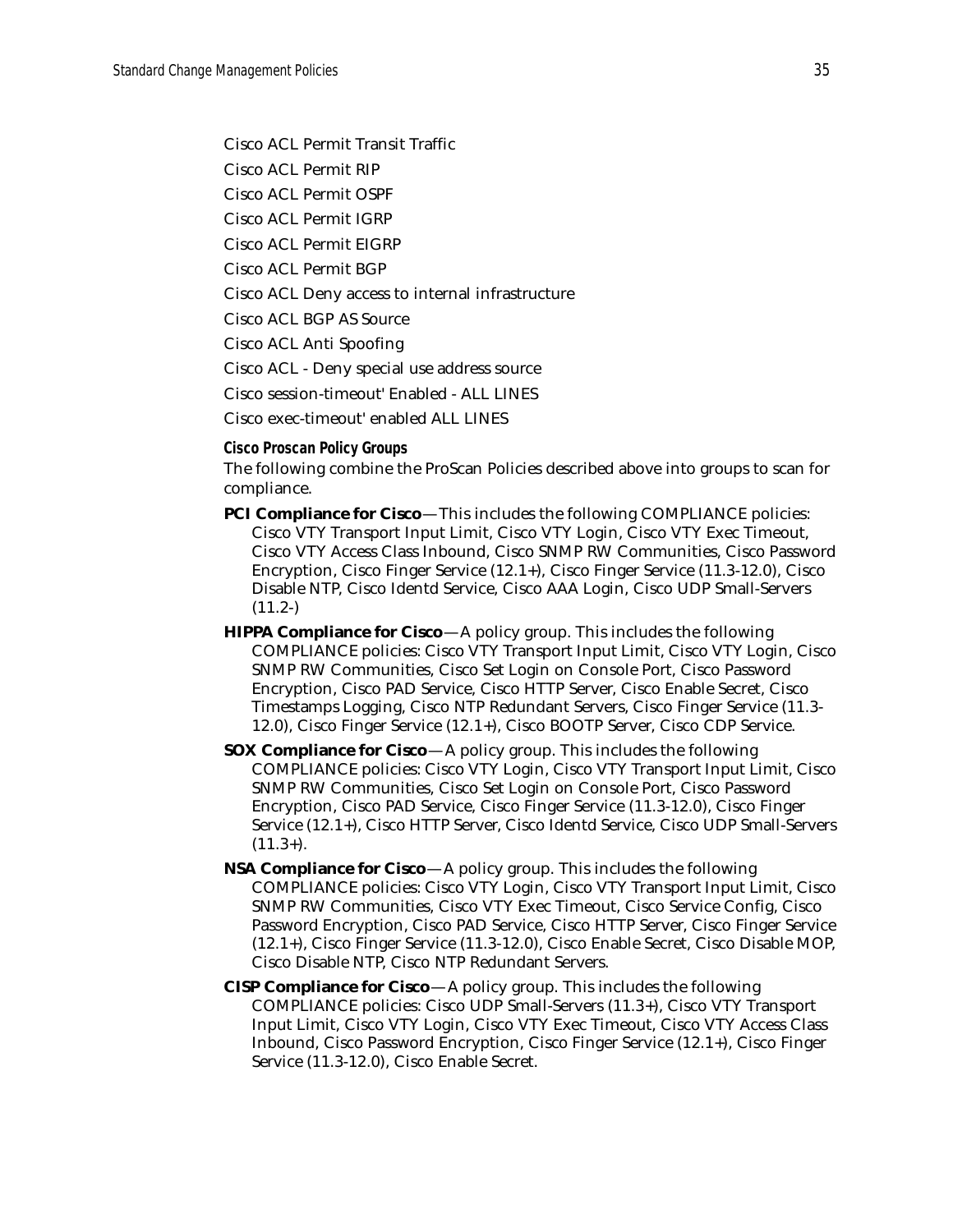Cisco ACL Permit Transit Traffic

Cisco ACL Permit RIP

Cisco ACL Permit OSPF

Cisco ACL Permit IGRP

Cisco ACL Permit EIGRP

Cisco ACL Permit BGP

Cisco ACL Deny access to internal infrastructure

Cisco ACL BGP AS Source

Cisco ACL Anti Spoofing

Cisco ACL - Deny special use address source

Cisco session-timeout' Enabled - ALL LINES

Cisco exec-timeout' enabled ALL LINES

### Cisco Proscan Policy Groups

The following combine the ProScan Policies described above into groups to scan for compliance.

**PCI Compliance for Cisco**—This includes the following COMPLIANCE policies: Cisco VTY Transport Input Limit, Cisco VTY Login, Cisco VTY Exec Timeout, Cisco VTY Access Class Inbound, Cisco SNMP RW Communities, Cisco Password Encryption, Cisco Finger Service (12.1+), Cisco Finger Service (11.3-12.0), Cisco Disable NTP, Cisco Identd Service, Cisco AAA Login, Cisco UDP Small-Servers (11.2-)

**HIPPA Compliance for Cisco**—A policy group. This includes the following COMPLIANCE policies: Cisco VTY Transport Input Limit, Cisco VTY Login, Cisco SNMP RW Communities, Cisco Set Login on Console Port, Cisco Password Encryption, Cisco PAD Service, Cisco HTTP Server, Cisco Enable Secret, Cisco Timestamps Logging, Cisco NTP Redundant Servers, Cisco Finger Service (11.3-12.0), Cisco Finger Service (12.1+), Cisco BOOTP Server, Cisco CDP Service.

**SOX Compliance for Cisco**—A policy group. This includes the following COMPLIANCE policies: Cisco VTY Login, Cisco VTY Transport Input Limit, Cisco SNMP RW Communities, Cisco Set Login on Console Port, Cisco Password Encryption, Cisco PAD Service, Cisco Finger Service (11.3-12.0), Cisco Finger Service (12.1+), Cisco HTTP Server, Cisco Identd Service, Cisco UDP Small-Servers (11.3+).

**NSA Compliance for Cisco**—A policy group. This includes the following COMPLIANCE policies: Cisco VTY Login, Cisco VTY Transport Input Limit, Cisco SNMP RW Communities, Cisco VTY Exec Timeout, Cisco Service Config, Cisco Password Encryption, Cisco PAD Service, Cisco HTTP Server, Cisco Finger Service (12.1+), Cisco Finger Service (11.3-12.0), Cisco Enable Secret, Cisco Disable MOP, Cisco Disable NTP, Cisco NTP Redundant Servers.

**CISP Compliance for Cisco**—A policy group. This includes the following COMPLIANCE policies: Cisco UDP Small-Servers (11.3+), Cisco VTY Transport Input Limit, Cisco VTY Login, Cisco VTY Exec Timeout, Cisco VTY Access Class Inbound, Cisco Password Encryption, Cisco Finger Service (12.1+), Cisco Finger Service (11.3-12.0), Cisco Enable Secret.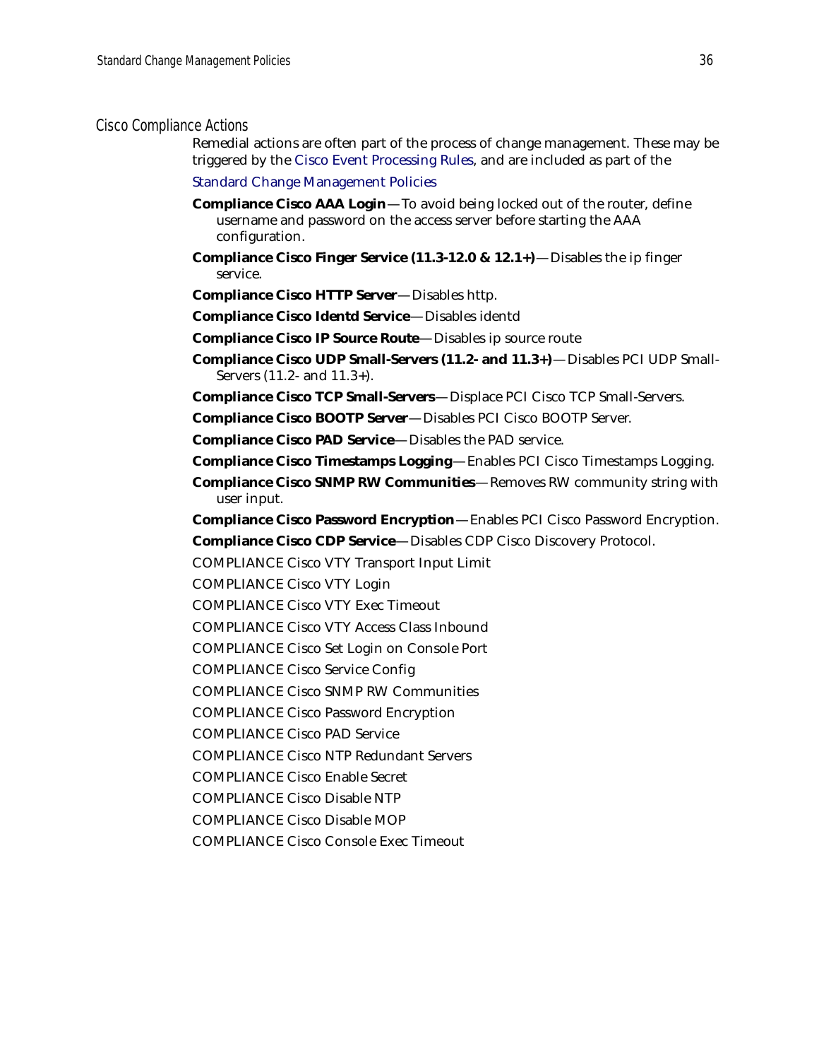## Cisco Compliance Actions

Remedial actions are often part of the process of change management. These may be triggered by the Cisco Event Processing Rules, and are included as part of the

Standard Change Management Policies

**Compliance Cisco AAA Login**—To avoid being locked out of the router, define username and password on the access server before starting the AAA configuration.

**Compliance Cisco Finger Service (11.3-12.0 & 12.1+)**—Disables the ip finger service.

**Compliance Cisco HTTP Server**—Disables http.

**Compliance Cisco Identd Service**—Disables identd

**Compliance Cisco IP Source Route**—Disables ip source route

**Compliance Cisco UDP Small-Servers (11.2- and 11.3+)**—Disables PCI UDP Small-Servers (11.2- and 11.3+).

**Compliance Cisco TCP Small-Servers**—Displace PCI Cisco TCP Small-Servers.

**Compliance Cisco BOOTP Server**—Disables PCI Cisco BOOTP Server.

**Compliance Cisco PAD Service**—Disables the PAD service.

**Compliance Cisco Timestamps Logging**—Enables PCI Cisco Timestamps Logging.

**Compliance Cisco SNMP RW Communities**—Removes RW community string with user input.

**Compliance Cisco Password Encryption**—Enables PCI Cisco Password Encryption.

**Compliance Cisco CDP Service**—Disables CDP Cisco Discovery Protocol.

COMPLIANCE Cisco VTY Transport Input Limit

COMPLIANCE Cisco VTY Login

COMPLIANCE Cisco VTY Exec Timeout

COMPLIANCE Cisco VTY Access Class Inbound

COMPLIANCE Cisco Set Login on Console Port

COMPLIANCE Cisco Service Config

COMPLIANCE Cisco SNMP RW Communities

COMPLIANCE Cisco Password Encryption

COMPLIANCE Cisco PAD Service

COMPLIANCE Cisco NTP Redundant Servers

COMPLIANCE Cisco Enable Secret

COMPLIANCE Cisco Disable NTP

COMPLIANCE Cisco Disable MOP

COMPLIANCE Cisco Console Exec Timeout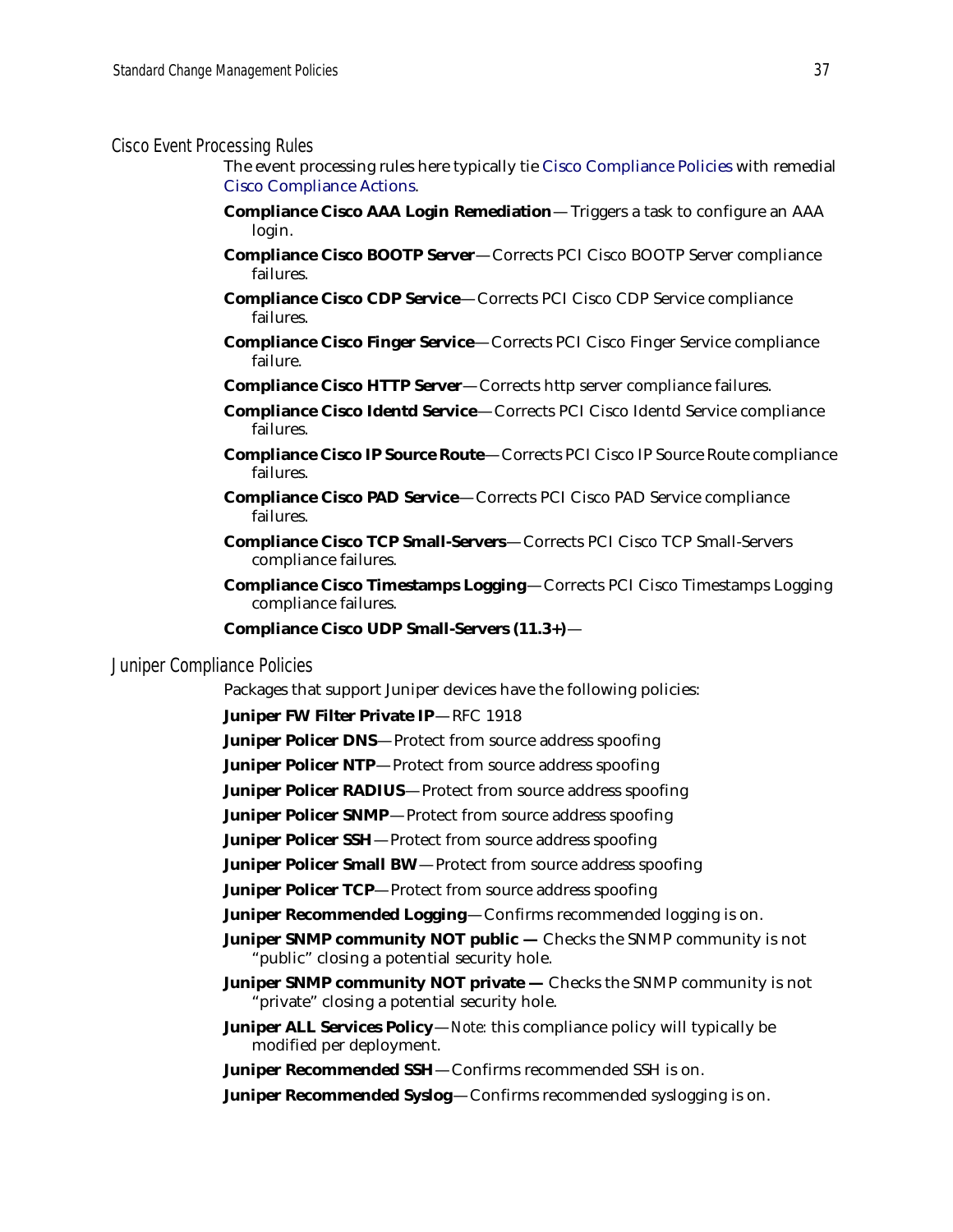### Cisco Event Processing Rules

The event processing rules here typically tie Cisco Compliance Policies with remedial Cisco Compliance Actions.

**Compliance Cisco AAA Login Remediation**— Triggers a task to configure an AAA login.

**Compliance Cisco BOOTP Server**— Corrects PCI Cisco BOOTP Server compliance failures.

**Compliance Cisco CDP Service**— Corrects PCI Cisco CDP Service compliance failures.

**Compliance Cisco Finger Service**— Corrects PCI Cisco Finger Service compliance failure.

**Compliance Cisco HTTP Server**— Corrects http server compliance failures.

**Compliance Cisco Identd Service**— Corrects PCI Cisco Identd Service compliance failures.

**Compliance Cisco IP Source Route**— Corrects PCI Cisco IP Source Route compliance failures.

**Compliance Cisco PAD Service**— Corrects PCI Cisco PAD Service compliance failures.

**Compliance Cisco TCP Small-Servers**— Corrects PCI Cisco TCP Small-Servers compliance failures.

**Compliance Cisco Timestamps Logging**— Corrects PCI Cisco Timestamps Logging compliance failures.

**Compliance Cisco UDP Small-Servers (11.3+)**—

## Juniper Compliance Policies

Packages that support Juniper devices have the following policies:

**Juniper FW Filter Private IP**— RFC 1918

**Juniper Policer DNS**— Protect from source address spoofing

**Juniper Policer NTP**— Protect from source address spoofing

**Juniper Policer RADIUS**— Protect from source address spoofing

**Juniper Policer SNMP**— Protect from source address spoofing

**Juniper Policer SSH**— Protect from source address spoofing

**Juniper Policer Small BW**— Protect from source address spoofing

**Juniper Policer TCP**— Protect from source address spoofing

**Juniper Recommended Logging**— Confirms recommended logging is on.

**Juniper SNMP community NOT public —** Checks the SNMP community is not "public" closing a potential security hole.

**Juniper SNMP community NOT private —** Checks the SNMP community is not "private" closing a potential security hole.

**Juniper ALL Services Policy**— *Note:* this compliance policy will typically be modified per deployment.

**Juniper Recommended SSH**— Confirms recommended SSH is on.

**Juniper Recommended Syslog**— Confirms recommended syslogging is on.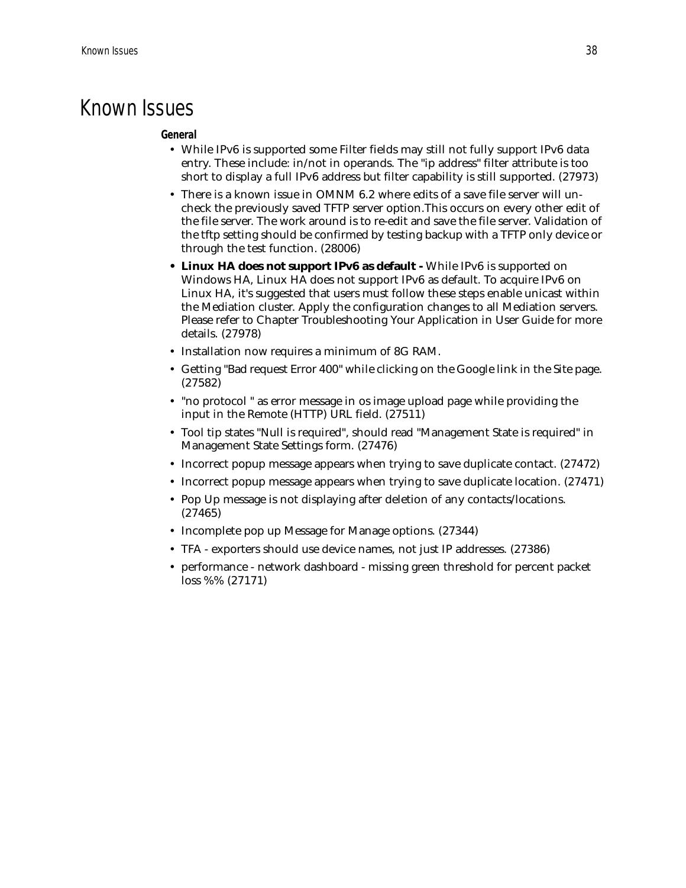# Known Issues

### General

- While IPv6 is supported some Filter fields may still not fully support IPv6 data entry. These include: in/not in operands. The "ip address" filter attribute is too short to display a full IPv6 address but filter capability is still supported. (27973)
- There is a known issue in OMNM 6.2 where edits of a save file server will un-check the previously saved TFTP server option.This occurs on every other edit of the file server. The work around is to re-edit and save the file server. Validation of the tftp setting should be confirmed by testing backup with a TFTP only device or through the test function. (28006)
- **Linux HA does not support IPv6 as default -** While IPv6 is supported on Windows HA, Linux HA does not support IPv6 as default. To acquire IPv6 on Linux HA, it's suggested that users must follow these steps enable unicast within the Mediation cluster. Apply the configuration changes to all Mediation servers. Please refer to Chapter Troubleshooting Your Application in User Guide for more details. (27978)
- Installation now requires a minimum of 8G RAM.
- Getting "Bad request Error 400" while clicking on the Google link in the Site page. (27582)
- "no protocol " as error message in os image upload page while providing the input in the Remote (HTTP) URL field. (27511)
- Tool tip states "Null is required", should read "Management State is required" in Management State Settings form. (27476)
- Incorrect popup message appears when trying to save duplicate contact. (27472)
- Incorrect popup message appears when trying to save duplicate location. (27471)
- Pop Up message is not displaying after deletion of any contacts/locations. (27465)
- Incomplete pop up Message for Manage options. (27344)
- TFA - exporters should use device names, not just IP addresses. (27386)
- performance - network dashboard - missing green threshold for percent packet loss %% (27171)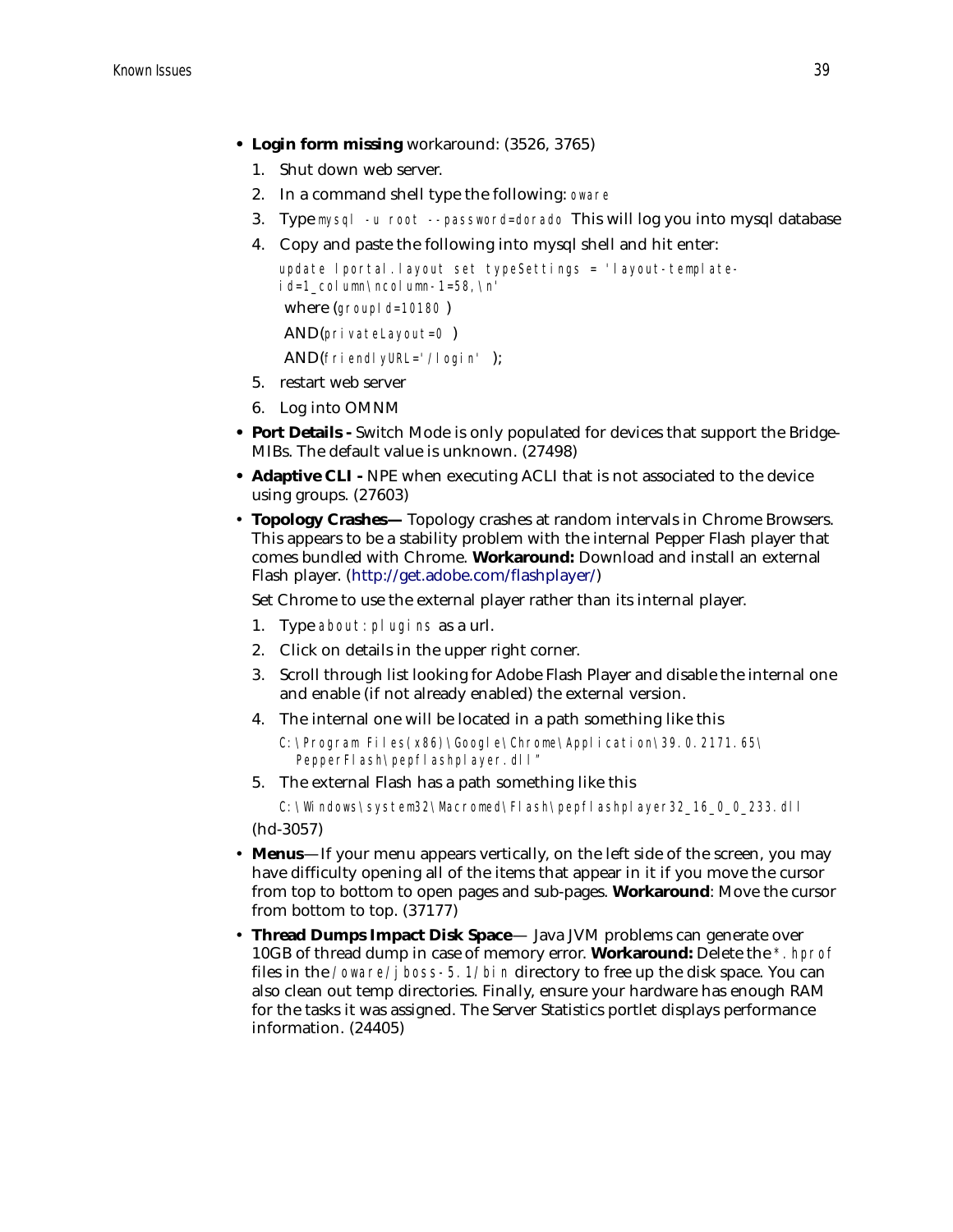- **Login form missing** workaround: (3526, 3765)
  1. Shut down web server.
  2. In a command shell type the following: `oware`
  3. Type `mysql -u root --password=dorado` This will log you into mysql database
  4. Copy and paste the following into mysql shell and hit enter:

     `update lportal.layout set typeSettings = 'layout-template-id=1_column\ncolumn-1=58,\n'`

     where (`groupId=10180` )

     AND(`privateLayout=0` )

     AND(`friendlyURL='/login'` );
  5. restart web server
  6. Log into OMNM
- **Port Details -** Switch Mode is only populated for devices that support the Bridge-MIBs. The default value is unknown. (27498)
- **Adaptive CLI -** NPE when executing ACLI that is not associated to the device using groups. (27603)
- **Topology Crashes—** Topology crashes at random intervals in Chrome Browsers. This appears to be a stability problem with the internal Pepper Flash player that comes bundled with Chrome. **Workaround:** Download and install an external Flash player. (http://get.adobe.com/flashplayer/)

  Set Chrome to use the external player rather than its internal player.
  1. Type `about:plugins` as a url.
  2. Click on details in the upper right corner.
  3. Scroll through list looking for Adobe Flash Player and disable the internal one and enable (if not already enabled) the external version.
  4. The internal one will be located in a path something like this

     `C:\Program Files(x86)\Google\Chrome\Application\39.0.2171.65\PepperFlash\pepflashplayer.dll"`
  5. The external Flash has a path something like this

     `C:\Windows\system32\Macromed\Flash\pepflashplayer32_16_0_0_233.dll`

  (hd-3057)
- **Menus**—If your menu appears vertically, on the left side of the screen, you may have difficulty opening all of the items that appear in it if you move the cursor from top to bottom to open pages and sub-pages. **Workaround**: Move the cursor from bottom to top. (37177)
- **Thread Dumps Impact Disk Space**— Java JVM problems can generate over 10GB of thread dump in case of memory error. **Workaround:** Delete the `*.hprof` files in the `/oware/jboss-5.1/bin` directory to free up the disk space. You can also clean out temp directories. Finally, ensure your hardware has enough RAM for the tasks it was assigned. The Server Statistics portlet displays performance information. (24405)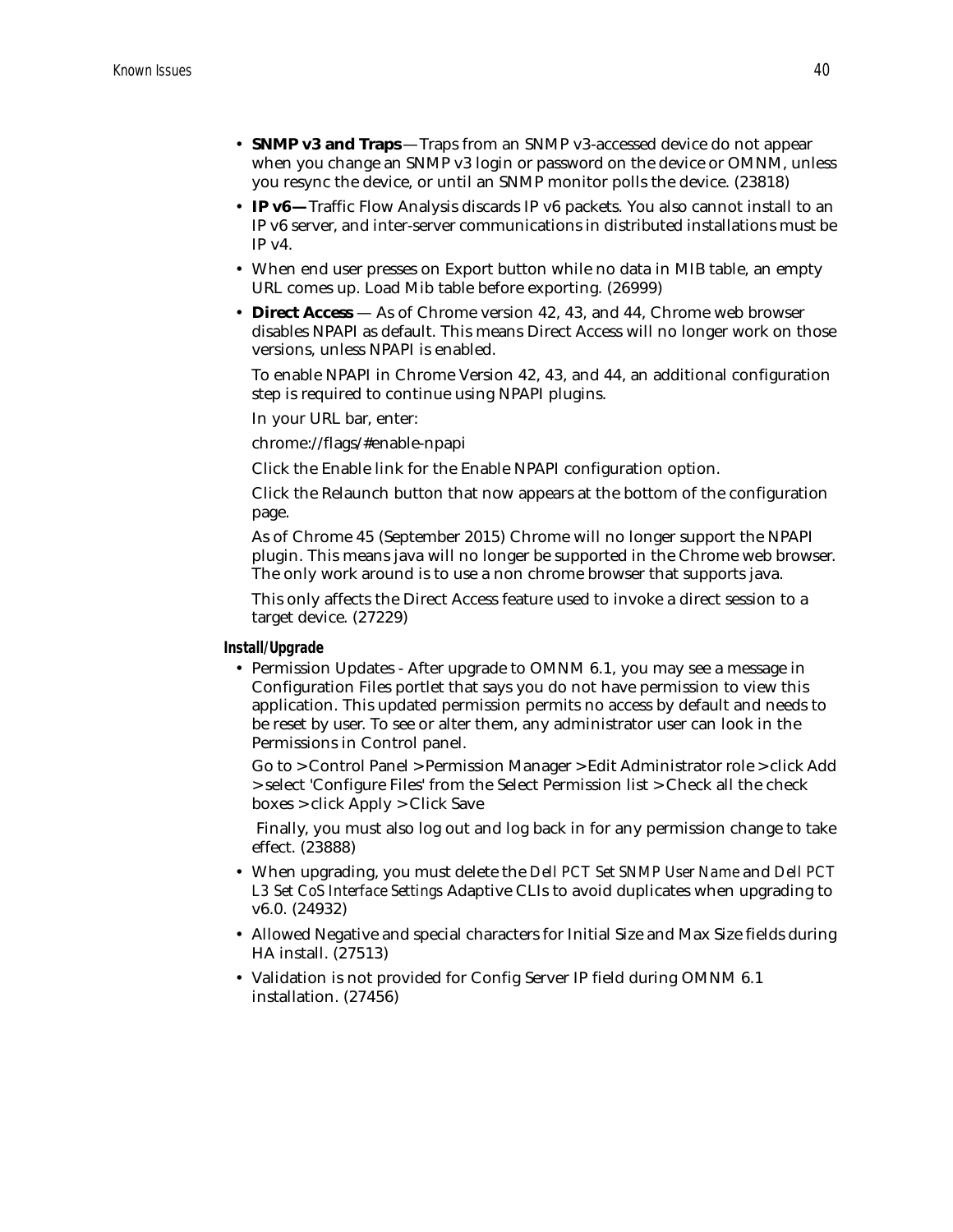- **SNMP v3 and Traps**—Traps from an SNMP v3-accessed device do not appear when you change an SNMP v3 login or password on the device or OMNM, unless you resync the device, or until an SNMP monitor polls the device. (23818)
- **IP v6—** Traffic Flow Analysis discards IP v6 packets. You also cannot install to an IP v6 server, and inter-server communications in distributed installations must be IP v4.
- When end user presses on Export button while no data in MIB table, an empty URL comes up. Load Mib table before exporting. (26999)
- **Direct Access** — As of Chrome version 42, 43, and 44, Chrome web browser disables NPAPI as default. This means Direct Access will no longer work on those versions, unless NPAPI is enabled.

  To enable NPAPI in Chrome Version 42, 43, and 44, an additional configuration step is required to continue using NPAPI plugins.

  In your URL bar, enter:

  chrome://flags/#enable-npapi

  Click the Enable link for the Enable NPAPI configuration option.

  Click the Relaunch button that now appears at the bottom of the configuration page.

  As of Chrome 45 (September 2015) Chrome will no longer support the NPAPI plugin. This means java will no longer be supported in the Chrome web browser. The only work around is to use a non chrome browser that supports java.

  This only affects the Direct Access feature used to invoke a direct session to a target device. (27229)

#### Install/Upgrade

- Permission Updates - After upgrade to OMNM 6.1, you may see a message in Configuration Files portlet that says you do not have permission to view this application. This updated permission permits no access by default and needs to be reset by user. To see or alter them, any administrator user can look in the Permissions in Control panel.

  Go to > Control Panel > Permission Manager > Edit Administrator role > click Add > select 'Configure Files' from the Select Permission list > Check all the check boxes > click Apply > Click Save

  Finally, you must also log out and log back in for any permission change to take effect. (23888)
- When upgrading, you must delete the *Dell PCT Set SNMP User Name* and *Dell PCT L3 Set CoS Interface Settings* Adaptive CLIs to avoid duplicates when upgrading to v6.0. (24932)
- Allowed Negative and special characters for Initial Size and Max Size fields during HA install. (27513)
- Validation is not provided for Config Server IP field during OMNM 6.1 installation. (27456)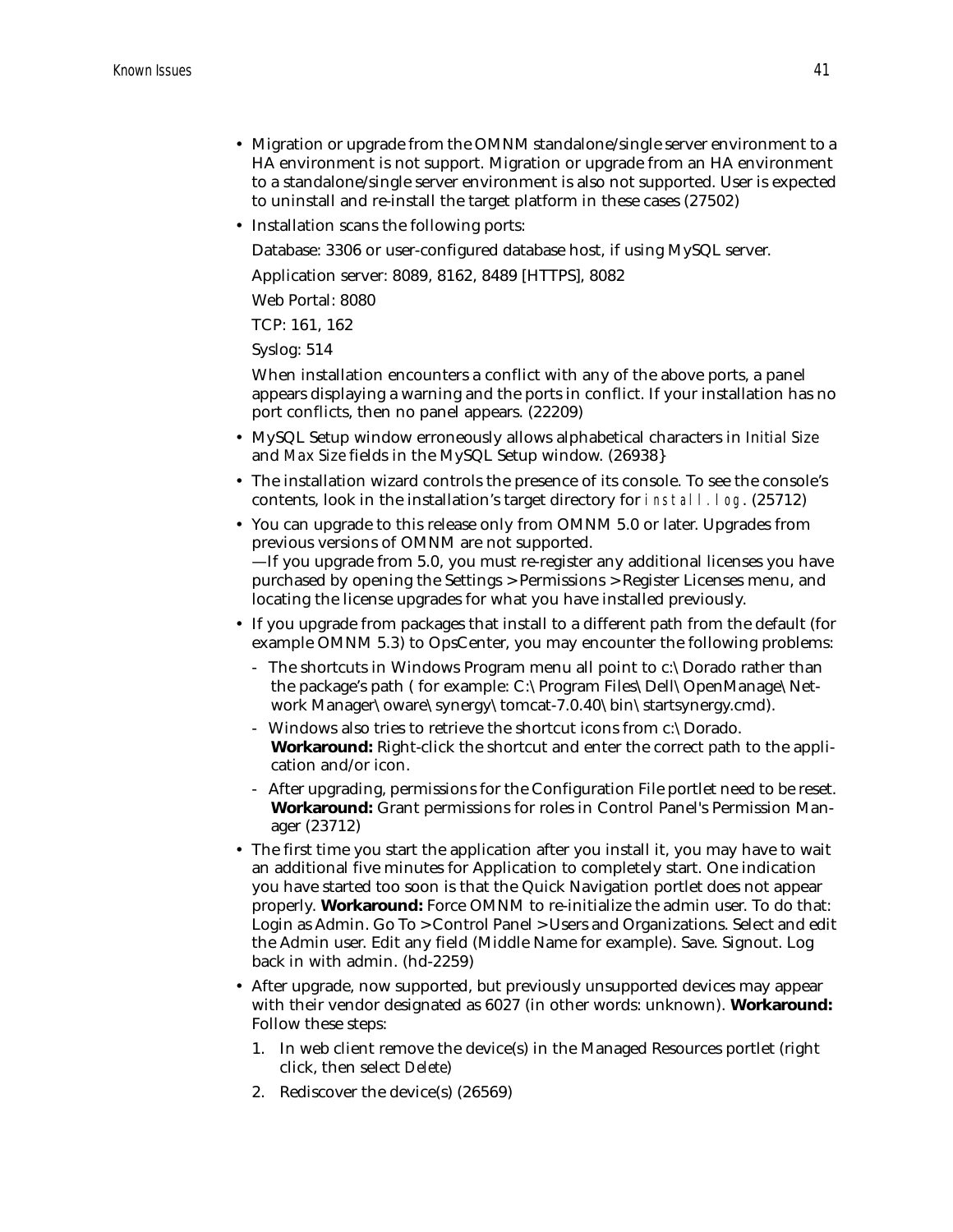- Migration or upgrade from the OMNM standalone/single server environment to a HA environment is not support. Migration or upgrade from an HA environment to a standalone/single server environment is also not supported. User is expected to uninstall and re-install the target platform in these cases (27502)
- Installation scans the following ports:

  Database: 3306 or user-configured database host, if using MySQL server.

  Application server: 8089, 8162, 8489 [HTTPS], 8082

  Web Portal: 8080

  TCP: 161, 162

  Syslog: 514

  When installation encounters a conflict with any of the above ports, a panel appears displaying a warning and the ports in conflict. If your installation has no port conflicts, then no panel appears. (22209)
- MySQL Setup window erroneously allows alphabetical characters in *Initial Size* and *Max Size* fields in the MySQL Setup window. (26938}
- The installation wizard controls the presence of its console. To see the console's contents, look in the installation's target directory for `install.log`. (25712)
- You can upgrade to this release only from OMNM 5.0 or later. Upgrades from previous versions of OMNM are not supported.
  —If you upgrade from 5.0, you must re-register any additional licenses you have purchased by opening the Settings > Permissions > Register Licenses menu, and locating the license upgrades for what you have installed previously.
- If you upgrade from packages that install to a different path from the default (for example OMNM 5.3) to OpsCenter, you may encounter the following problems:
  - The shortcuts in Windows Program menu all point to c:\Dorado rather than the package's path ( for example: C:\Program Files\Dell\OpenManage\Network Manager\oware\synergy\tomcat-7.0.40\bin\startsynergy.cmd).
  - Windows also tries to retrieve the shortcut icons from c:\Dorado. **Workaround:** Right-click the shortcut and enter the correct path to the application and/or icon.
  - After upgrading, permissions for the Configuration File portlet need to be reset. **Workaround:** Grant permissions for roles in Control Panel's Permission Manager (23712)
- The first time you start the application after you install it, you may have to wait an additional five minutes for Application to completely start. One indication you have started too soon is that the Quick Navigation portlet does not appear properly. **Workaround:** Force OMNM to re-initialize the admin user. To do that: Login as Admin. Go To > Control Panel > Users and Organizations. Select and edit the Admin user. Edit any field (Middle Name for example). Save. Signout. Log back in with admin. (hd-2259)
- After upgrade, now supported, but previously unsupported devices may appear with their vendor designated as 6027 (in other words: unknown). **Workaround:** Follow these steps:
  1. In web client remove the device(s) in the Managed Resources portlet (right click, then select *Delete*)
  2. Rediscover the device(s) (26569)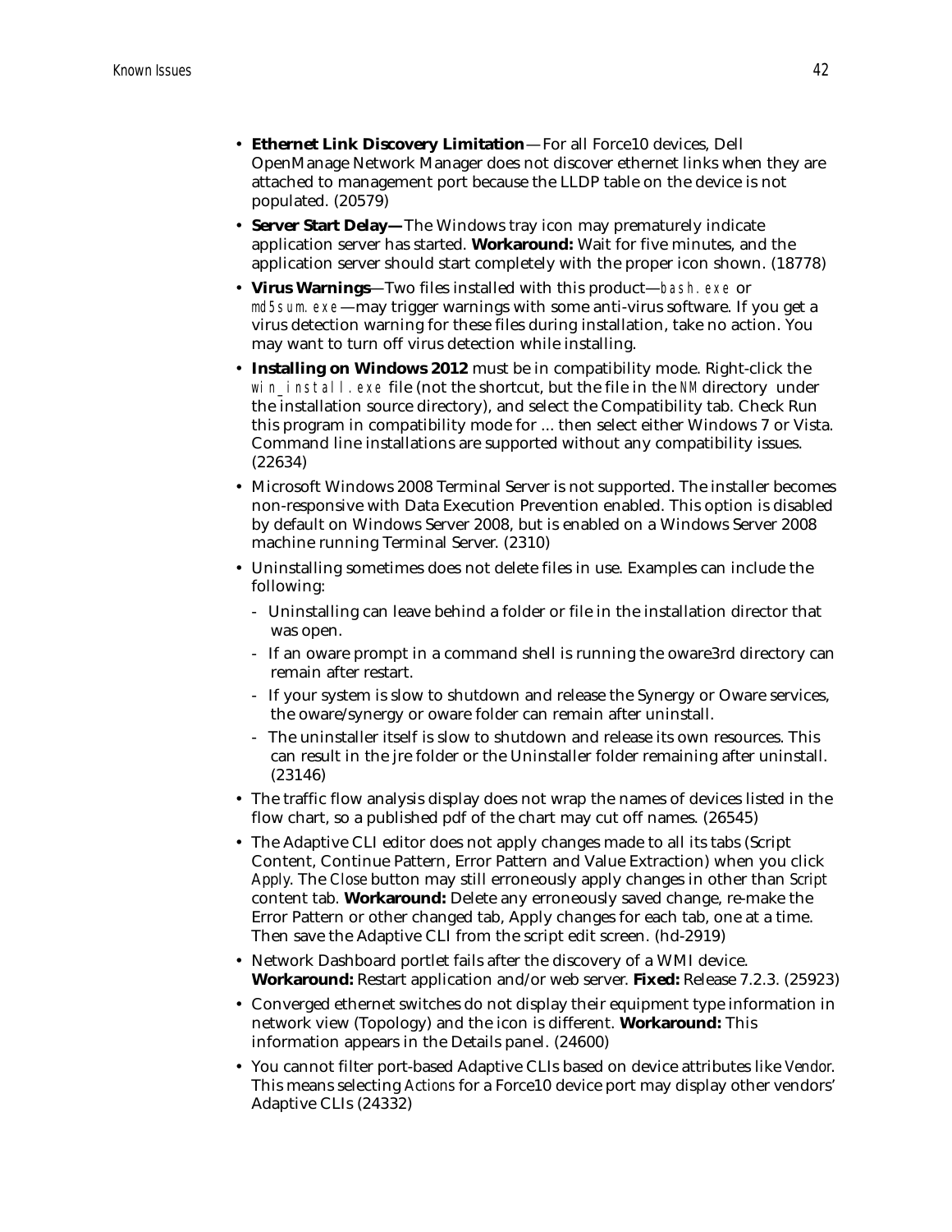- **Ethernet Link Discovery Limitation**—For all Force10 devices, Dell OpenManage Network Manager does not discover ethernet links when they are attached to management port because the LLDP table on the device is not populated. (20579)
- **Server Start Delay—** The Windows tray icon may prematurely indicate application server has started. **Workaround:** Wait for five minutes, and the application server should start completely with the proper icon shown. (18778)
- **Virus Warnings**—Two files installed with this product—`bash.exe` or `md5sum.exe`—may trigger warnings with some anti-virus software. If you get a virus detection warning for these files during installation, take no action. You may want to turn off virus detection while installing.
- **Installing on Windows 2012** must be in compatibility mode. Right-click the `win_install.exe` file (not the shortcut, but the file in the `NM` directory under the installation source directory), and select the Compatibility tab. Check Run this program in compatibility mode for ... then select either Windows 7 or Vista. Command line installations are supported without any compatibility issues. (22634)
- Microsoft Windows 2008 Terminal Server is not supported. The installer becomes non-responsive with Data Execution Prevention enabled. This option is disabled by default on Windows Server 2008, but is enabled on a Windows Server 2008 machine running Terminal Server. (2310)
- Uninstalling sometimes does not delete files in use. Examples can include the following:
  - Uninstalling can leave behind a folder or file in the installation director that was open.
  - If an oware prompt in a command shell is running the oware3rd directory can remain after restart.
  - If your system is slow to shutdown and release the Synergy or Oware services, the oware/synergy or oware folder can remain after uninstall.
  - The uninstaller itself is slow to shutdown and release its own resources. This can result in the jre folder or the Uninstaller folder remaining after uninstall. (23146)
- The traffic flow analysis display does not wrap the names of devices listed in the flow chart, so a published pdf of the chart may cut off names. (26545)
- The Adaptive CLI editor does not apply changes made to all its tabs (Script Content, Continue Pattern, Error Pattern and Value Extraction) when you click *Apply*. The *Close* button may still erroneously apply changes in other than *Script* content tab. **Workaround:** Delete any erroneously saved change, re-make the Error Pattern or other changed tab, Apply changes for each tab, one at a time. Then save the Adaptive CLI from the script edit screen. (hd-2919)
- Network Dashboard portlet fails after the discovery of a WMI device. **Workaround:** Restart application and/or web server. **Fixed:** Release 7.2.3. (25923)
- Converged ethernet switches do not display their equipment type information in network view (Topology) and the icon is different. **Workaround:** This information appears in the Details panel. (24600)
- You cannot filter port-based Adaptive CLIs based on device attributes like *Vendor*. This means selecting *Actions* for a Force10 device port may display other vendors' Adaptive CLIs (24332)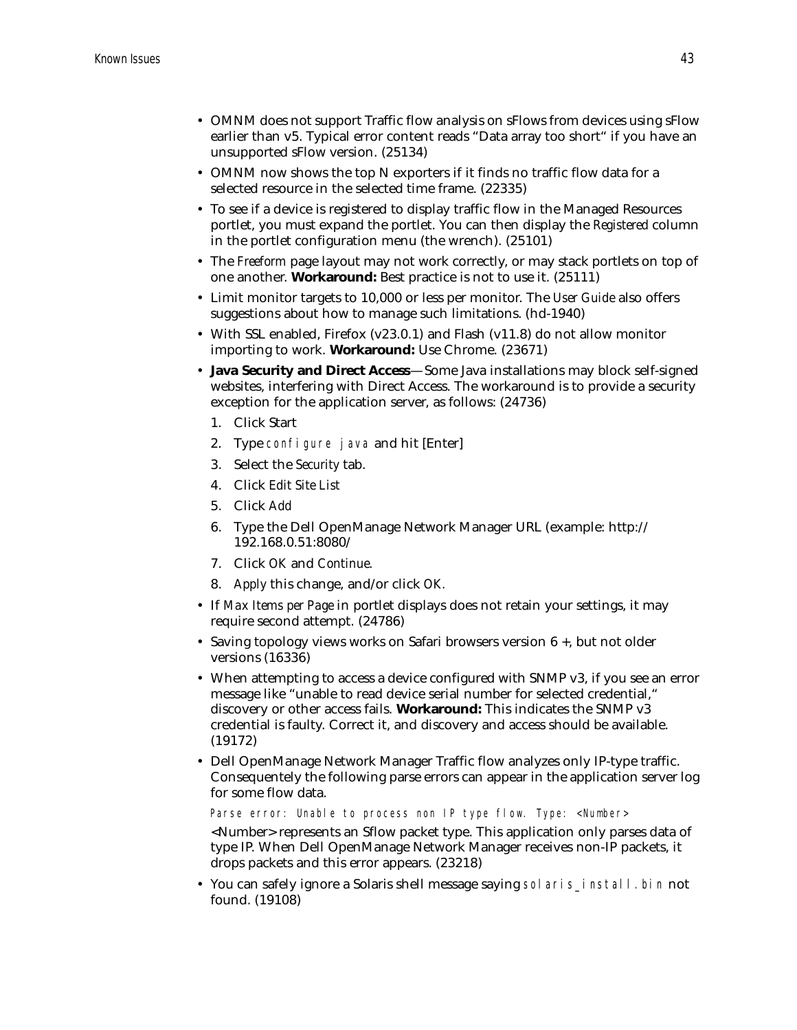- OMNM does not support Traffic flow analysis on sFlows from devices using sFlow earlier than v5. Typical error content reads "Data array too short" if you have an unsupported sFlow version. (25134)
- OMNM now shows the top N exporters if it finds no traffic flow data for a selected resource in the selected time frame. (22335)
- To see if a device is registered to display traffic flow in the Managed Resources portlet, you must expand the portlet. You can then display the *Registered* column in the portlet configuration menu (the wrench). (25101)
- The *Freeform* page layout may not work correctly, or may stack portlets on top of one another. **Workaround:** Best practice is not to use it. (25111)
- Limit monitor targets to 10,000 or less per monitor. The *User Guide* also offers suggestions about how to manage such limitations. (hd-1940)
- With SSL enabled, Firefox (v23.0.1) and Flash (v11.8) do not allow monitor importing to work. **Workaround:** Use Chrome. (23671)
- **Java Security and Direct Access**—Some Java installations may block self-signed websites, interfering with Direct Access. The workaround is to provide a security exception for the application server, as follows: (24736)
    1. Click Start
    2. Type `configure java` and hit [Enter]
    3. Select the *Security* tab.
    4. Click *Edit Site List*
    5. Click *Add*
    6. Type the Dell OpenManage Network Manager URL (example: http://192.168.0.51:8080/
    7. Click *OK* and *Continue*.
    8. *Apply* this change, and/or click *OK*.
- If *Max Items per Page* in portlet displays does not retain your settings, it may require second attempt. (24786)
- Saving topology views works on Safari browsers version 6 +, but not older versions (16336)
- When attempting to access a device configured with SNMP v3, if you see an error message like "unable to read device serial number for selected credential," discovery or other access fails. **Workaround:** This indicates the SNMP v3 credential is faulty. Correct it, and discovery and access should be available. (19172)
- Dell OpenManage Network Manager Traffic flow analyzes only IP-type traffic. Consequentely the following parse errors can appear in the application server log for some flow data.

  `Parse error: Unable to process non IP type flow. Type: <Number>`

  <Number> represents an Sflow packet type. This application only parses data of type IP. When Dell OpenManage Network Manager receives non-IP packets, it drops packets and this error appears. (23218)
- You can safely ignore a Solaris shell message saying `solaris_install.bin` not found. (19108)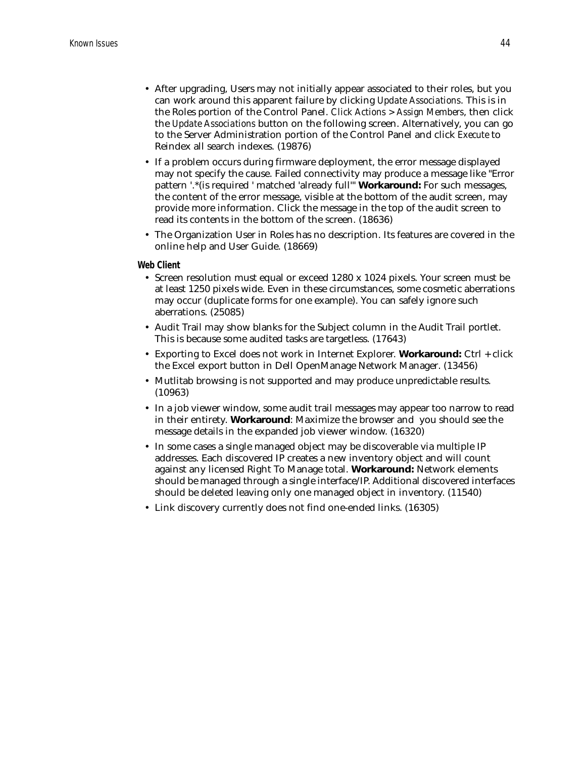- After upgrading, Users may not initially appear associated to their roles, but you can work around this apparent failure by clicking *Update Associations*. This is in the Roles portion of the Control Panel. *Click Actions* > *Assign Members*, then click the *Update Associations* button on the following screen. Alternatively, you can go to the Server Administration portion of the Control Panel and click *Execute* to Reindex all search indexes. (19876)
- If a problem occurs during firmware deployment, the error message displayed may not specify the cause. Failed connectivity may produce a message like "Error pattern '.*(is required ' matched 'already full'" **Workaround:** For such messages, the content of the error message, visible at the bottom of the audit screen, may provide more information. Click the message in the top of the audit screen to read its contents in the bottom of the screen. (18636)
- The Organization User in Roles has no description. Its features are covered in the online help and User Guide. (18669)

#### Web Client

- Screen resolution must equal or exceed 1280 x 1024 pixels. Your screen must be at least 1250 pixels wide. Even in these circumstances, some cosmetic aberrations may occur (duplicate forms for one example). You can safely ignore such aberrations. (25085)
- Audit Trail may show blanks for the Subject column in the Audit Trail portlet. This is because some audited tasks are targetless. (17643)
- Exporting to Excel does not work in Internet Explorer. **Workaround:** Ctrl + click the Excel export button in Dell OpenManage Network Manager. (13456)
- Mutlitab browsing is not supported and may produce unpredictable results. (10963)
- In a job viewer window, some audit trail messages may appear too narrow to read in their entirety. **Workaround**: Maximize the browser and you should see the message details in the expanded job viewer window. (16320)
- In some cases a single managed object may be discoverable via multiple IP addresses. Each discovered IP creates a new inventory object and will count against any licensed Right To Manage total. **Workaround:** Network elements should be managed through a single interface/IP. Additional discovered interfaces should be deleted leaving only one managed object in inventory. (11540)
- Link discovery currently does not find one-ended links. (16305)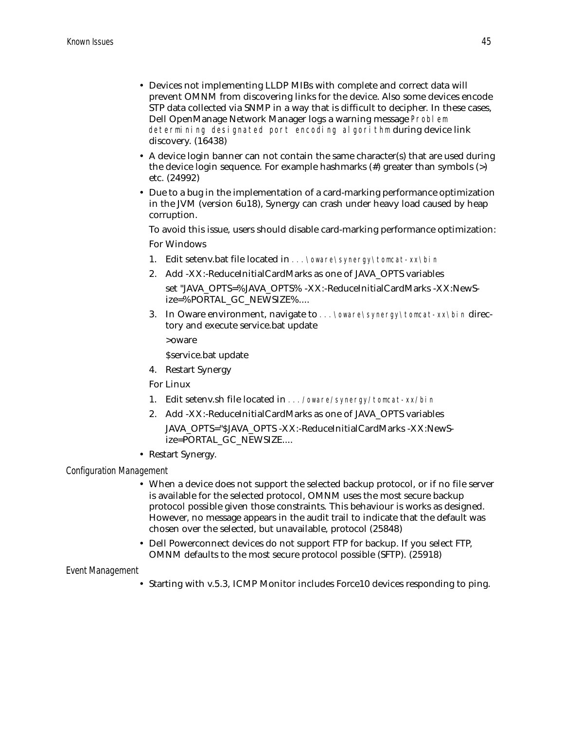- Devices not implementing LLDP MIBs with complete and correct data will prevent OMNM from discovering links for the device. Also some devices encode STP data collected via SNMP in a way that is difficult to decipher. In these cases, Dell OpenManage Network Manager logs a warning message `Problem determining designated port encoding algorithm` during device link discovery. (16438)
- A device login banner can not contain the same character(s) that are used during the device login sequence. For example hashmarks (#) greater than symbols (>) etc. (24992)
- Due to a bug in the implementation of a card-marking performance optimization in the JVM (version 6u18), Synergy can crash under heavy load caused by heap corruption.

  To avoid this issue, users should disable card-marking performance optimization:

  For Windows

  1. Edit setenv.bat file located in `...\oware\synergy\tomcat-xx\bin`
  2. Add -XX:-ReduceInitialCardMarks as one of JAVA_OPTS variables

     set "JAVA_OPTS=%JAVA_OPTS% -XX:-ReduceInitialCardMarks -XX:NewSize=%PORTAL_GC_NEWSIZE%....
  3. In Oware environment, navigate to `...\oware\synergy\tomcat-xx\bin` directory and execute service.bat update

     >oware

     $service.bat update
  4. Restart Synergy

  For Linux

  1. Edit setenv.sh file located in `.../oware/synergy/tomcat-xx/bin`
  2. Add -XX:-ReduceInitialCardMarks as one of JAVA_OPTS variables

     JAVA_OPTS="$JAVA_OPTS -XX:-ReduceInitialCardMarks -XX:NewSize=PORTAL_GC_NEWSIZE....
- Restart Synergy.

### Configuration Management

- When a device does not support the selected backup protocol, or if no file server is available for the selected protocol, OMNM uses the most secure backup protocol possible given those constraints. This behaviour is works as designed. However, no message appears in the audit trail to indicate that the default was chosen over the selected, but unavailable, protocol (25848)
- Dell Powerconnect devices do not support FTP for backup. If you select FTP, OMNM defaults to the most secure protocol possible (SFTP). (25918)

### Event Management

- Starting with v.5.3, ICMP Monitor includes Force10 devices responding to ping.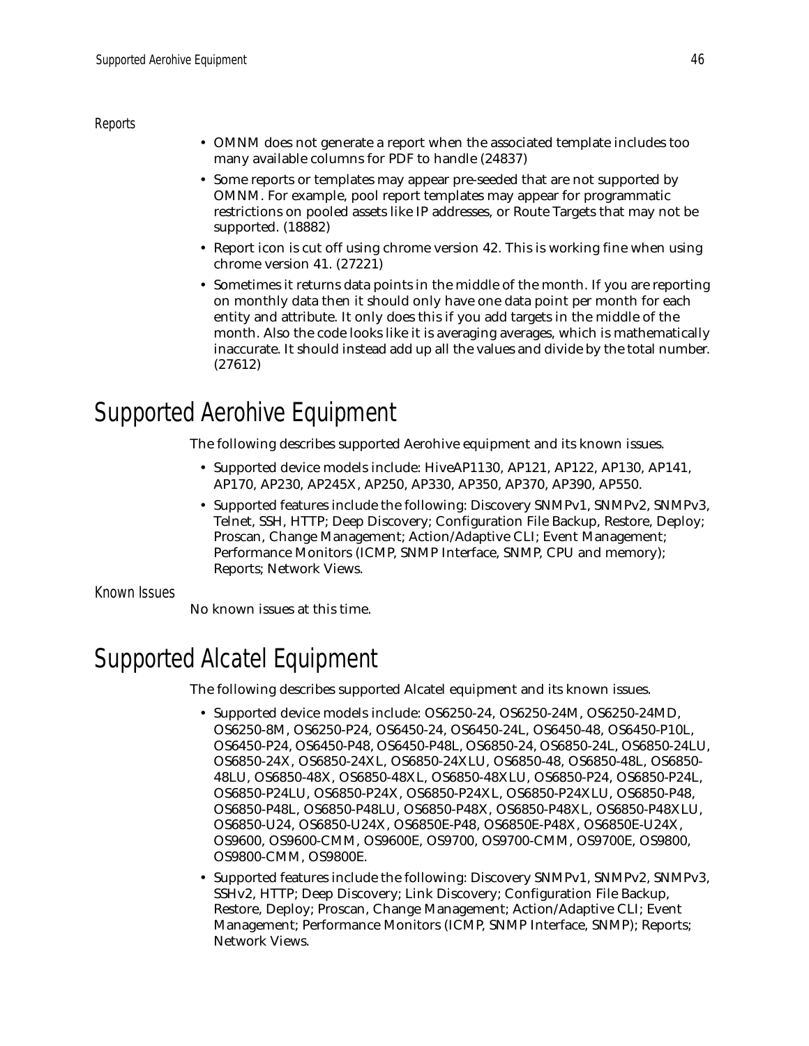### Reports

- OMNM does not generate a report when the associated template includes too many available columns for PDF to handle (24837)
- Some reports or templates may appear pre-seeded that are not supported by OMNM. For example, pool report templates may appear for programmatic restrictions on pooled assets like IP addresses, or Route Targets that may not be supported. (18882)
- Report icon is cut off using chrome version 42. This is working fine when using chrome version 41. (27221)
- Sometimes it returns data points in the middle of the month. If you are reporting on monthly data then it should only have one data point per month for each entity and attribute. It only does this if you add targets in the middle of the month. Also the code looks like it is averaging averages, which is mathematically inaccurate. It should instead add up all the values and divide by the total number. (27612)

## Supported Aerohive Equipment

The following describes supported Aerohive equipment and its known issues.

- Supported device models include: HiveAP1130, AP121, AP122, AP130, AP141, AP170, AP230, AP245X, AP250, AP330, AP350, AP370, AP390, AP550.
- Supported features include the following: Discovery SNMPv1, SNMPv2, SNMPv3, Telnet, SSH, HTTP; Deep Discovery; Configuration File Backup, Restore, Deploy; Proscan, Change Management; Action/Adaptive CLI; Event Management; Performance Monitors (ICMP, SNMP Interface, SNMP, CPU and memory); Reports; Network Views.

### Known Issues

No known issues at this time.

## Supported Alcatel Equipment

The following describes supported Alcatel equipment and its known issues.

- Supported device models include: OS6250-24, OS6250-24M, OS6250-24MD, OS6250-8M, OS6250-P24, OS6450-24, OS6450-24L, OS6450-48, OS6450-P10L, OS6450-P24, OS6450-P48, OS6450-P48L, OS6850-24, OS6850-24L, OS6850-24LU, OS6850-24X, OS6850-24XL, OS6850-24XLU, OS6850-48, OS6850-48L, OS6850-48LU, OS6850-48X, OS6850-48XL, OS6850-48XLU, OS6850-P24, OS6850-P24L, OS6850-P24LU, OS6850-P24X, OS6850-P24XL, OS6850-P24XLU, OS6850-P48, OS6850-P48L, OS6850-P48LU, OS6850-P48X, OS6850-P48XL, OS6850-P48XLU, OS6850-U24, OS6850-U24X, OS6850E-P48, OS6850E-P48X, OS6850E-U24X, OS9600, OS9600-CMM, OS9600E, OS9700, OS9700-CMM, OS9700E, OS9800, OS9800-CMM, OS9800E.
- Supported features include the following: Discovery SNMPv1, SNMPv2, SNMPv3, SSHv2, HTTP; Deep Discovery; Link Discovery; Configuration File Backup, Restore, Deploy; Proscan, Change Management; Action/Adaptive CLI; Event Management; Performance Monitors (ICMP, SNMP Interface, SNMP); Reports; Network Views.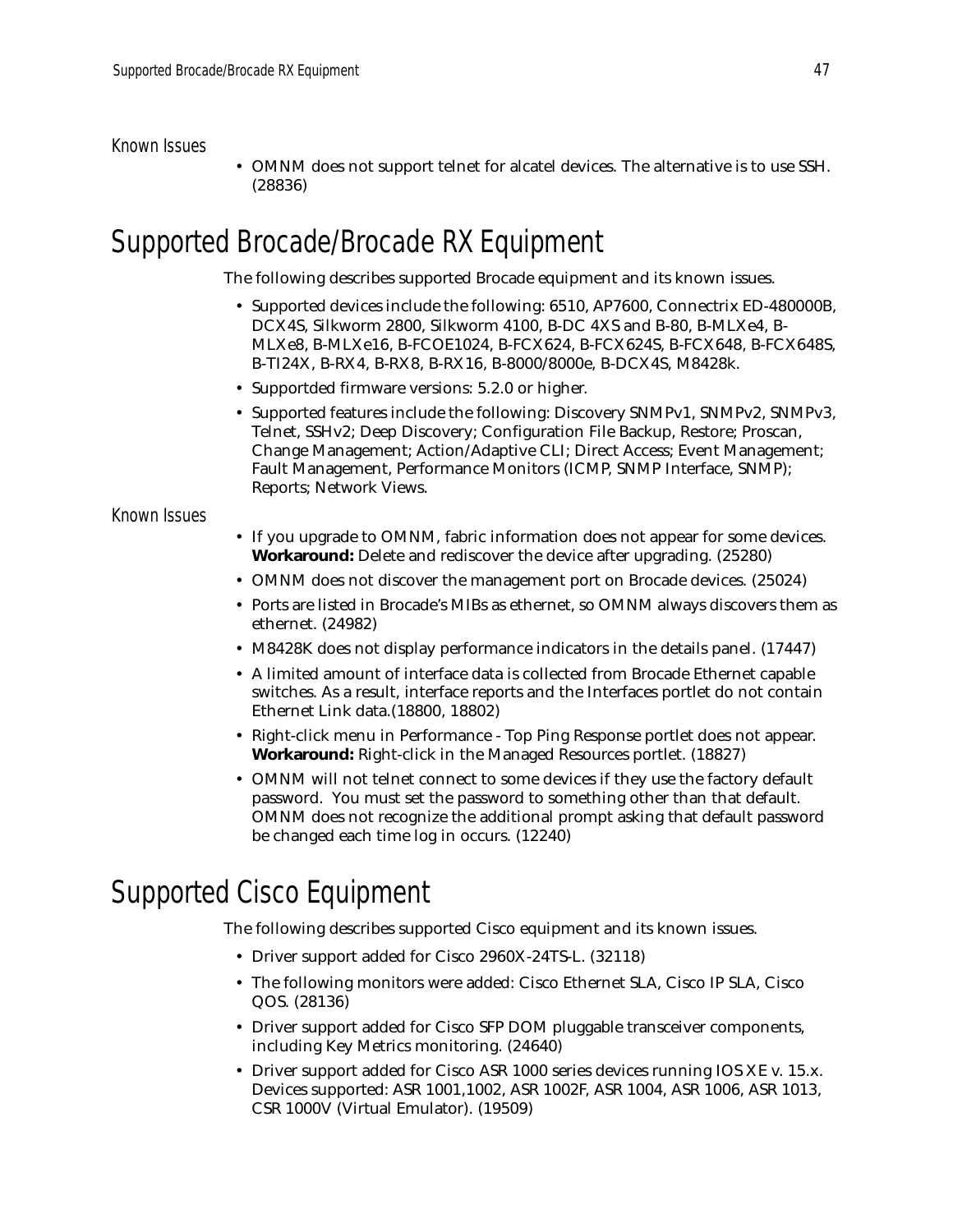### Known Issues

- OMNM does not support telnet for alcatel devices. The alternative is to use SSH. (28836)

## Supported Brocade/Brocade RX Equipment

The following describes supported Brocade equipment and its known issues.

- Supported devices include the following: 6510, AP7600, Connectrix ED-480000B, DCX4S, Silkworm 2800, Silkworm 4100, B-DC 4XS and B-80, B-MLXe4, B-MLXe8, B-MLXe16, B-FCOE1024, B-FCX624, B-FCX624S, B-FCX648, B-FCX648S, B-TI24X, B-RX4, B-RX8, B-RX16, B-8000/8000e, B-DCX4S, M8428k.
- Supportded firmware versions: 5.2.0 or higher.
- Supported features include the following: Discovery SNMPv1, SNMPv2, SNMPv3, Telnet, SSHv2; Deep Discovery; Configuration File Backup, Restore; Proscan, Change Management; Action/Adaptive CLI; Direct Access; Event Management; Fault Management, Performance Monitors (ICMP, SNMP Interface, SNMP); Reports; Network Views.

### Known Issues

- If you upgrade to OMNM, fabric information does not appear for some devices. **Workaround:** Delete and rediscover the device after upgrading. (25280)
- OMNM does not discover the management port on Brocade devices. (25024)
- Ports are listed in Brocade's MIBs as ethernet, so OMNM always discovers them as ethernet. (24982)
- M8428K does not display performance indicators in the details panel. (17447)
- A limited amount of interface data is collected from Brocade Ethernet capable switches. As a result, interface reports and the Interfaces portlet do not contain Ethernet Link data.(18800, 18802)
- Right-click menu in Performance - Top Ping Response portlet does not appear. **Workaround:** Right-click in the Managed Resources portlet. (18827)
- OMNM will not telnet connect to some devices if they use the factory default password. You must set the password to something other than that default. OMNM does not recognize the additional prompt asking that default password be changed each time log in occurs. (12240)

## Supported Cisco Equipment

The following describes supported Cisco equipment and its known issues.

- Driver support added for Cisco 2960X-24TS-L. (32118)
- The following monitors were added: Cisco Ethernet SLA, Cisco IP SLA, Cisco QOS. (28136)
- Driver support added for Cisco SFP DOM pluggable transceiver components, including Key Metrics monitoring. (24640)
- Driver support added for Cisco ASR 1000 series devices running IOS XE v. 15.x. Devices supported: ASR 1001,1002, ASR 1002F, ASR 1004, ASR 1006, ASR 1013, CSR 1000V (Virtual Emulator). (19509)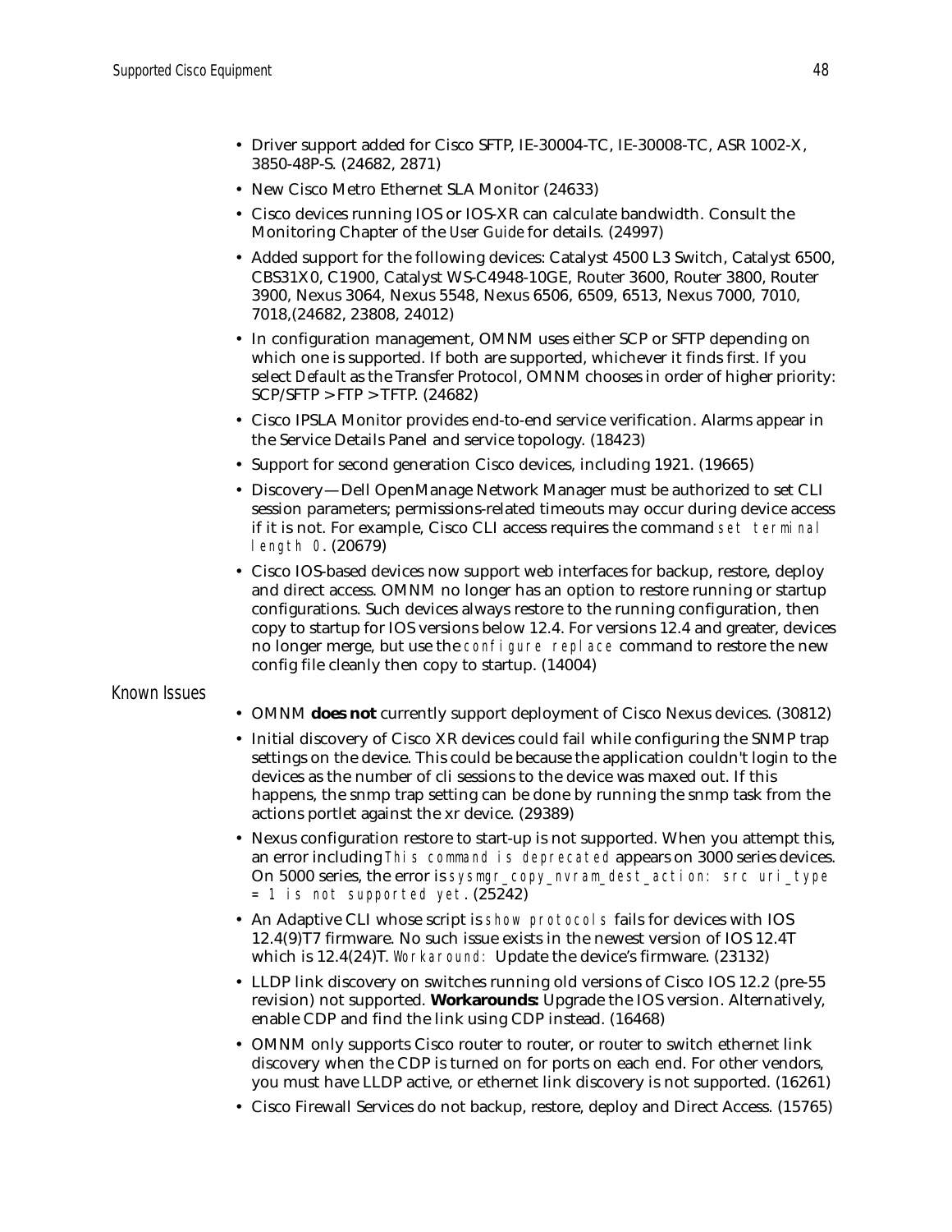- Driver support added for Cisco SFTP, IE-30004-TC, IE-30008-TC, ASR 1002-X, 3850-48P-S. (24682, 2871)
- New Cisco Metro Ethernet SLA Monitor (24633)
- Cisco devices running IOS or IOS-XR can calculate bandwidth. Consult the Monitoring Chapter of the *User Guide* for details. (24997)
- Added support for the following devices: Catalyst 4500 L3 Switch, Catalyst 6500, CBS31X0, C1900, Catalyst WS-C4948-10GE, Router 3600, Router 3800, Router 3900, Nexus 3064, Nexus 5548, Nexus 6506, 6509, 6513, Nexus 7000, 7010, 7018,(24682, 23808, 24012)
- In configuration management, OMNM uses either SCP or SFTP depending on which one is supported. If both are supported, whichever it finds first. If you select *Default* as the Transfer Protocol, OMNM chooses in order of higher priority: SCP/SFTP > FTP > TFTP. (24682)
- Cisco IPSLA Monitor provides end-to-end service verification. Alarms appear in the Service Details Panel and service topology. (18423)
- Support for second generation Cisco devices, including 1921. (19665)
- Discovery—Dell OpenManage Network Manager must be authorized to set CLI session parameters; permissions-related timeouts may occur during device access if it is not. For example, Cisco CLI access requires the command `set terminal length 0`. (20679)
- Cisco IOS-based devices now support web interfaces for backup, restore, deploy and direct access. OMNM no longer has an option to restore running or startup configurations. Such devices always restore to the running configuration, then copy to startup for IOS versions below 12.4. For versions 12.4 and greater, devices no longer merge, but use the `configure replace` command to restore the new config file cleanly then copy to startup. (14004)

## Known Issues

- OMNM **does not** currently support deployment of Cisco Nexus devices. (30812)
- Initial discovery of Cisco XR devices could fail while configuring the SNMP trap settings on the device. This could be because the application couldn't login to the devices as the number of cli sessions to the device was maxed out. If this happens, the snmp trap setting can be done by running the snmp task from the actions portlet against the xr device. (29389)
- Nexus configuration restore to start-up is not supported. When you attempt this, an error including `This command is deprecated` appears on 3000 series devices. On 5000 series, the error is `sysmgr_copy_nvram_dest_action: src uri_type = 1 is not supported yet`. (25242)
- An Adaptive CLI whose script is `show protocols` fails for devices with IOS 12.4(9)T7 firmware. No such issue exists in the newest version of IOS 12.4T which is 12.4(24)T. *Workaround:* Update the device's firmware. (23132)
- LLDP link discovery on switches running old versions of Cisco IOS 12.2 (pre-55 revision) not supported. **Workarounds:** Upgrade the IOS version. Alternatively, enable CDP and find the link using CDP instead. (16468)
- OMNM only supports Cisco router to router, or router to switch ethernet link discovery when the CDP is turned on for ports on each end. For other vendors, you must have LLDP active, or ethernet link discovery is not supported. (16261)
- Cisco Firewall Services do not backup, restore, deploy and Direct Access. (15765)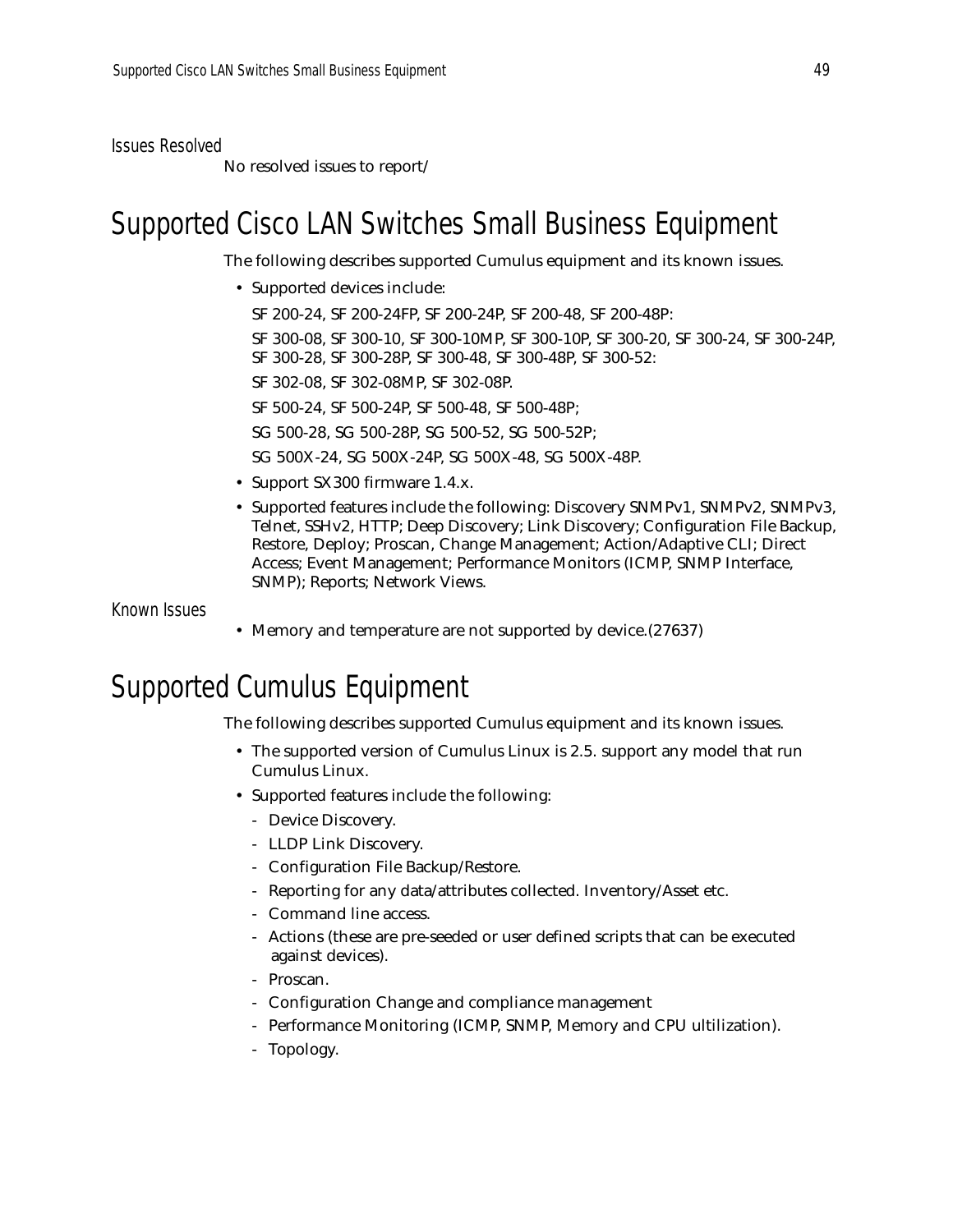### Issues Resolved

No resolved issues to report/

## Supported Cisco LAN Switches Small Business Equipment

The following describes supported Cumulus equipment and its known issues.

- Supported devices include:

  SF 200-24, SF 200-24FP, SF 200-24P, SF 200-48, SF 200-48P:

  SF 300-08, SF 300-10, SF 300-10MP, SF 300-10P, SF 300-20, SF 300-24, SF 300-24P, SF 300-28, SF 300-28P, SF 300-48, SF 300-48P, SF 300-52:

  SF 302-08, SF 302-08MP, SF 302-08P.

  SF 500-24, SF 500-24P, SF 500-48, SF 500-48P;

  SG 500-28, SG 500-28P, SG 500-52, SG 500-52P;

  SG 500X-24, SG 500X-24P, SG 500X-48, SG 500X-48P.

- Support SX300 firmware 1.4.x.
- Supported features include the following: Discovery SNMPv1, SNMPv2, SNMPv3, Telnet, SSHv2, HTTP; Deep Discovery; Link Discovery; Configuration File Backup, Restore, Deploy; Proscan, Change Management; Action/Adaptive CLI; Direct Access; Event Management; Performance Monitors (ICMP, SNMP Interface, SNMP); Reports; Network Views.

### Known Issues

- Memory and temperature are not supported by device.(27637)

## Supported Cumulus Equipment

The following describes supported Cumulus equipment and its known issues.

- The supported version of Cumulus Linux is 2.5. support any model that run Cumulus Linux.
- Supported features include the following:
  - Device Discovery.
  - LLDP Link Discovery.
  - Configuration File Backup/Restore.
  - Reporting for any data/attributes collected. Inventory/Asset etc.
  - Command line access.
  - Actions (these are pre-seeded or user defined scripts that can be executed against devices).
  - Proscan.
  - Configuration Change and compliance management
  - Performance Monitoring (ICMP, SNMP, Memory and CPU ultilization).
  - Topology.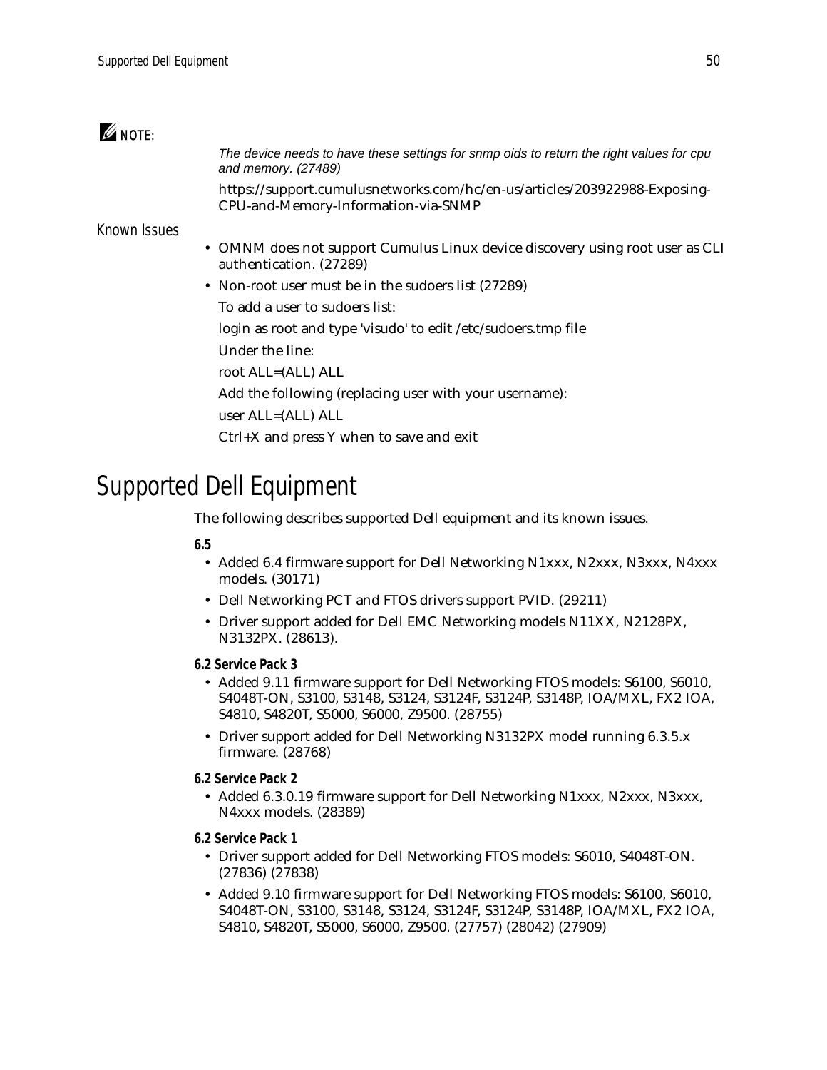**NOTE:**

*The device needs to have these settings for snmp oids to return the right values for cpu and memory. (27489)*

https://support.cumulusnetworks.com/hc/en-us/articles/203922988-Exposing-CPU-and-Memory-Information-via-SNMP

### Known Issues

- OMNM does not support Cumulus Linux device discovery using root user as CLI authentication. (27289)
- Non-root user must be in the sudoers list (27289)

  To add a user to sudoers list:

  login as root and type 'visudo' to edit /etc/sudoers.tmp file

  Under the line:

  root ALL=(ALL) ALL

  Add the following (replacing user with your username):

  user ALL=(ALL) ALL

  Ctrl+X and press Y when to save and exit

# Supported Dell Equipment

The following describes supported Dell equipment and its known issues.

**6.5**

- Added 6.4 firmware support for Dell Networking N1xxx, N2xxx, N3xxx, N4xxx models. (30171)
- Dell Networking PCT and FTOS drivers support PVID. (29211)
- Driver support added for Dell EMC Networking models N11XX, N2128PX, N3132PX. (28613).

**6.2 Service Pack 3**

- Added 9.11 firmware support for Dell Networking FTOS models: S6100, S6010, S4048T-ON, S3100, S3148, S3124, S3124F, S3124P, S3148P, IOA/MXL, FX2 IOA, S4810, S4820T, S5000, S6000, Z9500. (28755)
- Driver support added for Dell Networking N3132PX model running 6.3.5.x firmware. (28768)

**6.2 Service Pack 2**

- Added 6.3.0.19 firmware support for Dell Networking N1xxx, N2xxx, N3xxx, N4xxx models. (28389)

**6.2 Service Pack 1**

- Driver support added for Dell Networking FTOS models: S6010, S4048T-ON. (27836) (27838)
- Added 9.10 firmware support for Dell Networking FTOS models: S6100, S6010, S4048T-ON, S3100, S3148, S3124, S3124F, S3124P, S3148P, IOA/MXL, FX2 IOA, S4810, S4820T, S5000, S6000, Z9500. (27757) (28042) (27909)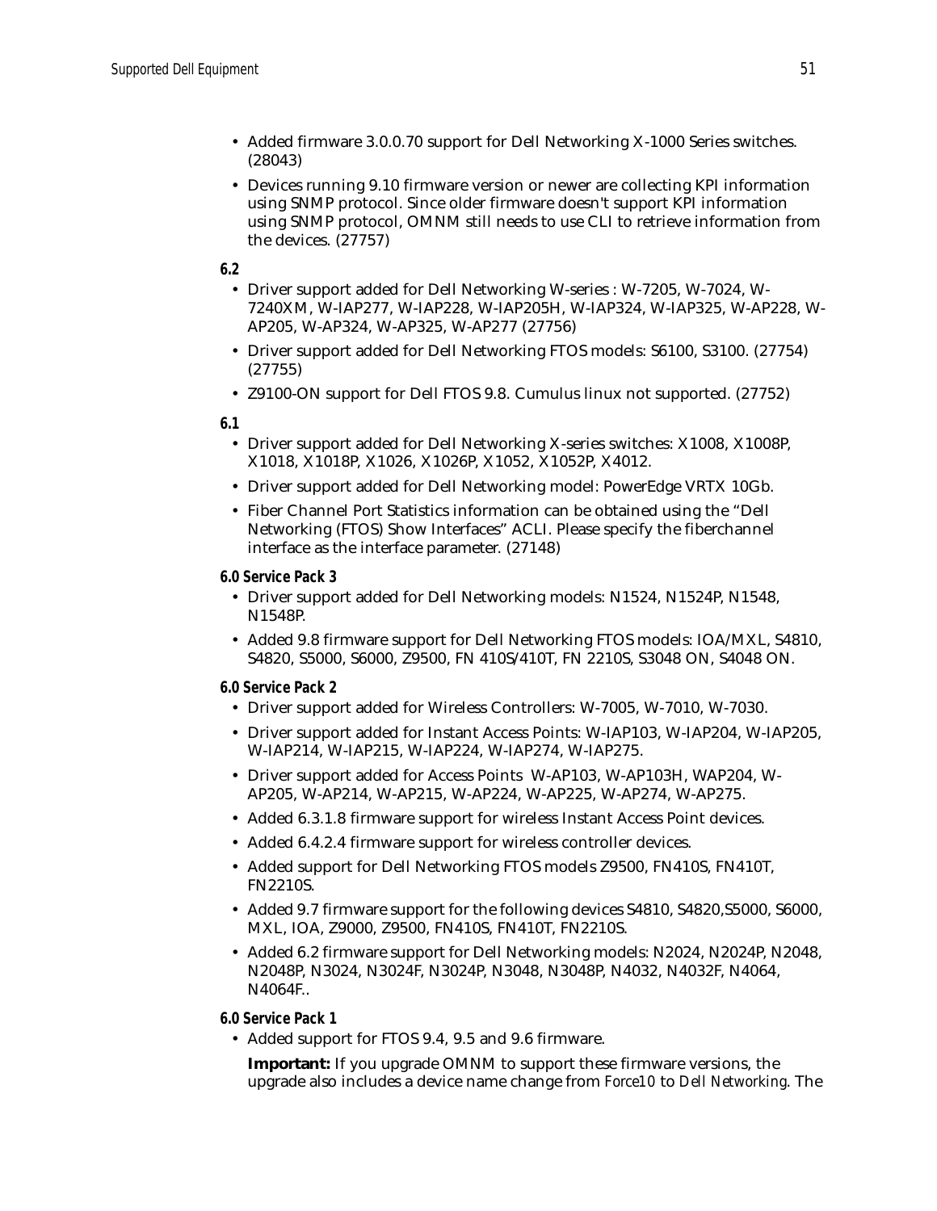- Added firmware 3.0.0.70 support for Dell Networking X-1000 Series switches. (28043)
- Devices running 9.10 firmware version or newer are collecting KPI information using SNMP protocol. Since older firmware doesn't support KPI information using SNMP protocol, OMNM still needs to use CLI to retrieve information from the devices. (27757)

**6.2**

- Driver support added for Dell Networking W-series : W-7205, W-7024, W-7240XM, W-IAP277, W-IAP228, W-IAP205H, W-IAP324, W-IAP325, W-AP228, W-AP205, W-AP324, W-AP325, W-AP277 (27756)
- Driver support added for Dell Networking FTOS models: S6100, S3100. (27754) (27755)
- Z9100-ON support for Dell FTOS 9.8. Cumulus linux not supported. (27752)

**6.1**

- Driver support added for Dell Networking X-series switches: X1008, X1008P, X1018, X1018P, X1026, X1026P, X1052, X1052P, X4012.
- Driver support added for Dell Networking model: PowerEdge VRTX 10Gb.
- Fiber Channel Port Statistics information can be obtained using the “Dell Networking (FTOS) Show Interfaces” ACLI. Please specify the fiberchannel interface as the interface parameter. (27148)

**6.0 Service Pack 3**

- Driver support added for Dell Networking models: N1524, N1524P, N1548, N1548P.
- Added 9.8 firmware support for Dell Networking FTOS models: IOA/MXL, S4810, S4820, S5000, S6000, Z9500, FN 410S/410T, FN 2210S, S3048 ON, S4048 ON.

**6.0 Service Pack 2**

- Driver support added for Wireless Controllers: W-7005, W-7010, W-7030.
- Driver support added for Instant Access Points: W-IAP103, W-IAP204, W-IAP205, W-IAP214, W-IAP215, W-IAP224, W-IAP274, W-IAP275.
- Driver support added for Access Points W-AP103, W-AP103H, WAP204, W-AP205, W-AP214, W-AP215, W-AP224, W-AP225, W-AP274, W-AP275.
- Added 6.3.1.8 firmware support for wireless Instant Access Point devices.
- Added 6.4.2.4 firmware support for wireless controller devices.
- Added support for Dell Networking FTOS models Z9500, FN410S, FN410T, FN2210S.
- Added 9.7 firmware support for the following devices S4810, S4820,S5000, S6000, MXL, IOA, Z9000, Z9500, FN410S, FN410T, FN2210S.
- Added 6.2 firmware support for Dell Networking models: N2024, N2024P, N2048, N2048P, N3024, N3024F, N3024P, N3048, N3048P, N4032, N4032F, N4064, N4064F..

**6.0 Service Pack 1**

- Added support for FTOS 9.4, 9.5 and 9.6 firmware.

  **Important:** If you upgrade OMNM to support these firmware versions, the upgrade also includes a device name change from *Force10* to *Dell Networking*. The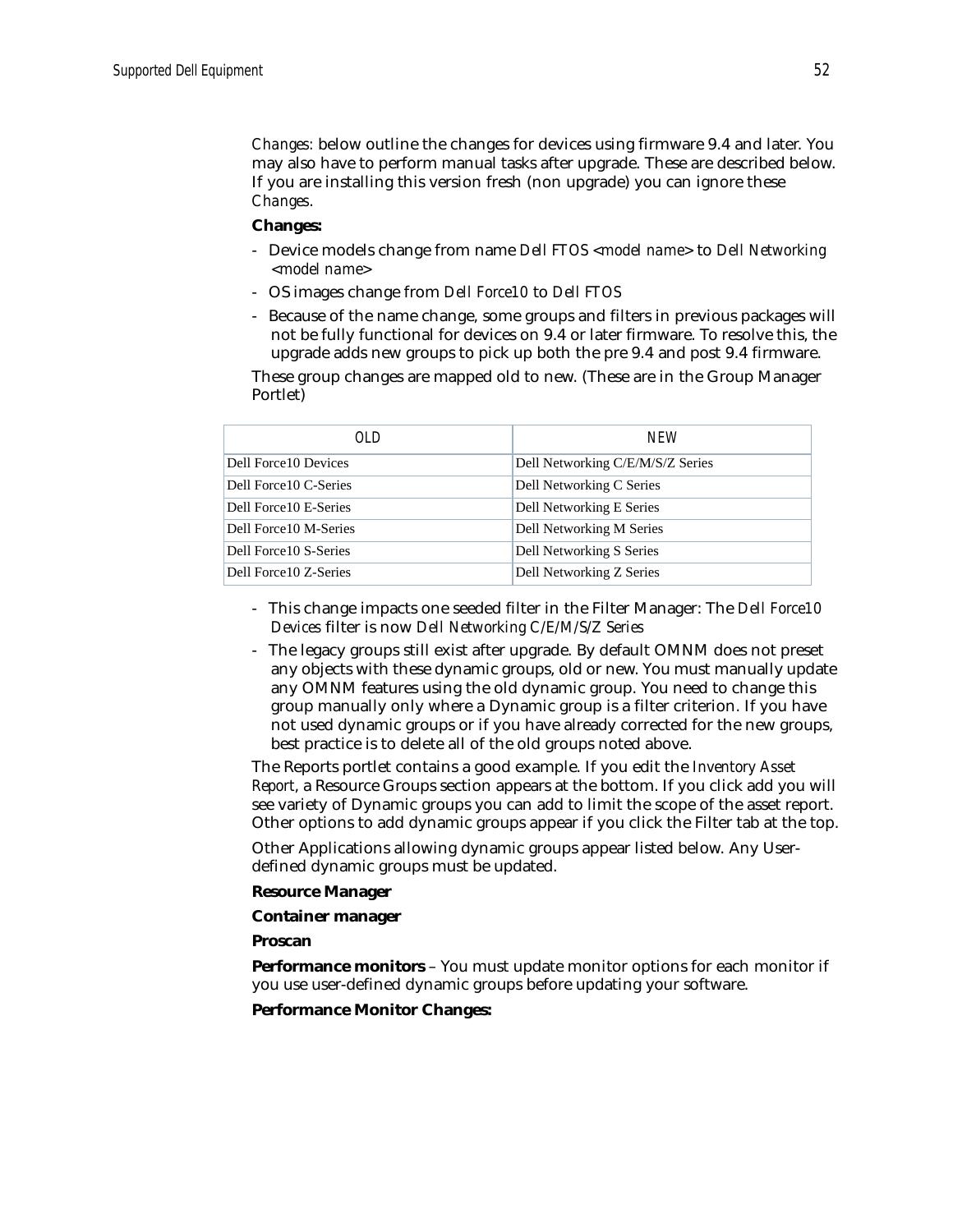*Changes:* below outline the changes for devices using firmware 9.4 and later. You may also have to perform manual tasks after upgrade. These are described below. If you are installing this version fresh (non upgrade) you can ignore these *Changes*.

**Changes:**

- Device models change from name *Dell FTOS <model name>* to *Dell Networking <model name>*
- OS images change from *Dell Force10* to *Dell FTOS*
- Because of the name change, some groups and filters in previous packages will not be fully functional for devices on 9.4 or later firmware. To resolve this, the upgrade adds new groups to pick up both the pre 9.4 and post 9.4 firmware.

These group changes are mapped old to new. (These are in the Group Manager Portlet)

| OLD | NEW |
|---|---|
| Dell Force10 Devices | Dell Networking C/E/M/S/Z Series |
| Dell Force10 C-Series | Dell Networking C Series |
| Dell Force10 E-Series | Dell Networking E Series |
| Dell Force10 M-Series | Dell Networking M Series |
| Dell Force10 S-Series | Dell Networking S Series |
| Dell Force10 Z-Series | Dell Networking Z Series |

- This change impacts one seeded filter in the Filter Manager: The *Dell Force10 Devices* filter is now *Dell Networking C/E/M/S/Z Series*
- The legacy groups still exist after upgrade. By default OMNM does not preset any objects with these dynamic groups, old or new. You must manually update any OMNM features using the old dynamic group. You need to change this group manually only where a Dynamic group is a filter criterion. If you have not used dynamic groups or if you have already corrected for the new groups, best practice is to delete all of the old groups noted above.

The Reports portlet contains a good example. If you edit the *Inventory Asset Report*, a Resource Groups section appears at the bottom. If you click add you will see variety of Dynamic groups you can add to limit the scope of the asset report. Other options to add dynamic groups appear if you click the Filter tab at the top.

Other Applications allowing dynamic groups appear listed below. Any User-defined dynamic groups must be updated.

**Resource Manager**

**Container manager**

**Proscan**

**Performance monitors** – You must update monitor options for each monitor if you use user-defined dynamic groups before updating your software.

**Performance Monitor Changes:**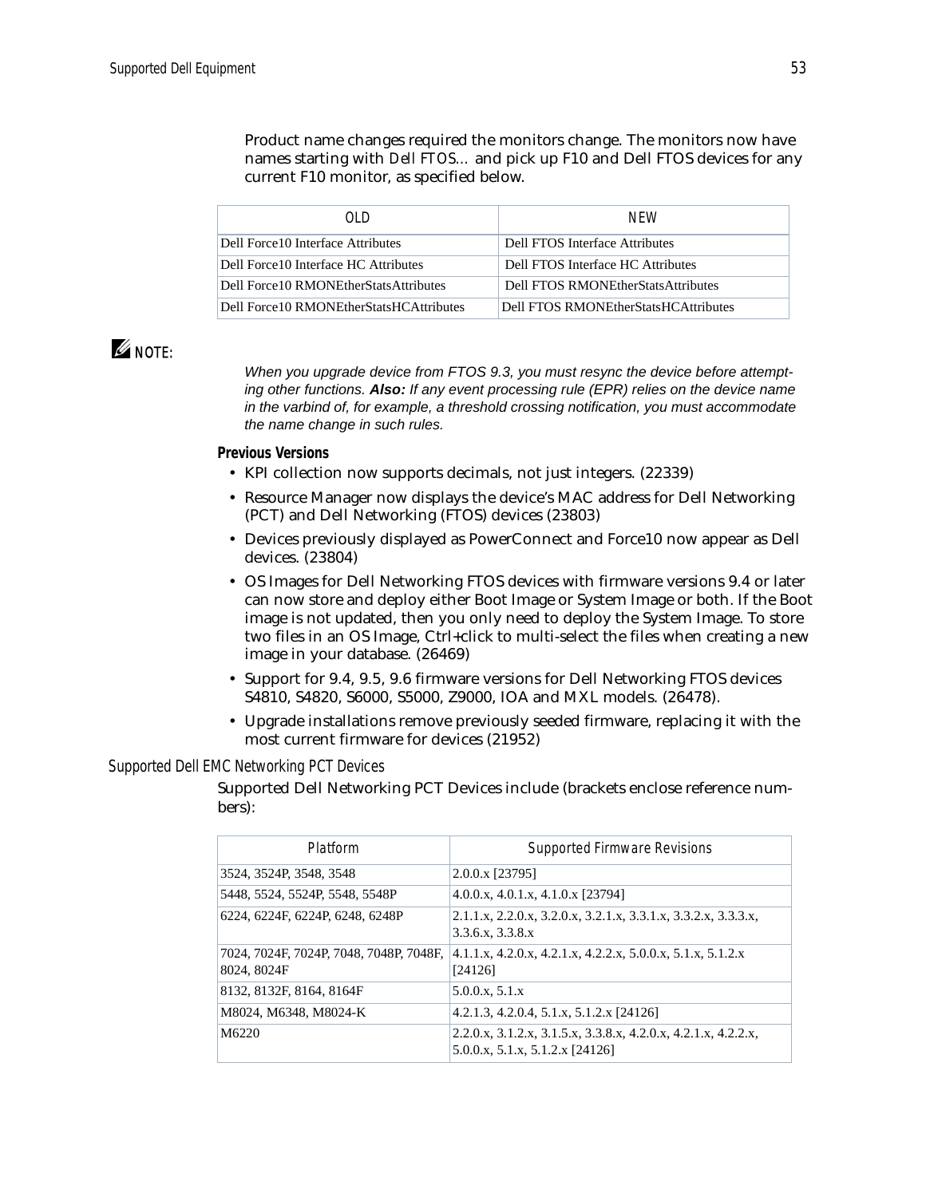Product name changes required the monitors change. The monitors now have names starting with *Dell FTOS...* and pick up F10 and Dell FTOS devices for any current F10 monitor, as specified below.

| OLD | NEW |
|---|---|
| Dell Force10 Interface Attributes | Dell FTOS Interface Attributes |
| Dell Force10 Interface HC Attributes | Dell FTOS Interface HC Attributes |
| Dell Force10 RMONEtherStatsAttributes | Dell FTOS RMONEtherStatsAttributes |
| Dell Force10 RMONEtherStatsHCAttributes | Dell FTOS RMONEtherStatsHCAttributes |

**NOTE:**

*When you upgrade device from FTOS 9.3, you must resync the device before attempting other functions.* ***Also:*** *If any event processing rule (EPR) relies on the device name in the varbind of, for example, a threshold crossing notification, you must accommodate the name change in such rules.*

**Previous Versions**

- KPI collection now supports decimals, not just integers. (22339)
- Resource Manager now displays the device's MAC address for Dell Networking (PCT) and Dell Networking (FTOS) devices (23803)
- Devices previously displayed as PowerConnect and Force10 now appear as Dell devices. (23804)
- OS Images for Dell Networking FTOS devices with firmware versions 9.4 or later can now store and deploy either Boot Image or System Image or both. If the Boot image is not updated, then you only need to deploy the System Image. To store two files in an OS Image, Ctrl+click to multi-select the files when creating a new image in your database. (26469)
- Support for 9.4, 9.5, 9.6 firmware versions for Dell Networking FTOS devices S4810, S4820, S6000, S5000, Z9000, IOA and MXL models. (26478).
- Upgrade installations remove previously seeded firmware, replacing it with the most current firmware for devices (21952)

## Supported Dell EMC Networking PCT Devices

Supported Dell Networking PCT Devices include (brackets enclose reference numbers):

| Platform | Supported Firmware Revisions |
|---|---|
| 3524, 3524P, 3548, 3548 | 2.0.0.x [23795] |
| 5448, 5524, 5524P, 5548, 5548P | 4.0.0.x, 4.0.1.x, 4.1.0.x [23794] |
| 6224, 6224F, 6224P, 6248, 6248P | 2.1.1.x, 2.2.0.x, 3.2.0.x, 3.2.1.x, 3.3.1.x, 3.3.2.x, 3.3.3.x, 3.3.6.x, 3.3.8.x |
| 7024, 7024F, 7024P, 7048, 7048P, 7048F, 8024, 8024F | 4.1.1.x, 4.2.0.x, 4.2.1.x, 4.2.2.x, 5.0.0.x, 5.1.x, 5.1.2.x [24126] |
| 8132, 8132F, 8164, 8164F | 5.0.0.x, 5.1.x |
| M8024, M6348, M8024-K | 4.2.1.3, 4.2.0.4, 5.1.x, 5.1.2.x [24126] |
| M6220 | 2.2.0.x, 3.1.2.x, 3.1.5.x, 3.3.8.x, 4.2.0.x, 4.2.1.x, 4.2.2.x, 5.0.0.x, 5.1.x, 5.1.2.x [24126] |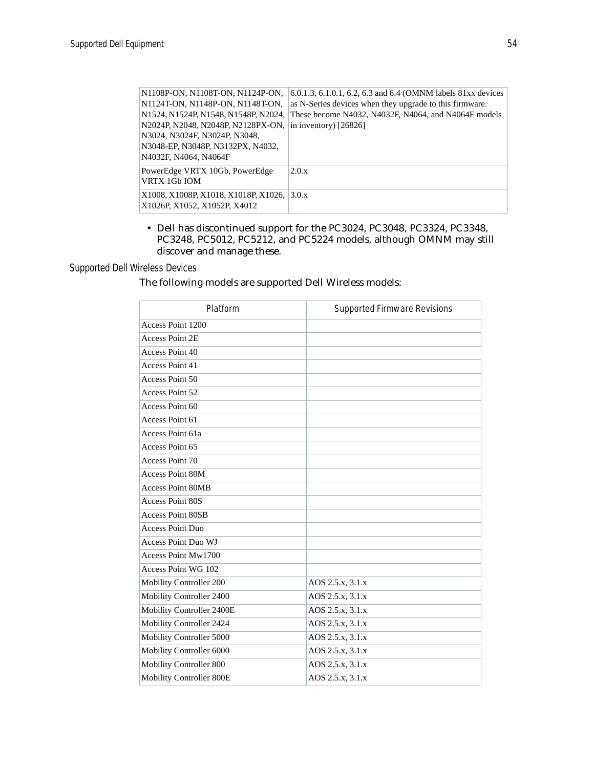| | |
|---|---|
| N1108P-ON, N1108T-ON, N1124P-ON, N1124T-ON, N1148P-ON, N1148T-ON, N1524, N1524P, N1548, N1548P, N2024, N2024P, N2048, N2048P, N2128PX-ON, N3024, N3024F, N3024P, N3048, N3048-EP, N3048P, N3132PX, N4032, N4032F, N4064, N4064F | 6.0.1.3, 6.1.0.1, 6.2, 6.3 and 6.4 (OMNM labels 81xx devices as N-Series devices when they upgrade to this firmware. These become N4032, N4032F, N4064, and N4064F models in inventory) [26826] |
| PowerEdge VRTX 10Gb, PowerEdge VRTX 1Gb IOM | 2.0.x |
| X1008, X1008P, X1018, X1018P, X1026, X1026P, X1052, X1052P, X4012 | 3.0.x |

- Dell has discontinued support for the PC3024, PC3048, PC3324, PC3348, PC3248, PC5012, PC5212, and PC5224 models, although OMNM may still discover and manage these.

### Supported Dell Wireless Devices

The following models are supported Dell Wireless models:

| Platform | Supported Firmware Revisions |
|---|---|
| Access Point 1200 | |
| Access Point 2E | |
| Access Point 40 | |
| Access Point 41 | |
| Access Point 50 | |
| Access Point 52 | |
| Access Point 60 | |
| Access Point 61 | |
| Access Point 61a | |
| Access Point 65 | |
| Access Point 70 | |
| Access Point 80M | |
| Access Point 80MB | |
| Access Point 80S | |
| Access Point 80SB | |
| Access Point Duo | |
| Access Point Duo WJ | |
| Access Point Mw1700 | |
| Access Point WG 102 | |
| Mobility Controller 200 | AOS 2.5.x, 3.1.x |
| Mobility Controller 2400 | AOS 2.5.x, 3.1.x |
| Mobility Controller 2400E | AOS 2.5.x, 3.1.x |
| Mobility Controller 2424 | AOS 2.5.x, 3.1.x |
| Mobility Controller 5000 | AOS 2.5.x, 3.1.x |
| Mobility Controller 6000 | AOS 2.5.x, 3.1.x |
| Mobility Controller 800 | AOS 2.5.x, 3.1.x |
| Mobility Controller 800E | AOS 2.5.x, 3.1.x |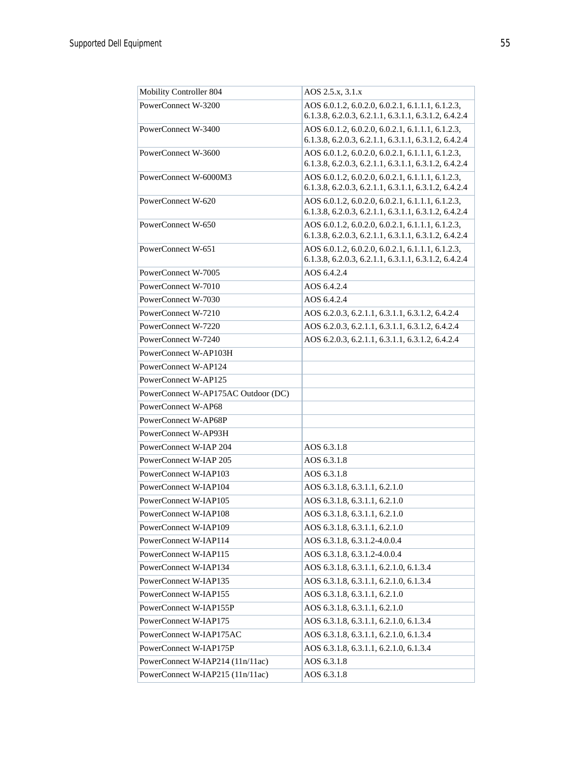| | |
|---|---|
| Mobility Controller 804 | AOS 2.5.x, 3.1.x |
| PowerConnect W-3200 | AOS 6.0.1.2, 6.0.2.0, 6.0.2.1, 6.1.1.1, 6.1.2.3, 6.1.3.8, 6.2.0.3, 6.2.1.1, 6.3.1.1, 6.3.1.2, 6.4.2.4 |
| PowerConnect W-3400 | AOS 6.0.1.2, 6.0.2.0, 6.0.2.1, 6.1.1.1, 6.1.2.3, 6.1.3.8, 6.2.0.3, 6.2.1.1, 6.3.1.1, 6.3.1.2, 6.4.2.4 |
| PowerConnect W-3600 | AOS 6.0.1.2, 6.0.2.0, 6.0.2.1, 6.1.1.1, 6.1.2.3, 6.1.3.8, 6.2.0.3, 6.2.1.1, 6.3.1.1, 6.3.1.2, 6.4.2.4 |
| PowerConnect W-6000M3 | AOS 6.0.1.2, 6.0.2.0, 6.0.2.1, 6.1.1.1, 6.1.2.3, 6.1.3.8, 6.2.0.3, 6.2.1.1, 6.3.1.1, 6.3.1.2, 6.4.2.4 |
| PowerConnect W-620 | AOS 6.0.1.2, 6.0.2.0, 6.0.2.1, 6.1.1.1, 6.1.2.3, 6.1.3.8, 6.2.0.3, 6.2.1.1, 6.3.1.1, 6.3.1.2, 6.4.2.4 |
| PowerConnect W-650 | AOS 6.0.1.2, 6.0.2.0, 6.0.2.1, 6.1.1.1, 6.1.2.3, 6.1.3.8, 6.2.0.3, 6.2.1.1, 6.3.1.1, 6.3.1.2, 6.4.2.4 |
| PowerConnect W-651 | AOS 6.0.1.2, 6.0.2.0, 6.0.2.1, 6.1.1.1, 6.1.2.3, 6.1.3.8, 6.2.0.3, 6.2.1.1, 6.3.1.1, 6.3.1.2, 6.4.2.4 |
| PowerConnect W-7005 | AOS 6.4.2.4 |
| PowerConnect W-7010 | AOS 6.4.2.4 |
| PowerConnect W-7030 | AOS 6.4.2.4 |
| PowerConnect W-7210 | AOS 6.2.0.3, 6.2.1.1, 6.3.1.1, 6.3.1.2, 6.4.2.4 |
| PowerConnect W-7220 | AOS 6.2.0.3, 6.2.1.1, 6.3.1.1, 6.3.1.2, 6.4.2.4 |
| PowerConnect W-7240 | AOS 6.2.0.3, 6.2.1.1, 6.3.1.1, 6.3.1.2, 6.4.2.4 |
| PowerConnect W-AP103H | |
| PowerConnect W-AP124 | |
| PowerConnect W-AP125 | |
| PowerConnect W-AP175AC Outdoor (DC) | |
| PowerConnect W-AP68 | |
| PowerConnect W-AP68P | |
| PowerConnect W-AP93H | |
| PowerConnect W-IAP 204 | AOS 6.3.1.8 |
| PowerConnect W-IAP 205 | AOS 6.3.1.8 |
| PowerConnect W-IAP103 | AOS 6.3.1.8 |
| PowerConnect W-IAP104 | AOS 6.3.1.8, 6.3.1.1, 6.2.1.0 |
| PowerConnect W-IAP105 | AOS 6.3.1.8, 6.3.1.1, 6.2.1.0 |
| PowerConnect W-IAP108 | AOS 6.3.1.8, 6.3.1.1, 6.2.1.0 |
| PowerConnect W-IAP109 | AOS 6.3.1.8, 6.3.1.1, 6.2.1.0 |
| PowerConnect W-IAP114 | AOS 6.3.1.8, 6.3.1.2-4.0.0.4 |
| PowerConnect W-IAP115 | AOS 6.3.1.8, 6.3.1.2-4.0.0.4 |
| PowerConnect W-IAP134 | AOS 6.3.1.8, 6.3.1.1, 6.2.1.0, 6.1.3.4 |
| PowerConnect W-IAP135 | AOS 6.3.1.8, 6.3.1.1, 6.2.1.0, 6.1.3.4 |
| PowerConnect W-IAP155 | AOS 6.3.1.8, 6.3.1.1, 6.2.1.0 |
| PowerConnect W-IAP155P | AOS 6.3.1.8, 6.3.1.1, 6.2.1.0 |
| PowerConnect W-IAP175 | AOS 6.3.1.8, 6.3.1.1, 6.2.1.0, 6.1.3.4 |
| PowerConnect W-IAP175AC | AOS 6.3.1.8, 6.3.1.1, 6.2.1.0, 6.1.3.4 |
| PowerConnect W-IAP175P | AOS 6.3.1.8, 6.3.1.1, 6.2.1.0, 6.1.3.4 |
| PowerConnect W-IAP214 (11n/11ac) | AOS 6.3.1.8 |
| PowerConnect W-IAP215 (11n/11ac) | AOS 6.3.1.8 |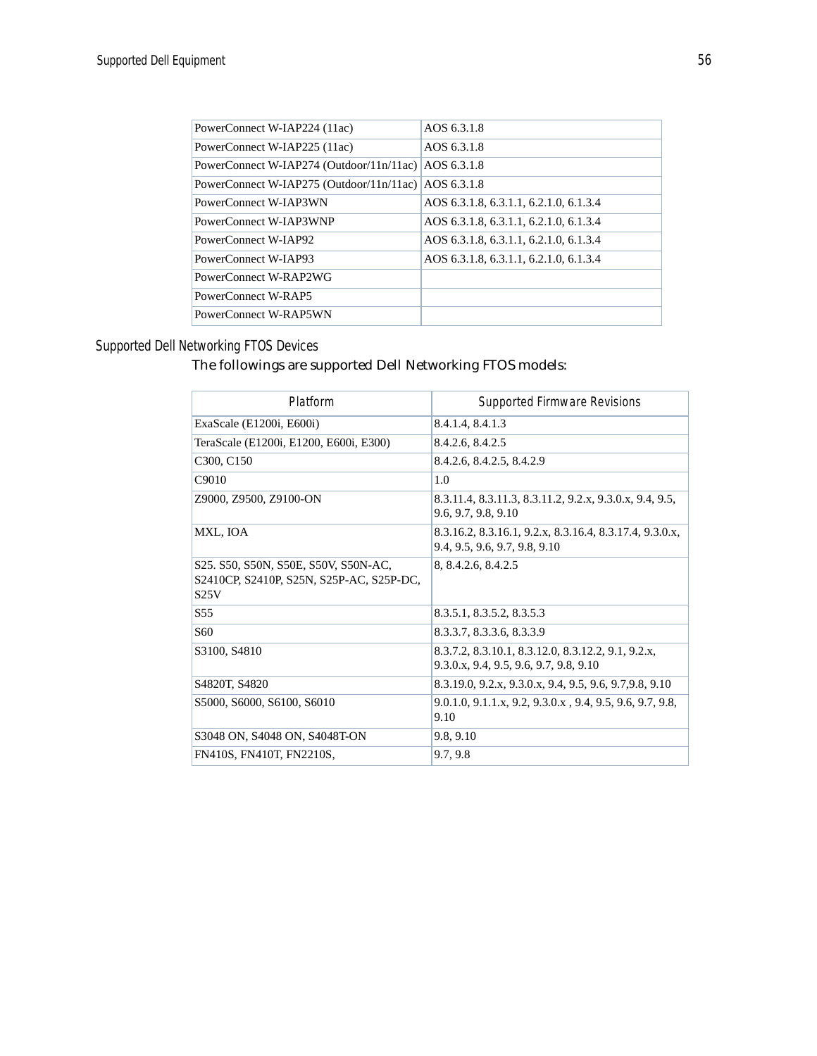| | |
|---|---|
| PowerConnect W-IAP224 (11ac) | AOS 6.3.1.8 |
| PowerConnect W-IAP225 (11ac) | AOS 6.3.1.8 |
| PowerConnect W-IAP274 (Outdoor/11n/11ac) | AOS 6.3.1.8 |
| PowerConnect W-IAP275 (Outdoor/11n/11ac) | AOS 6.3.1.8 |
| PowerConnect W-IAP3WN | AOS 6.3.1.8, 6.3.1.1, 6.2.1.0, 6.1.3.4 |
| PowerConnect W-IAP3WNP | AOS 6.3.1.8, 6.3.1.1, 6.2.1.0, 6.1.3.4 |
| PowerConnect W-IAP92 | AOS 6.3.1.8, 6.3.1.1, 6.2.1.0, 6.1.3.4 |
| PowerConnect W-IAP93 | AOS 6.3.1.8, 6.3.1.1, 6.2.1.0, 6.1.3.4 |
| PowerConnect W-RAP2WG | |
| PowerConnect W-RAP5 | |
| PowerConnect W-RAP5WN | |

## Supported Dell Networking FTOS Devices

The followings are supported Dell Networking FTOS models:

| Platform | Supported Firmware Revisions |
|---|---|
| ExaScale (E1200i, E600i) | 8.4.1.4, 8.4.1.3 |
| TeraScale (E1200i, E1200, E600i, E300) | 8.4.2.6, 8.4.2.5 |
| C300, C150 | 8.4.2.6, 8.4.2.5, 8.4.2.9 |
| C9010 | 1.0 |
| Z9000, Z9500, Z9100-ON | 8.3.11.4, 8.3.11.3, 8.3.11.2, 9.2.x, 9.3.0.x, 9.4, 9.5, 9.6, 9.7, 9.8, 9.10 |
| MXL, IOA | 8.3.16.2, 8.3.16.1, 9.2.x, 8.3.16.4, 8.3.17.4, 9.3.0.x, 9.4, 9.5, 9.6, 9.7, 9.8, 9.10 |
| S25. S50, S50N, S50E, S50V, S50N-AC, S2410CP, S2410P, S25N, S25P-AC, S25P-DC, S25V | 8, 8.4.2.6, 8.4.2.5 |
| S55 | 8.3.5.1, 8.3.5.2, 8.3.5.3 |
| S60 | 8.3.3.7, 8.3.3.6, 8.3.3.9 |
| S3100, S4810 | 8.3.7.2, 8.3.10.1, 8.3.12.0, 8.3.12.2, 9.1, 9.2.x, 9.3.0.x, 9.4, 9.5, 9.6, 9.7, 9.8, 9.10 |
| S4820T, S4820 | 8.3.19.0, 9.2.x, 9.3.0.x, 9.4, 9.5, 9.6, 9.7,9.8, 9.10 |
| S5000, S6000, S6100, S6010 | 9.0.1.0, 9.1.1.x, 9.2, 9.3.0.x , 9.4, 9.5, 9.6, 9.7, 9.8, 9.10 |
| S3048 ON, S4048 ON, S4048T-ON | 9.8, 9.10 |
| FN410S, FN410T, FN2210S, | 9.7, 9.8 |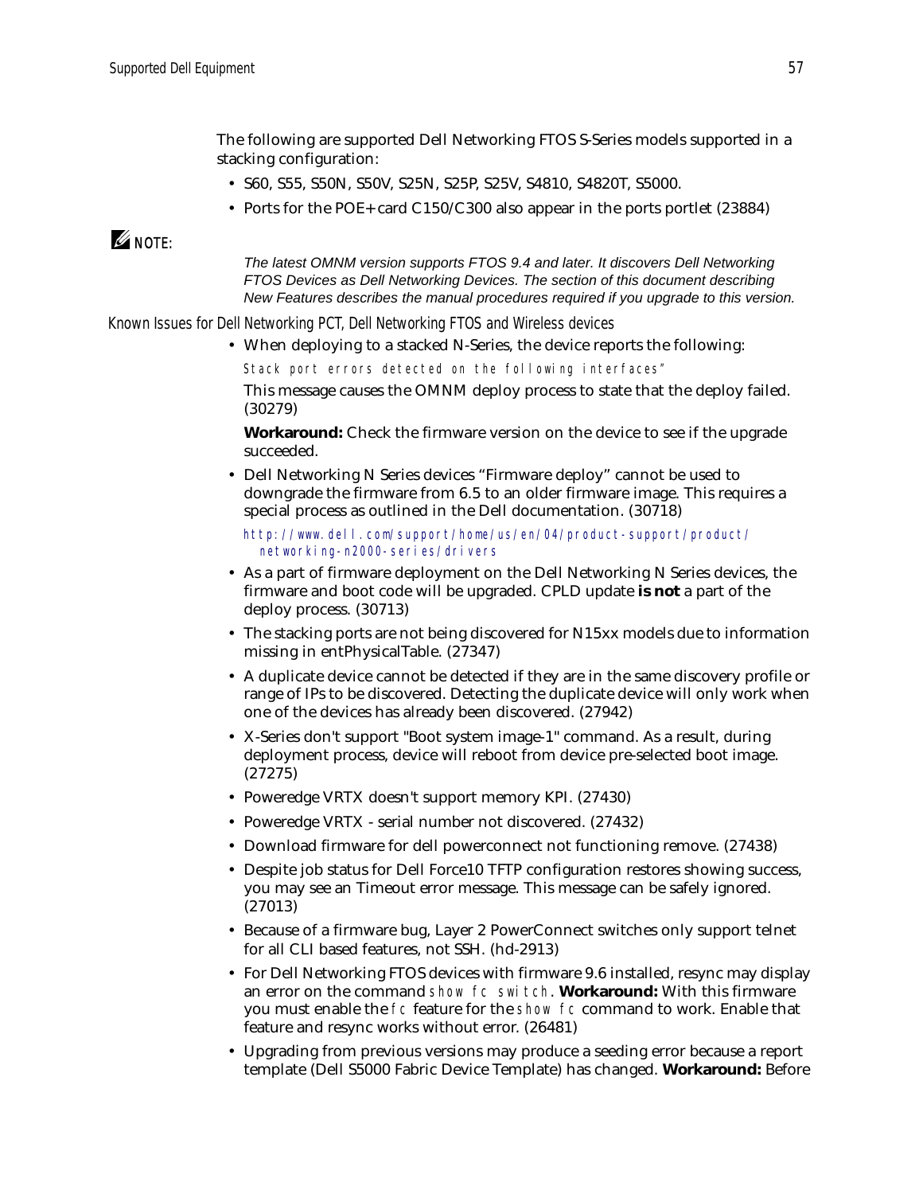The following are supported Dell Networking FTOS S-Series models supported in a stacking configuration:

- S60, S55, S50N, S50V, S25N, S25P, S25V, S4810, S4820T, S5000.
- Ports for the POE+ card C150/C300 also appear in the ports portlet (23884)

**NOTE:**

*The latest OMNM version supports FTOS 9.4 and later. It discovers Dell Networking FTOS Devices as Dell Networking Devices. The section of this document describing New Features describes the manual procedures required if you upgrade to this version.*

### Known Issues for Dell Networking PCT, Dell Networking FTOS and Wireless devices

- When deploying to a stacked N-Series, the device reports the following:

  `Stack port errors detected on the following interfaces"`

  This message causes the OMNM deploy process to state that the deploy failed. (30279)

  **Workaround:** Check the firmware version on the device to see if the upgrade succeeded.

- Dell Networking N Series devices "Firmware deploy" cannot be used to downgrade the firmware from 6.5 to an older firmware image. This requires a special process as outlined in the Dell documentation. (30718)

  http://www.dell.com/support/home/us/en/04/product-support/product/networking-n2000-series/drivers

- As a part of firmware deployment on the Dell Networking N Series devices, the firmware and boot code will be upgraded. CPLD update **is not** a part of the deploy process. (30713)
- The stacking ports are not being discovered for N15xx models due to information missing in entPhysicalTable. (27347)
- A duplicate device cannot be detected if they are in the same discovery profile or range of IPs to be discovered. Detecting the duplicate device will only work when one of the devices has already been discovered. (27942)
- X-Series don't support "Boot system image-1" command. As a result, during deployment process, device will reboot from device pre-selected boot image. (27275)
- Poweredge VRTX doesn't support memory KPI. (27430)
- Poweredge VRTX - serial number not discovered. (27432)
- Download firmware for dell powerconnect not functioning remove. (27438)
- Despite job status for Dell Force10 TFTP configuration restores showing success, you may see an Timeout error message. This message can be safely ignored. (27013)
- Because of a firmware bug, Layer 2 PowerConnect switches only support telnet for all CLI based features, not SSH. (hd-2913)
- For Dell Networking FTOS devices with firmware 9.6 installed, resync may display an error on the command `show fc switch`. **Workaround:** With this firmware you must enable the `fc` feature for the `show fc` command to work. Enable that feature and resync works without error. (26481)
- Upgrading from previous versions may produce a seeding error because a report template (Dell S5000 Fabric Device Template) has changed. **Workaround:** Before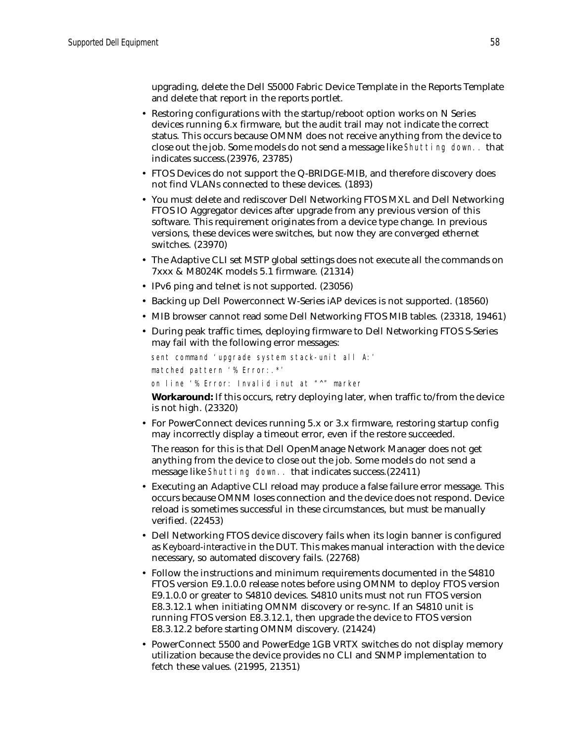upgrading, delete the Dell S5000 Fabric Device Template in the Reports Template and delete that report in the reports portlet.

- Restoring configurations with the startup/reboot option works on N Series devices running 6.x firmware, but the audit trail may not indicate the correct status. This occurs because OMNM does not receive anything from the device to close out the job. Some models do not send a message like `Shutting down..` that indicates success.(23976, 23785)
- FTOS Devices do not support the Q-BRIDGE-MIB, and therefore discovery does not find VLANs connected to these devices. (1893)
- You must delete and rediscover Dell Networking FTOS MXL and Dell Networking FTOS IO Aggregator devices after upgrade from any previous version of this software. This requirement originates from a device type change. In previous versions, these devices were switches, but now they are converged ethernet switches. (23970)
- The Adaptive CLI set MSTP global settings does not execute all the commands on 7xxx & M8024K models 5.1 firmware. (21314)
- IPv6 ping and telnet is not supported. (23056)
- Backing up Dell Powerconnect W-Series iAP devices is not supported. (18560)
- MIB browser cannot read some Dell Networking FTOS MIB tables. (23318, 19461)
- During peak traffic times, deploying firmware to Dell Networking FTOS S-Series may fail with the following error messages:

  ```
  sent command 'upgrade system stack-unit all A:'
  matched pattern '% Error:.*'
  on line '% Error: Invalid inut at "^" marker
  ```

  **Workaround:** If this occurs, retry deploying later, when traffic to/from the device is not high. (23320)
- For PowerConnect devices running 5.x or 3.x firmware, restoring startup config may incorrectly display a timeout error, even if the restore succeeded.

  The reason for this is that Dell OpenManage Network Manager does not get anything from the device to close out the job. Some models do not send a message like `Shutting down..` that indicates success.(22411)
- Executing an Adaptive CLI reload may produce a false failure error message. This occurs because OMNM loses connection and the device does not respond. Device reload is sometimes successful in these circumstances, but must be manually verified. (22453)
- Dell Networking FTOS device discovery fails when its login banner is configured as *Keyboard-interactive* in the DUT. This makes manual interaction with the device necessary, so automated discovery fails. (22768)
- Follow the instructions and minimum requirements documented in the S4810 FTOS version E9.1.0.0 release notes before using OMNM to deploy FTOS version E9.1.0.0 or greater to S4810 devices. S4810 units must not run FTOS version E8.3.12.1 when initiating OMNM discovery or re-sync. If an S4810 unit is running FTOS version E8.3.12.1, then upgrade the device to FTOS version E8.3.12.2 before starting OMNM discovery. (21424)
- PowerConnect 5500 and PowerEdge 1GB VRTX switches do not display memory utilization because the device provides no CLI and SNMP implementation to fetch these values. (21995, 21351)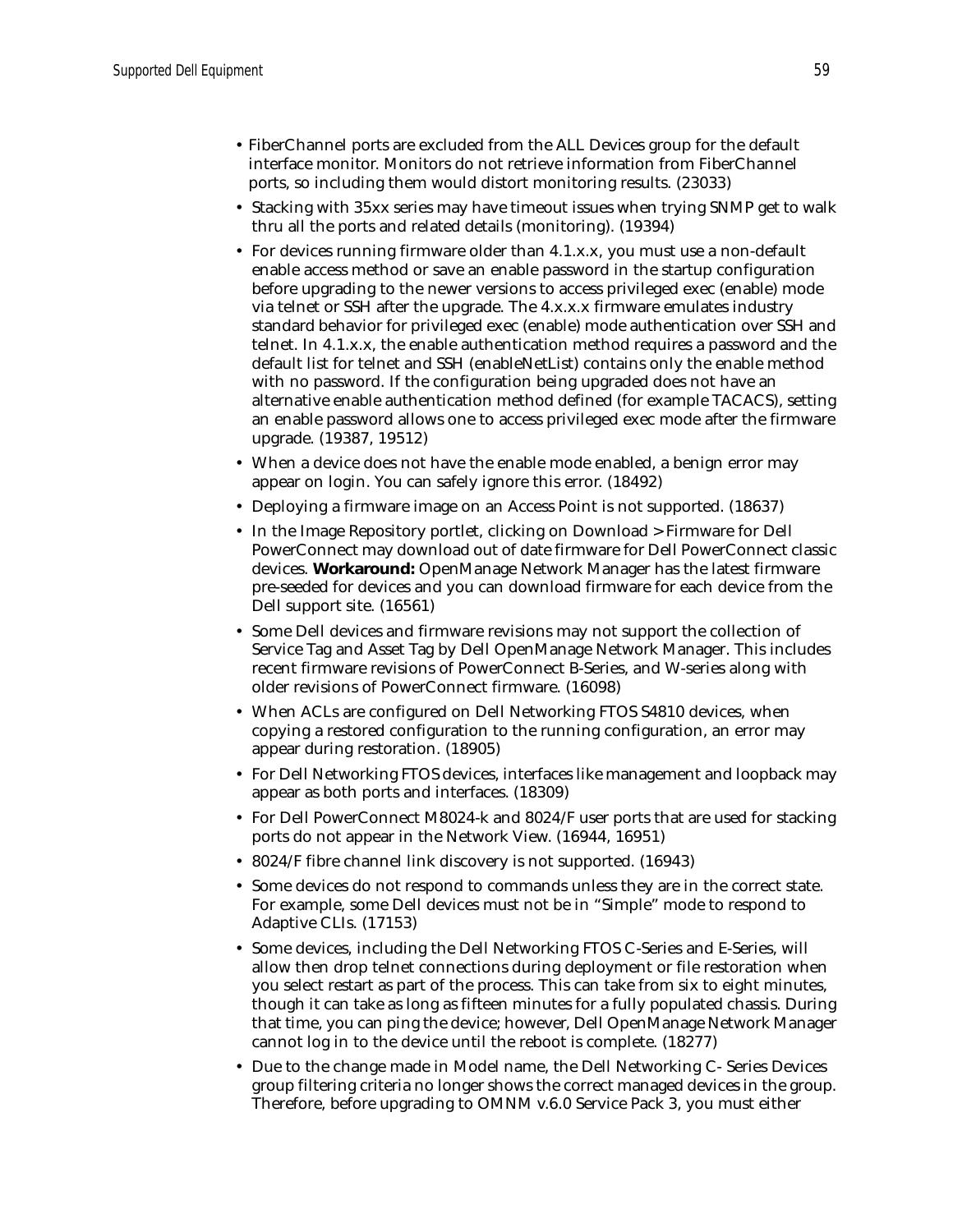- FiberChannel ports are excluded from the ALL Devices group for the default interface monitor. Monitors do not retrieve information from FiberChannel ports, so including them would distort monitoring results. (23033)
- Stacking with 35xx series may have timeout issues when trying SNMP get to walk thru all the ports and related details (monitoring). (19394)
- For devices running firmware older than 4.1.x.x, you must use a non-default enable access method or save an enable password in the startup configuration before upgrading to the newer versions to access privileged exec (enable) mode via telnet or SSH after the upgrade. The 4.x.x.x firmware emulates industry standard behavior for privileged exec (enable) mode authentication over SSH and telnet. In 4.1.x.x, the enable authentication method requires a password and the default list for telnet and SSH (enableNetList) contains only the enable method with no password. If the configuration being upgraded does not have an alternative enable authentication method defined (for example TACACS), setting an enable password allows one to access privileged exec mode after the firmware upgrade. (19387, 19512)
- When a device does not have the enable mode enabled, a benign error may appear on login. You can safely ignore this error. (18492)
- Deploying a firmware image on an Access Point is not supported. (18637)
- In the Image Repository portlet, clicking on Download > Firmware for Dell PowerConnect may download out of date firmware for Dell PowerConnect classic devices. **Workaround:** OpenManage Network Manager has the latest firmware pre-seeded for devices and you can download firmware for each device from the Dell support site. (16561)
- Some Dell devices and firmware revisions may not support the collection of Service Tag and Asset Tag by Dell OpenManage Network Manager. This includes recent firmware revisions of PowerConnect B-Series, and W-series along with older revisions of PowerConnect firmware. (16098)
- When ACLs are configured on Dell Networking FTOS S4810 devices, when copying a restored configuration to the running configuration, an error may appear during restoration. (18905)
- For Dell Networking FTOS devices, interfaces like management and loopback may appear as both ports and interfaces. (18309)
- For Dell PowerConnect M8024-k and 8024/F user ports that are used for stacking ports do not appear in the Network View. (16944, 16951)
- 8024/F fibre channel link discovery is not supported. (16943)
- Some devices do not respond to commands unless they are in the correct state. For example, some Dell devices must not be in "Simple" mode to respond to Adaptive CLIs. (17153)
- Some devices, including the Dell Networking FTOS C-Series and E-Series, will allow then drop telnet connections during deployment or file restoration when you select restart as part of the process. This can take from six to eight minutes, though it can take as long as fifteen minutes for a fully populated chassis. During that time, you can ping the device; however, Dell OpenManage Network Manager cannot log in to the device until the reboot is complete. (18277)
- Due to the change made in Model name, the Dell Networking C- Series Devices group filtering criteria no longer shows the correct managed devices in the group. Therefore, before upgrading to OMNM v.6.0 Service Pack 3, you must either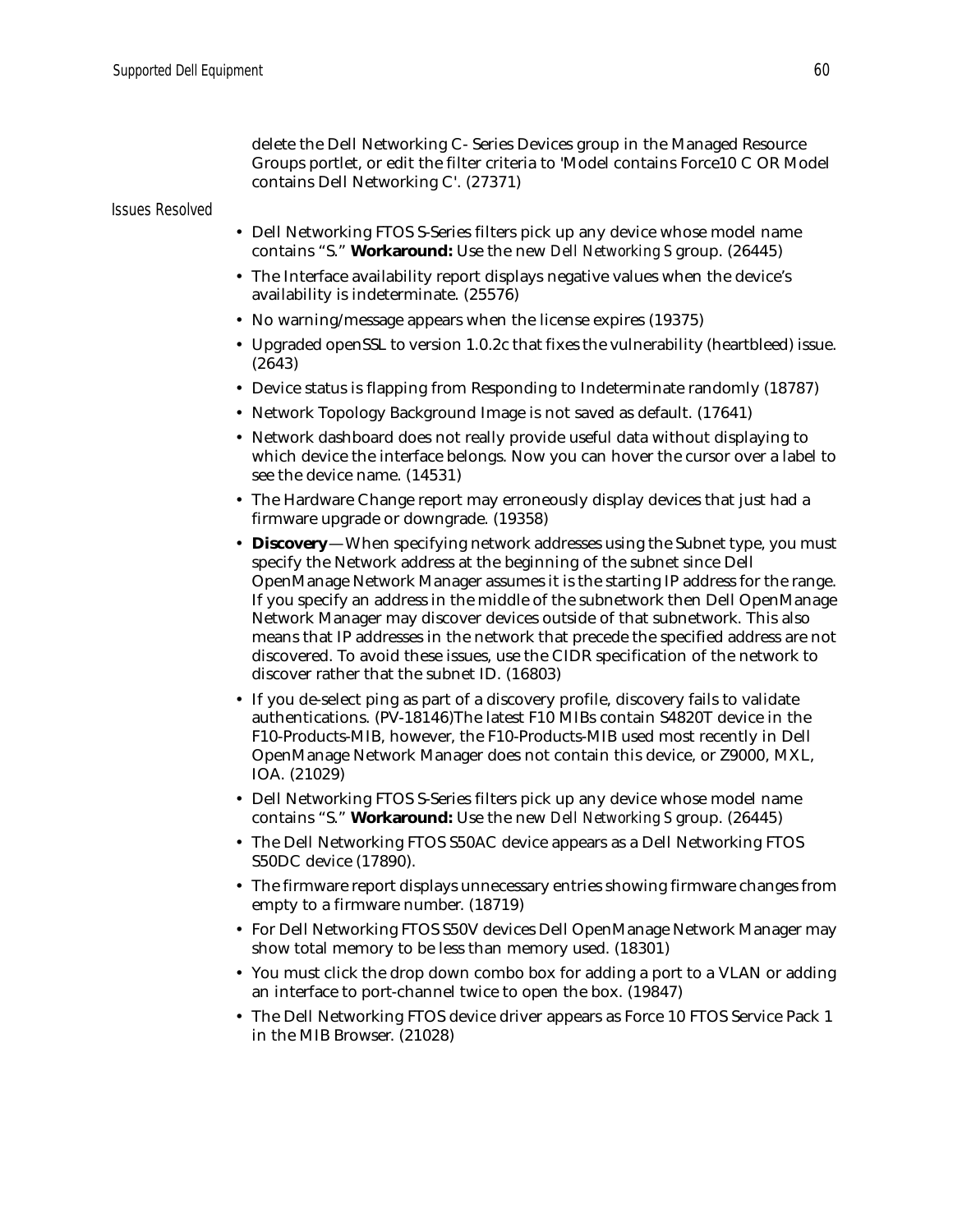delete the Dell Networking C- Series Devices group in the Managed Resource Groups portlet, or edit the filter criteria to 'Model contains Force10 C OR Model contains Dell Networking C'. (27371)

### Issues Resolved

- Dell Networking FTOS S-Series filters pick up any device whose model name contains "S." **Workaround:** Use the new *Dell Networking S* group. (26445)
- The Interface availability report displays negative values when the device's availability is indeterminate. (25576)
- No warning/message appears when the license expires (19375)
- Upgraded openSSL to version 1.0.2c that fixes the vulnerability (heartbleed) issue. (2643)
- Device status is flapping from Responding to Indeterminate randomly (18787)
- Network Topology Background Image is not saved as default. (17641)
- Network dashboard does not really provide useful data without displaying to which device the interface belongs. Now you can hover the cursor over a label to see the device name. (14531)
- The Hardware Change report may erroneously display devices that just had a firmware upgrade or downgrade. (19358)
- **Discovery**—When specifying network addresses using the Subnet type, you must specify the Network address at the beginning of the subnet since Dell OpenManage Network Manager assumes it is the starting IP address for the range. If you specify an address in the middle of the subnetwork then Dell OpenManage Network Manager may discover devices outside of that subnetwork. This also means that IP addresses in the network that precede the specified address are not discovered. To avoid these issues, use the CIDR specification of the network to discover rather that the subnet ID. (16803)
- If you de-select ping as part of a discovery profile, discovery fails to validate authentications. (PV-18146)The latest F10 MIBs contain S4820T device in the F10-Products-MIB, however, the F10-Products-MIB used most recently in Dell OpenManage Network Manager does not contain this device, or Z9000, MXL, IOA. (21029)
- Dell Networking FTOS S-Series filters pick up any device whose model name contains "S." **Workaround:** Use the new *Dell Networking S* group. (26445)
- The Dell Networking FTOS S50AC device appears as a Dell Networking FTOS S50DC device (17890).
- The firmware report displays unnecessary entries showing firmware changes from empty to a firmware number. (18719)
- For Dell Networking FTOS S50V devices Dell OpenManage Network Manager may show total memory to be less than memory used. (18301)
- You must click the drop down combo box for adding a port to a VLAN or adding an interface to port-channel twice to open the box. (19847)
- The Dell Networking FTOS device driver appears as Force 10 FTOS Service Pack 1 in the MIB Browser. (21028)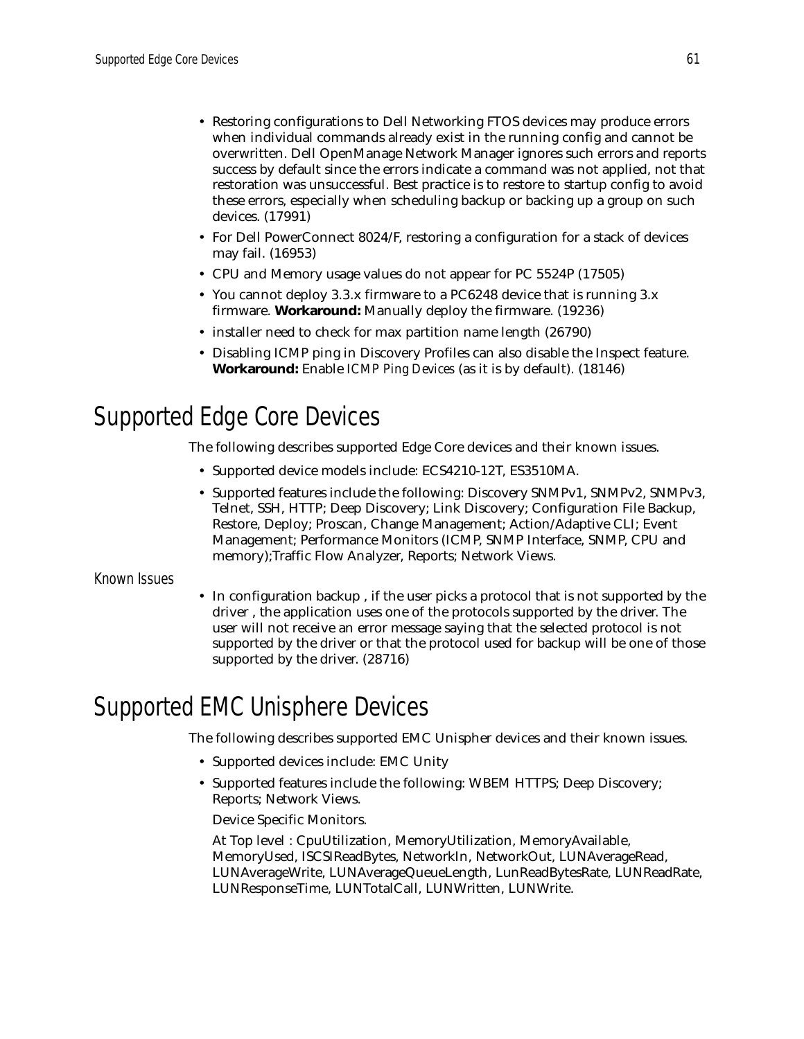- Restoring configurations to Dell Networking FTOS devices may produce errors when individual commands already exist in the running config and cannot be overwritten. Dell OpenManage Network Manager ignores such errors and reports success by default since the errors indicate a command was not applied, not that restoration was unsuccessful. Best practice is to restore to startup config to avoid these errors, especially when scheduling backup or backing up a group on such devices. (17991)
- For Dell PowerConnect 8024/F, restoring a configuration for a stack of devices may fail. (16953)
- CPU and Memory usage values do not appear for PC 5524P (17505)
- You cannot deploy 3.3.x firmware to a PC6248 device that is running 3.x firmware. **Workaround:** Manually deploy the firmware. (19236)
- installer need to check for max partition name length (26790)
- Disabling ICMP ping in Discovery Profiles can also disable the Inspect feature. **Workaround:** Enable *ICMP Ping Devices* (as it is by default). (18146)

# Supported Edge Core Devices

The following describes supported Edge Core devices and their known issues.

- Supported device models include: ECS4210-12T, ES3510MA.
- Supported features include the following: Discovery SNMPv1, SNMPv2, SNMPv3, Telnet, SSH, HTTP; Deep Discovery; Link Discovery; Configuration File Backup, Restore, Deploy; Proscan, Change Management; Action/Adaptive CLI; Event Management; Performance Monitors (ICMP, SNMP Interface, SNMP, CPU and memory);Traffic Flow Analyzer, Reports; Network Views.

## Known Issues

- In configuration backup , if the user picks a protocol that is not supported by the driver , the application uses one of the protocols supported by the driver. The user will not receive an error message saying that the selected protocol is not supported by the driver or that the protocol used for backup will be one of those supported by the driver. (28716)

# Supported EMC Unisphere Devices

The following describes supported EMC Unispher devices and their known issues.

- Supported devices include: EMC Unity
- Supported features include the following: WBEM HTTPS; Deep Discovery; Reports; Network Views.

  Device Specific Monitors.

  At Top level : CpuUtilization, MemoryUtilization, MemoryAvailable, MemoryUsed, ISCSIReadBytes, NetworkIn, NetworkOut, LUNAverageRead, LUNAverageWrite, LUNAverageQueueLength, LunReadBytesRate, LUNReadRate, LUNResponseTime, LUNTotalCall, LUNWritten, LUNWrite.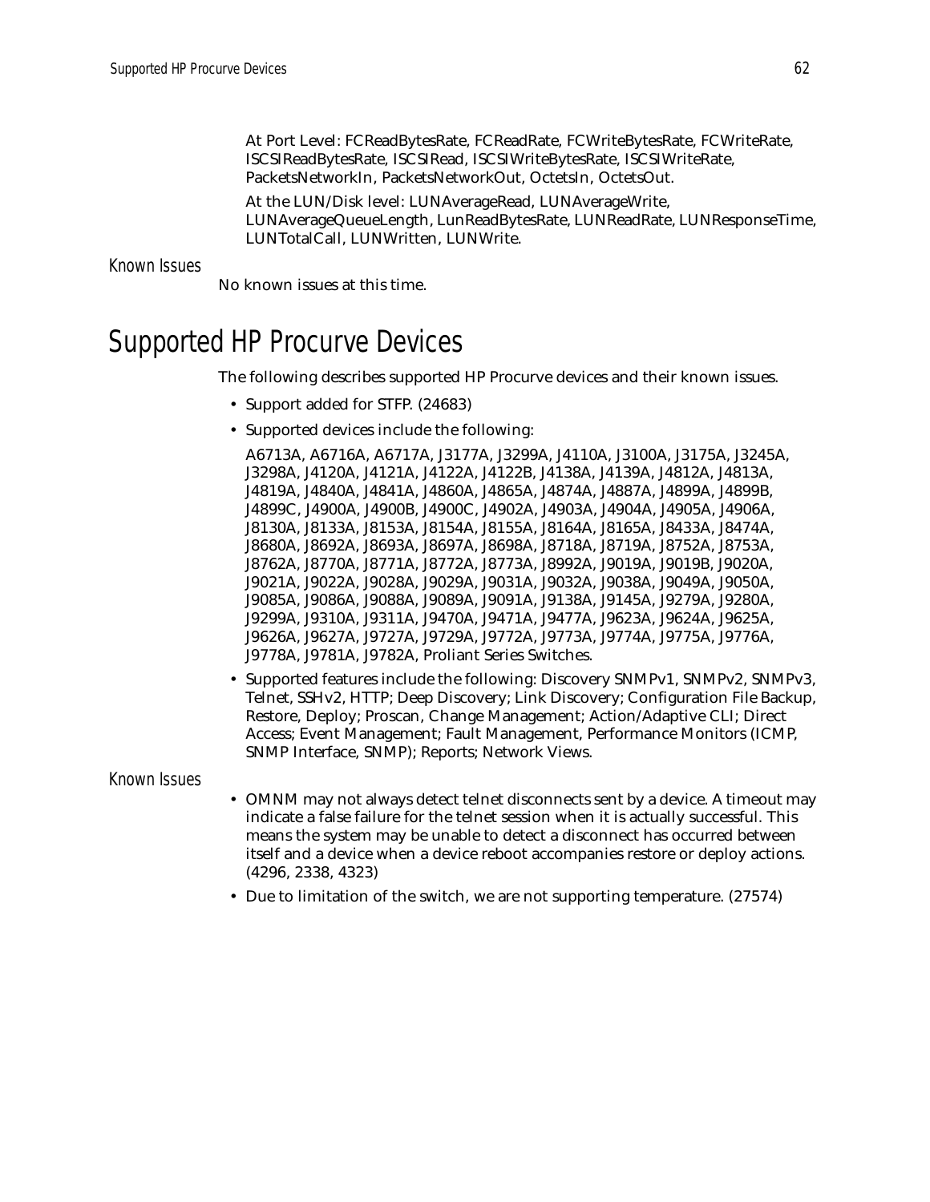At Port Level: FCReadBytesRate, FCReadRate, FCWriteBytesRate, FCWriteRate, ISCSIReadBytesRate, ISCSIRead, ISCSIWriteBytesRate, ISCSIWriteRate, PacketsNetworkIn, PacketsNetworkOut, OctetsIn, OctetsOut.

At the LUN/Disk level: LUNAverageRead, LUNAverageWrite, LUNAverageQueueLength, LunReadBytesRate, LUNReadRate, LUNResponseTime, LUNTotalCall, LUNWritten, LUNWrite.

### Known Issues

No known issues at this time.

# Supported HP Procurve Devices

The following describes supported HP Procurve devices and their known issues.

- Support added for STFP. (24683)
- Supported devices include the following:

  A6713A, A6716A, A6717A, J3177A, J3299A, J4110A, J3100A, J3175A, J3245A, J3298A, J4120A, J4121A, J4122A, J4122B, J4138A, J4139A, J4812A, J4813A, J4819A, J4840A, J4841A, J4860A, J4865A, J4874A, J4887A, J4899A, J4899B, J4899C, J4900A, J4900B, J4900C, J4902A, J4903A, J4904A, J4905A, J4906A, J8130A, J8133A, J8153A, J8154A, J8155A, J8164A, J8165A, J8433A, J8474A, J8680A, J8692A, J8693A, J8697A, J8698A, J8718A, J8719A, J8752A, J8753A, J8762A, J8770A, J8771A, J8772A, J8773A, J8992A, J9019A, J9019B, J9020A, J9021A, J9022A, J9028A, J9029A, J9031A, J9032A, J9038A, J9049A, J9050A, J9085A, J9086A, J9088A, J9089A, J9091A, J9138A, J9145A, J9279A, J9280A, J9299A, J9310A, J9311A, J9470A, J9471A, J9477A, J9623A, J9624A, J9625A, J9626A, J9627A, J9727A, J9729A, J9772A, J9773A, J9774A, J9775A, J9776A, J9778A, J9781A, J9782A, Proliant Series Switches.

- Supported features include the following: Discovery SNMPv1, SNMPv2, SNMPv3, Telnet, SSHv2, HTTP; Deep Discovery; Link Discovery; Configuration File Backup, Restore, Deploy; Proscan, Change Management; Action/Adaptive CLI; Direct Access; Event Management; Fault Management, Performance Monitors (ICMP, SNMP Interface, SNMP); Reports; Network Views.

### Known Issues

- OMNM may not always detect telnet disconnects sent by a device. A timeout may indicate a false failure for the telnet session when it is actually successful. This means the system may be unable to detect a disconnect has occurred between itself and a device when a device reboot accompanies restore or deploy actions. (4296, 2338, 4323)
- Due to limitation of the switch, we are not supporting temperature. (27574)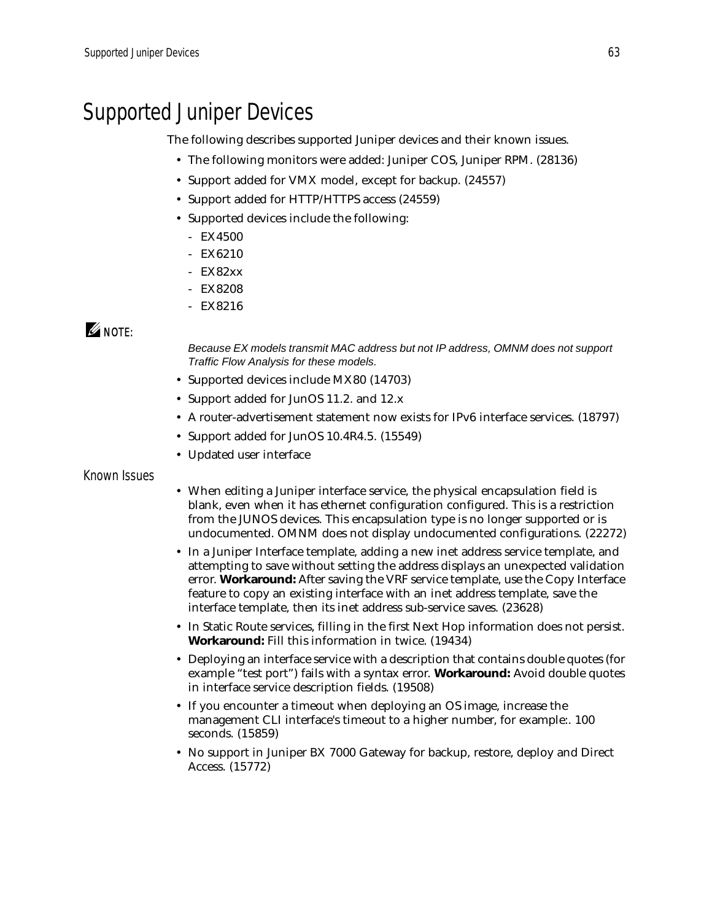# Supported Juniper Devices

The following describes supported Juniper devices and their known issues.

- The following monitors were added: Juniper COS, Juniper RPM. (28136)
- Support added for VMX model, except for backup. (24557)
- Support added for HTTP/HTTPS access (24559)
- Supported devices include the following:
  - EX4500
  - EX6210
  - EX82xx
  - EX8208
  - EX8216

**NOTE:**

*Because EX models transmit MAC address but not IP address, OMNM does not support Traffic Flow Analysis for these models.*

- Supported devices include MX80 (14703)
- Support added for JunOS 11.2. and 12.x
- A router-advertisement statement now exists for IPv6 interface services. (18797)
- Support added for JunOS 10.4R4.5. (15549)
- Updated user interface

## Known Issues

- When editing a Juniper interface service, the physical encapsulation field is blank, even when it has ethernet configuration configured. This is a restriction from the JUNOS devices. This encapsulation type is no longer supported or is undocumented. OMNM does not display undocumented configurations. (22272)
- In a Juniper Interface template, adding a new inet address service template, and attempting to save without setting the address displays an unexpected validation error. **Workaround:** After saving the VRF service template, use the Copy Interface feature to copy an existing interface with an inet address template, save the interface template, then its inet address sub-service saves. (23628)
- In Static Route services, filling in the first Next Hop information does not persist. **Workaround:** Fill this information in twice. (19434)
- Deploying an interface service with a description that contains double quotes (for example "test port") fails with a syntax error. **Workaround:** Avoid double quotes in interface service description fields. (19508)
- If you encounter a timeout when deploying an OS image, increase the management CLI interface's timeout to a higher number, for example:. 100 seconds. (15859)
- No support in Juniper BX 7000 Gateway for backup, restore, deploy and Direct Access. (15772)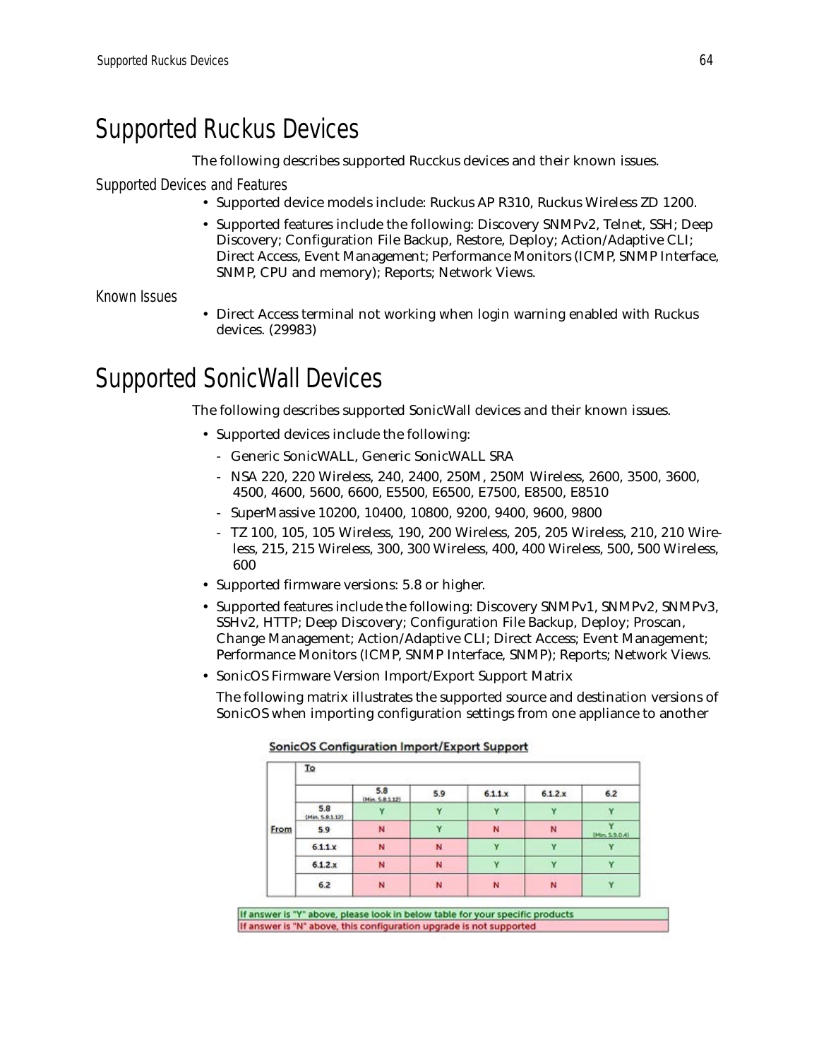# Supported Ruckus Devices

The following describes supported Rucckus devices and their known issues.

## Supported Devices and Features

- Supported device models include: Ruckus AP R310, Ruckus Wireless ZD 1200.
- Supported features include the following: Discovery SNMPv2, Telnet, SSH; Deep Discovery; Configuration File Backup, Restore, Deploy; Action/Adaptive CLI; Direct Access, Event Management; Performance Monitors (ICMP, SNMP Interface, SNMP, CPU and memory); Reports; Network Views.

## Known Issues

- Direct Access terminal not working when login warning enabled with Ruckus devices. (29983)

# Supported SonicWall Devices

The following describes supported SonicWall devices and their known issues.

- Supported devices include the following:
  - Generic SonicWALL, Generic SonicWALL SRA
  - NSA 220, 220 Wireless, 240, 2400, 250M, 250M Wireless, 2600, 3500, 3600, 4500, 4600, 5600, 6600, E5500, E6500, E7500, E8500, E8510
  - SuperMassive 10200, 10400, 10800, 9200, 9400, 9600, 9800
  - TZ 100, 105, 105 Wireless, 190, 200 Wireless, 205, 205 Wireless, 210, 210 Wireless, 215, 215 Wireless, 300, 300 Wireless, 400, 400 Wireless, 500, 500 Wireless, 600
- Supported firmware versions: 5.8 or higher.
- Supported features include the following: Discovery SNMPv1, SNMPv2, SNMPv3, SSHv2, HTTP; Deep Discovery; Configuration File Backup, Deploy; Proscan, Change Management; Action/Adaptive CLI; Direct Access; Event Management; Performance Monitors (ICMP, SNMP Interface, SNMP); Reports; Network Views.
- SonicOS Firmware Version Import/Export Support Matrix

  The following matrix illustrates the supported source and destination versions of SonicOS when importing configuration settings from one appliance to another

**SonicOS Configuration Import/Export Support**

| | | To | | | | |
|---|---|---|---|---|---|---|
| | | 5.8 (Min. 5.8.1.12) | 5.9 | 6.1.1.x | 6.1.2.x | 6.2 |
| From | 5.8 (Min. 5.8.1.12) | Y | Y | Y | Y | Y |
| | 5.9 | N | Y | N | N | Y (Min. 5.9.0.4) |
| | 6.1.1.x | N | N | Y | Y | Y |
| | 6.1.2.x | N | N | Y | Y | Y |
| | 6.2 | N | N | N | N | Y |

If answer is "Y" above, please look in below table for your specific products

If answer is "N" above, this configuration upgrade is not supported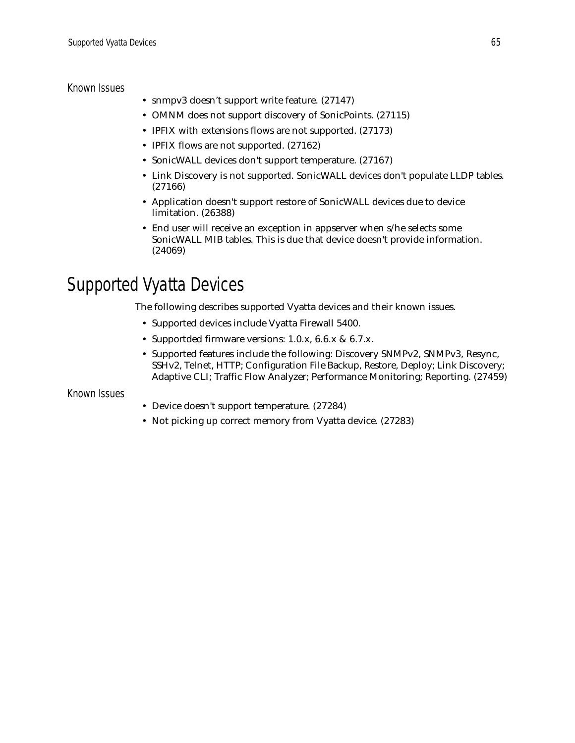### Known Issues

- snmpv3 doesn’t support write feature. (27147)
- OMNM does not support discovery of SonicPoints. (27115)
- IPFIX with extensions flows are not supported. (27173)
- IPFIX flows are not supported. (27162)
- SonicWALL devices don't support temperature. (27167)
- Link Discovery is not supported. SonicWALL devices don't populate LLDP tables. (27166)
- Application doesn't support restore of SonicWALL devices due to device limitation. (26388)
- End user will receive an exception in appserver when s/he selects some SonicWALL MIB tables. This is due that device doesn't provide information. (24069)

## Supported Vyatta Devices

The following describes supported Vyatta devices and their known issues.

- Supported devices include Vyatta Firewall 5400.
- Supportded firmware versions: 1.0.x, 6.6.x & 6.7.x.
- Supported features include the following: Discovery SNMPv2, SNMPv3, Resync, SSHv2, Telnet, HTTP; Configuration File Backup, Restore, Deploy; Link Discovery; Adaptive CLI; Traffic Flow Analyzer; Performance Monitoring; Reporting. (27459)

### Known Issues

- Device doesn't support temperature. (27284)
- Not picking up correct memory from Vyatta device. (27283)